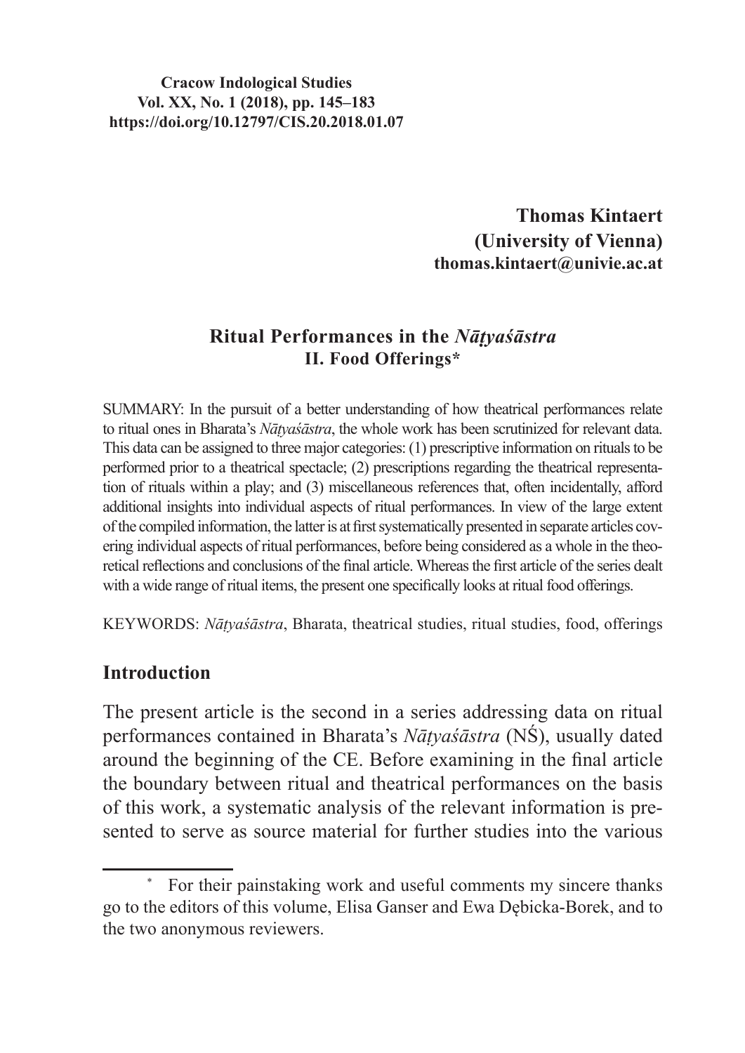**Cracow Indological Studies**
**Vol. XX, No. 1 (2018), pp. 145–183**
**https://doi.org/10.12797/CIS.20.2018.01.07**

**Thomas Kintaert**
**(University of Vienna)**
**thomas.kintaert@univie.ac.at**

# Ritual Performances in the *Nāṭyaśāstra*
## II. Food Offerings*

SUMMARY: In the pursuit of a better understanding of how theatrical performances relate to ritual ones in Bharata's *Nāṭyaśāstra*, the whole work has been scrutinized for relevant data. This data can be assigned to three major categories: (1) prescriptive information on rituals to be performed prior to a theatrical spectacle; (2) prescriptions regarding the theatrical representation of rituals within a play; and (3) miscellaneous references that, often incidentally, afford additional insights into individual aspects of ritual performances. In view of the large extent of the compiled information, the latter is at first systematically presented in separate articles covering individual aspects of ritual performances, before being considered as a whole in the theoretical reflections and conclusions of the final article. Whereas the first article of the series dealt with a wide range of ritual items, the present one specifically looks at ritual food offerings.

KEYWORDS: *Nāṭyaśāstra*, Bharata, theatrical studies, ritual studies, food, offerings

## Introduction

The present article is the second in a series addressing data on ritual performances contained in Bharata's *Nāṭyaśāstra* (NŚ), usually dated around the beginning of the CE. Before examining in the final article the boundary between ritual and theatrical performances on the basis of this work, a systematic analysis of the relevant information is presented to serve as source material for further studies into the various

---

\* For their painstaking work and useful comments my sincere thanks go to the editors of this volume, Elisa Ganser and Ewa Dębicka-Borek, and to the two anonymous reviewers.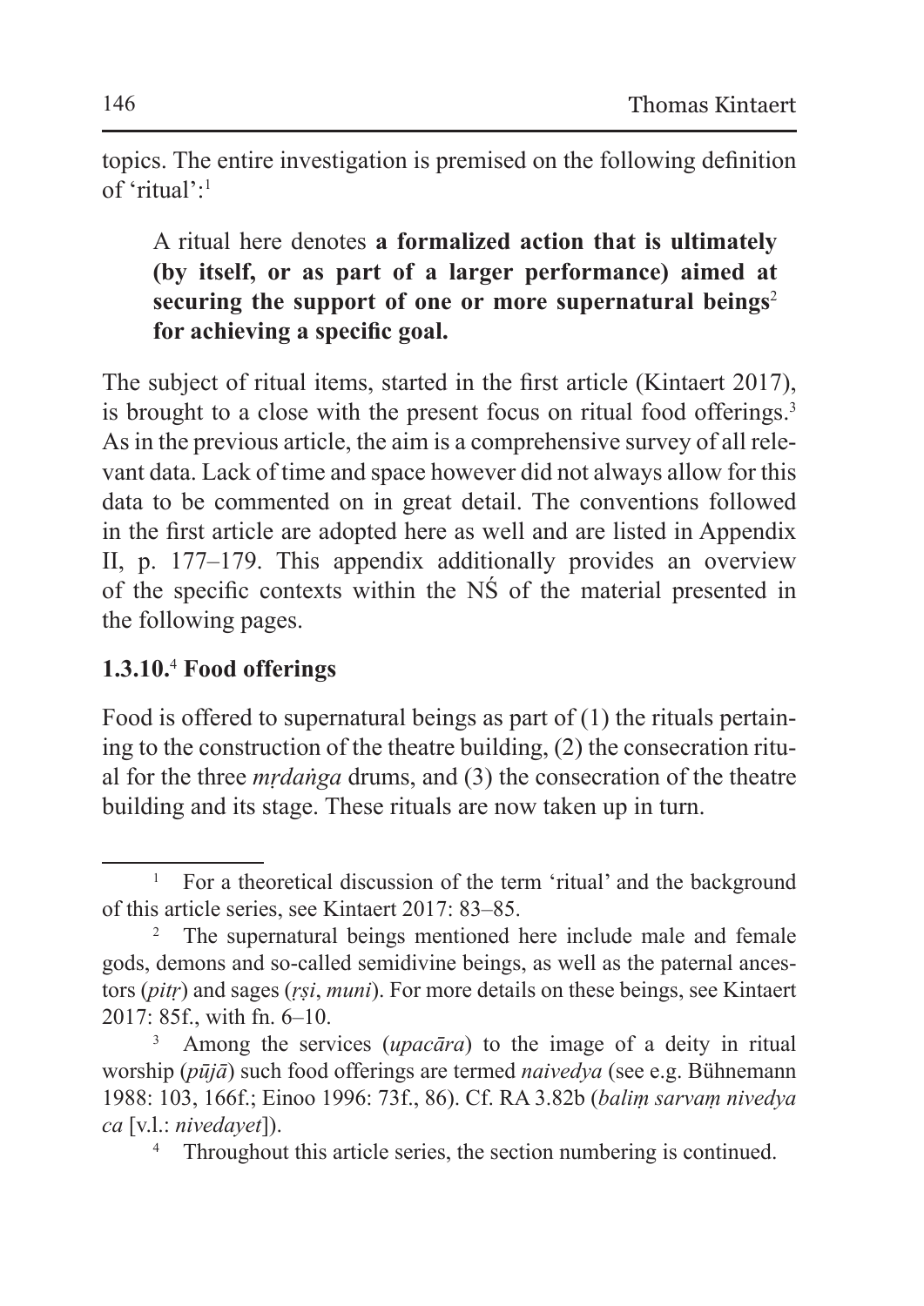topics. The entire investigation is premised on the following definition of 'ritual':[1]

> A ritual here denotes **a formalized action that is ultimately (by itself, or as part of a larger performance) aimed at securing the support of one or more supernatural beings**[2] **for achieving a specific goal.**

The subject of ritual items, started in the first article (Kintaert 2017), is brought to a close with the present focus on ritual food offerings.[3] As in the previous article, the aim is a comprehensive survey of all relevant data. Lack of time and space however did not always allow for this data to be commented on in great detail. The conventions followed in the first article are adopted here as well and are listed in Appendix II, p. 177–179. This appendix additionally provides an overview of the specific contexts within the NŚ of the material presented in the following pages.

### 1.3.10.[4] Food offerings

Food is offered to supernatural beings as part of (1) the rituals pertaining to the construction of the theatre building, (2) the consecration ritual for the three *mṛdaṅga* drums, and (3) the consecration of the theatre building and its stage. These rituals are now taken up in turn.

---

[1] For a theoretical discussion of the term 'ritual' and the background of this article series, see Kintaert 2017: 83–85.

[2] The supernatural beings mentioned here include male and female gods, demons and so-called semidivine beings, as well as the paternal ancestors (*pitṛ*) and sages (*ṛṣi*, *muni*). For more details on these beings, see Kintaert 2017: 85f., with fn. 6–10.

[3] Among the services (*upacāra*) to the image of a deity in ritual worship (*pūjā*) such food offerings are termed *naivedya* (see e.g. Bühnemann 1988: 103, 166f.; Einoo 1996: 73f., 86). Cf. RA 3.82b (*baliṃ sarvaṃ nivedya ca* [v.l.: *nivedayet*]).

[4] Throughout this article series, the section numbering is continued.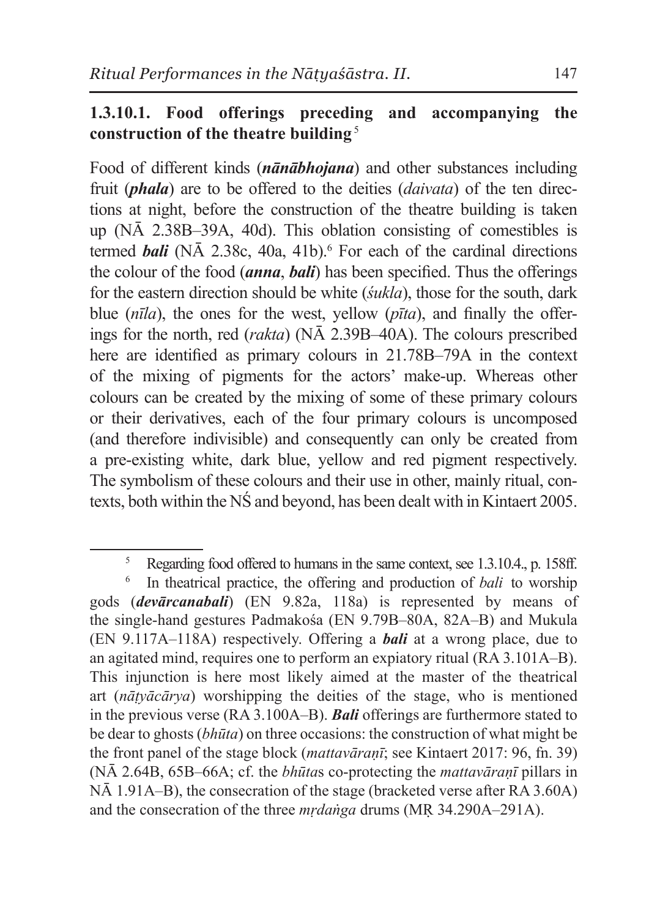### 1.3.10.1. Food offerings preceding and accompanying the construction of the theatre building[5]

Food of different kinds (***nānābhojana***) and other substances including fruit (***phala***) are to be offered to the deities (*daivata*) of the ten directions at night, before the construction of the theatre building is taken up (NĀ 2.38B–39A, 40d). This oblation consisting of comestibles is termed ***bali*** (NĀ 2.38c, 40a, 41b).[6] For each of the cardinal directions the colour of the food (***anna***, ***bali***) has been specified. Thus the offerings for the eastern direction should be white (*śukla*), those for the south, dark blue (*nīla*), the ones for the west, yellow (*pīta*), and finally the offerings for the north, red (*rakta*) (NĀ 2.39B–40A). The colours prescribed here are identified as primary colours in 21.78B–79A in the context of the mixing of pigments for the actors' make-up. Whereas other colours can be created by the mixing of some of these primary colours or their derivatives, each of the four primary colours is uncomposed (and therefore indivisible) and consequently can only be created from a pre-existing white, dark blue, yellow and red pigment respectively. The symbolism of these colours and their use in other, mainly ritual, contexts, both within the NŚ and beyond, has been dealt with in Kintaert 2005.

---

[5] Regarding food offered to humans in the same context, see 1.3.10.4., p. 158ff.

[6] In theatrical practice, the offering and production of *bali* to worship gods (***devārcanabali***) (EN 9.82a, 118a) is represented by means of the single-hand gestures Padmakośa (EN 9.79B–80A, 82A–B) and Mukula (EN 9.117A–118A) respectively. Offering a ***bali*** at a wrong place, due to an agitated mind, requires one to perform an expiatory ritual (RA 3.101A–B). This injunction is here most likely aimed at the master of the theatrical art (*nāṭyācārya*) worshipping the deities of the stage, who is mentioned in the previous verse (RA 3.100A–B). ***Bali*** offerings are furthermore stated to be dear to ghosts (*bhūta*) on three occasions: the construction of what might be the front panel of the stage block (*mattavāraṇī*; see Kintaert 2017: 96, fn. 39) (NĀ 2.64B, 65B–66A; cf. the *bhūta*s co-protecting the *mattavāraṇī* pillars in NĀ 1.91A–B), the consecration of the stage (bracketed verse after RA 3.60A) and the consecration of the three *mṛdaṅga* drums (MR̥ 34.290A–291A).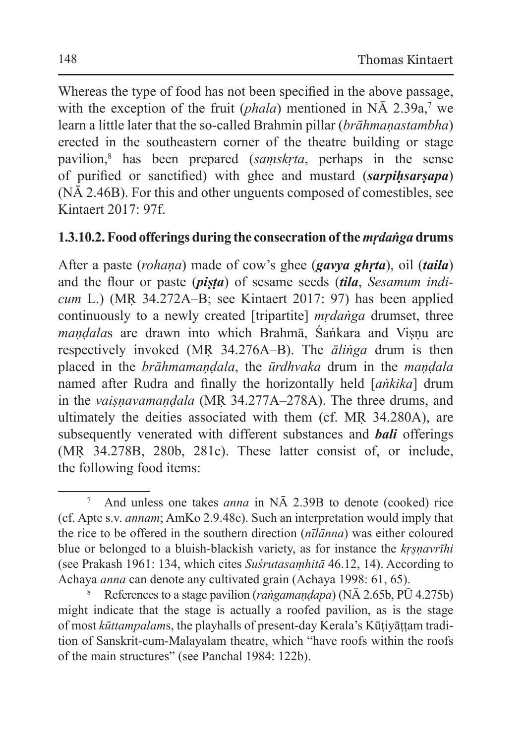Whereas the type of food has not been specified in the above passage, with the exception of the fruit (*phala*) mentioned in NĀ 2.39a,[7] we learn a little later that the so-called Brahmin pillar (*brāhmaṇastambha*) erected in the southeastern corner of the theatre building or stage pavilion,[8] has been prepared (*saṃskṛta*, perhaps in the sense of purified or sanctified) with ghee and mustard (***sarpiḥsarṣapa***) (NĀ 2.46B). For this and other unguents composed of comestibles, see Kintaert 2017: 97f.

### 1.3.10.2. Food offerings during the consecration of the *mṛdaṅga* drums

After a paste (*rohaṇa*) made of cow's ghee (***gavya ghṛta***), oil (***taila***) and the flour or paste (***piṣṭa***) of sesame seeds (***tila***, *Sesamum indicum* L.) (MṚ 34.272A–B; see Kintaert 2017: 97) has been applied continuously to a newly created [tripartite] *mṛdaṅga* drumset, three *maṇḍala*s are drawn into which Brahmā, Śaṅkara and Viṣṇu are respectively invoked (MṚ 34.276A–B). The *āliṅga* drum is then placed in the *brāhmamaṇḍala*, the *ūrdhvaka* drum in the *maṇḍala* named after Rudra and finally the horizontally held [*aṅkika*] drum in the *vaiṣṇavamaṇḍala* (MṚ 34.277A–278A). The three drums, and ultimately the deities associated with them (cf. MṚ 34.280A), are subsequently venerated with different substances and ***bali*** offerings (MṚ 34.278B, 280b, 281c). These latter consist of, or include, the following food items:

---

[7] And unless one takes *anna* in NĀ 2.39B to denote (cooked) rice (cf. Apte s.v. *annam*; AmKo 2.9.48c). Such an interpretation would imply that the rice to be offered in the southern direction (*nīlānna*) was either coloured blue or belonged to a bluish-blackish variety, as for instance the *kṛṣṇavrīhi* (see Prakash 1961: 134, which cites *Suśrutasaṃhitā* 46.12, 14). According to Achaya *anna* can denote any cultivated grain (Achaya 1998: 61, 65).

[8] References to a stage pavilion (*raṅgamaṇḍapa*) (NĀ 2.65b, PŪ 4.275b) might indicate that the stage is actually a roofed pavilion, as is the stage of most *kūttampalam*s, the playhalls of present-day Kerala's Kūṭiyāṭṭam tradition of Sanskrit-cum-Malayalam theatre, which "have roofs within the roofs of the main structures" (see Panchal 1984: 122b).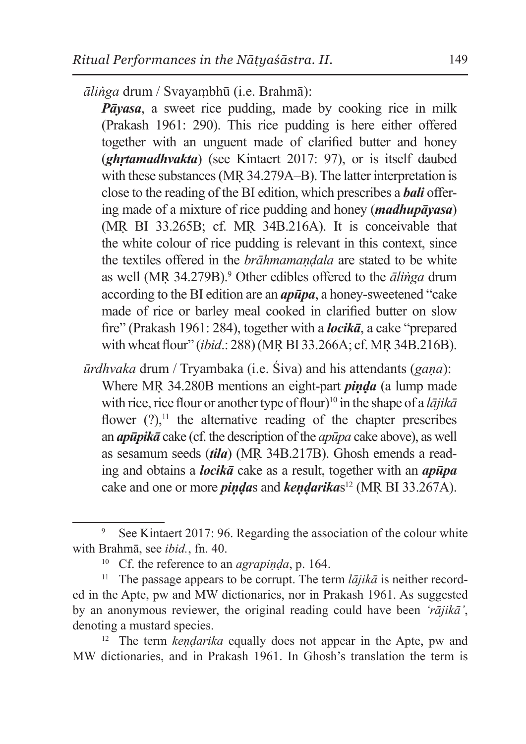*āliṅga* drum / Svayaṃbhū (i.e. Brahmā):

***Pāyasa***, a sweet rice pudding, made by cooking rice in milk (Prakash 1961: 290). This rice pudding is here either offered together with an unguent made of clarified butter and honey (***ghṛtamadhvakta***) (see Kintaert 2017: 97), or is itself daubed with these substances (MṚ 34.279A–B). The latter interpretation is close to the reading of the BI edition, which prescribes a ***bali*** offering made of a mixture of rice pudding and honey (***madhupāyasa***) (MṚ BI 33.265B; cf. MṚ 34B.216A). It is conceivable that the white colour of rice pudding is relevant in this context, since the textiles offered in the *brāhmamaṇḍala* are stated to be white as well (MṚ 34.279B).[9] Other edibles offered to the *āliṅga* drum according to the BI edition are an ***apūpa***, a honey-sweetened "cake made of rice or barley meal cooked in clarified butter on slow fire" (Prakash 1961: 284), together with a ***locikā***, a cake "prepared with wheat flour" (*ibid*.: 288) (MṚ BI 33.266A; cf. MṚ 34B.216B).

*ūrdhvaka* drum / Tryambaka (i.e. Śiva) and his attendants (*gaṇa*):

Where MṚ 34.280B mentions an eight-part ***piṇḍa*** (a lump made with rice, rice flour or another type of flour)[10] in the shape of a *lājikā* flower (?),[11] the alternative reading of the chapter prescribes an ***apūpikā*** cake (cf. the description of the *apūpa* cake above), as well as sesamum seeds (***tila***) (MṚ 34B.217B). Ghosh emends a reading and obtains a ***locikā*** cake as a result, together with an ***apūpa*** cake and one or more ***piṇḍa***s and ***keṇḍarika***s[12] (MṚ BI 33.267A).

---

[9] See Kintaert 2017: 96. Regarding the association of the colour white with Brahmā, see *ibid.*, fn. 40.

[10] Cf. the reference to an *agrapiṇḍa*, p. 164.

[11] The passage appears to be corrupt. The term *lājikā* is neither recorded in the Apte, pw and MW dictionaries, nor in Prakash 1961. As suggested by an anonymous reviewer, the original reading could have been *'rājikā'*, denoting a mustard species.

[12] The term *keṇḍarika* equally does not appear in the Apte, pw and MW dictionaries, and in Prakash 1961. In Ghosh's translation the term is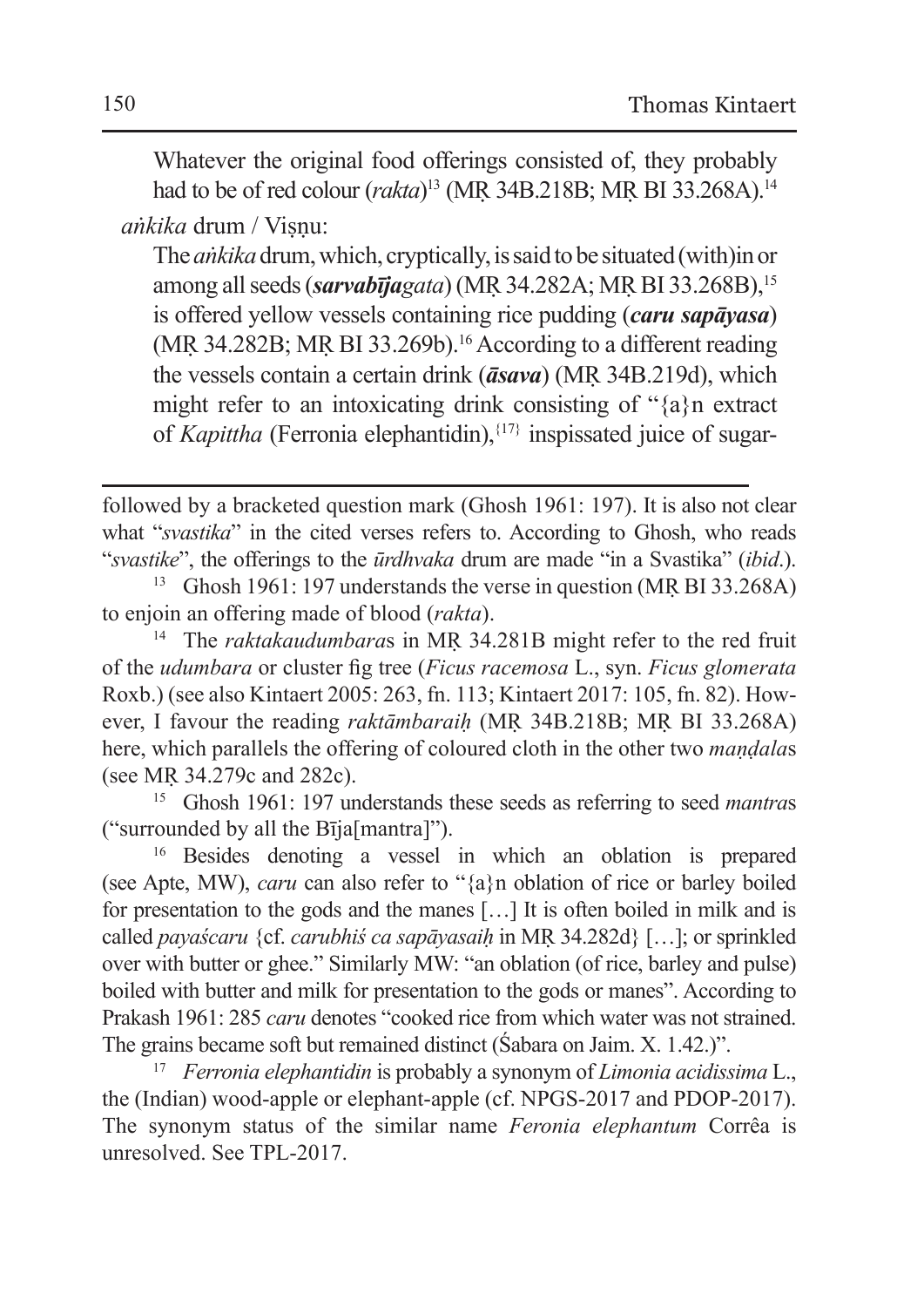Whatever the original food offerings consisted of, they probably had to be of red colour (*rakta*)[13] (MṚ 34B.218B; MṚ BI 33.268A).[14]

*aṅkika* drum / Viṣṇu:

The *aṅkika* drum, which, cryptically, is said to be situated (with)in or among all seeds (***sarvabīja****gata*) (MṚ 34.282A; MṚ BI 33.268B),[15] is offered yellow vessels containing rice pudding (***caru sapāyasa***) (MṚ 34.282B; MṚ BI 33.269b).[16] According to a different reading the vessels contain a certain drink (***āsava***) (MṚ 34B.219d), which might refer to an intoxicating drink consisting of "{a}n extract of *Kapittha* (Ferronia elephantidin),{17} inspissated juice of sugar-

---

followed by a bracketed question mark (Ghosh 1961: 197). It is also not clear what "*svastika*" in the cited verses refers to. According to Ghosh, who reads "*svastike*", the offerings to the *ūrdhvaka* drum are made "in a Svastika" (*ibid*.).

[13] Ghosh 1961: 197 understands the verse in question (MṚ BI 33.268A) to enjoin an offering made of blood (*rakta*).

[14] The *raktakaudumbara*s in MṚ 34.281B might refer to the red fruit of the *udumbara* or cluster fig tree (*Ficus racemosa* L., syn. *Ficus glomerata* Roxb.) (see also Kintaert 2005: 263, fn. 113; Kintaert 2017: 105, fn. 82). However, I favour the reading *raktāmbaraiḥ* (MṚ 34B.218B; MṚ BI 33.268A) here, which parallels the offering of coloured cloth in the other two *maṇḍala*s (see MṚ 34.279c and 282c).

[15] Ghosh 1961: 197 understands these seeds as referring to seed *mantra*s ("surrounded by all the Bīja[mantra]").

[16] Besides denoting a vessel in which an oblation is prepared (see Apte, MW), *caru* can also refer to "{a}n oblation of rice or barley boiled for presentation to the gods and the manes […] It is often boiled in milk and is called *payaścaru* {cf. *carubhiś ca sapāyasaiḥ* in MṚ 34.282d} […]; or sprinkled over with butter or ghee." Similarly MW: "an oblation (of rice, barley and pulse) boiled with butter and milk for presentation to the gods or manes". According to Prakash 1961: 285 *caru* denotes "cooked rice from which water was not strained. The grains became soft but remained distinct (Śabara on Jaim. X. 1.42.)".

[17] *Ferronia elephantidin* is probably a synonym of *Limonia acidissima* L., the (Indian) wood-apple or elephant-apple (cf. NPGS-2017 and PDOP-2017). The synonym status of the similar name *Feronia elephantum* Corrêa is unresolved. See TPL-2017.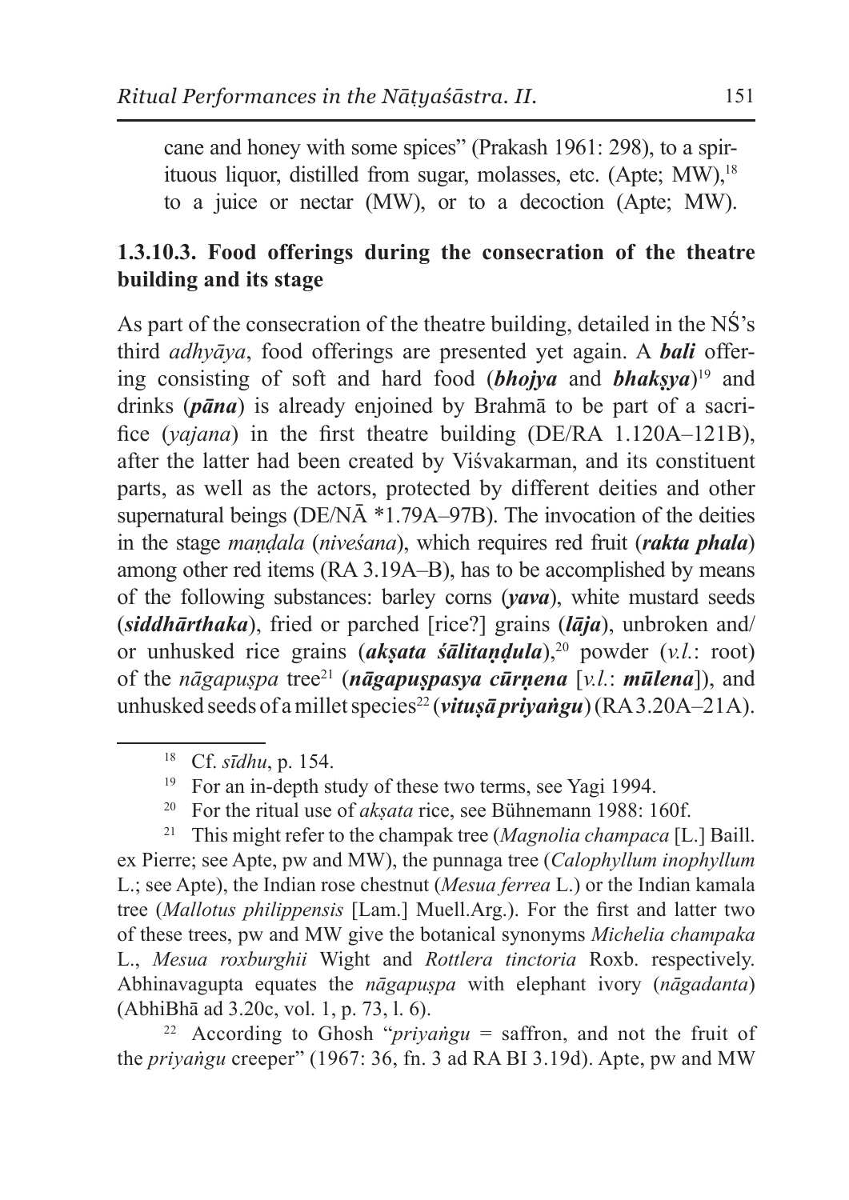cane and honey with some spices" (Prakash 1961: 298), to a spirituous liquor, distilled from sugar, molasses, etc. (Apte; MW),[18] to a juice or nectar (MW), or to a decoction (Apte; MW).

### 1.3.10.3. Food offerings during the consecration of the theatre building and its stage

As part of the consecration of the theatre building, detailed in the NŚ's third *adhyāya*, food offerings are presented yet again. A ***bali*** offering consisting of soft and hard food (***bhojya*** and ***bhakṣya***)[19] and drinks (***pāna***) is already enjoined by Brahmā to be part of a sacrifice (*yajana*) in the first theatre building (DE/RA 1.120A–121B), after the latter had been created by Viśvakarman, and its constituent parts, as well as the actors, protected by different deities and other supernatural beings (DE/NĀ *1.79A–97B). The invocation of the deities in the stage *maṇḍala* (*niveśana*), which requires red fruit (***rakta phala***) among other red items (RA 3.19A–B), has to be accomplished by means of the following substances: barley corns (***yava***), white mustard seeds (***siddhārthaka***), fried or parched [rice?] grains (***lāja***), unbroken and/or unhusked rice grains (***akṣata śālitaṇḍula***),[20] powder (*v.l.*: root) of the *nāgapuṣpa* tree[21] (***nāgapuṣpasya cūrṇena*** [*v.l.*: ***mūlena***]), and unhusked seeds of a millet species[22] (***vituṣā priyaṅgu***) (RA 3.20A–21A).

---

[18] Cf. *sīdhu*, p. 154.

[19] For an in-depth study of these two terms, see Yagi 1994.

[20] For the ritual use of *akṣata* rice, see Bühnemann 1988: 160f.

[21] This might refer to the champak tree (*Magnolia champaca* [L.] Baill. ex Pierre; see Apte, pw and MW), the punnaga tree (*Calophyllum inophyllum* L.; see Apte), the Indian rose chestnut (*Mesua ferrea* L.) or the Indian kamala tree (*Mallotus philippensis* [Lam.] Muell.Arg.). For the first and latter two of these trees, pw and MW give the botanical synonyms *Michelia champaka* L., *Mesua roxburghii* Wight and *Rottlera tinctoria* Roxb. respectively. Abhinavagupta equates the *nāgapuṣpa* with elephant ivory (*nāgadanta*) (AbhiBhā ad 3.20c, vol. 1, p. 73, l. 6).

[22] According to Ghosh "*priyaṅgu* = saffron, and not the fruit of the *priyaṅgu* creeper" (1967: 36, fn. 3 ad RA BI 3.19d). Apte, pw and MW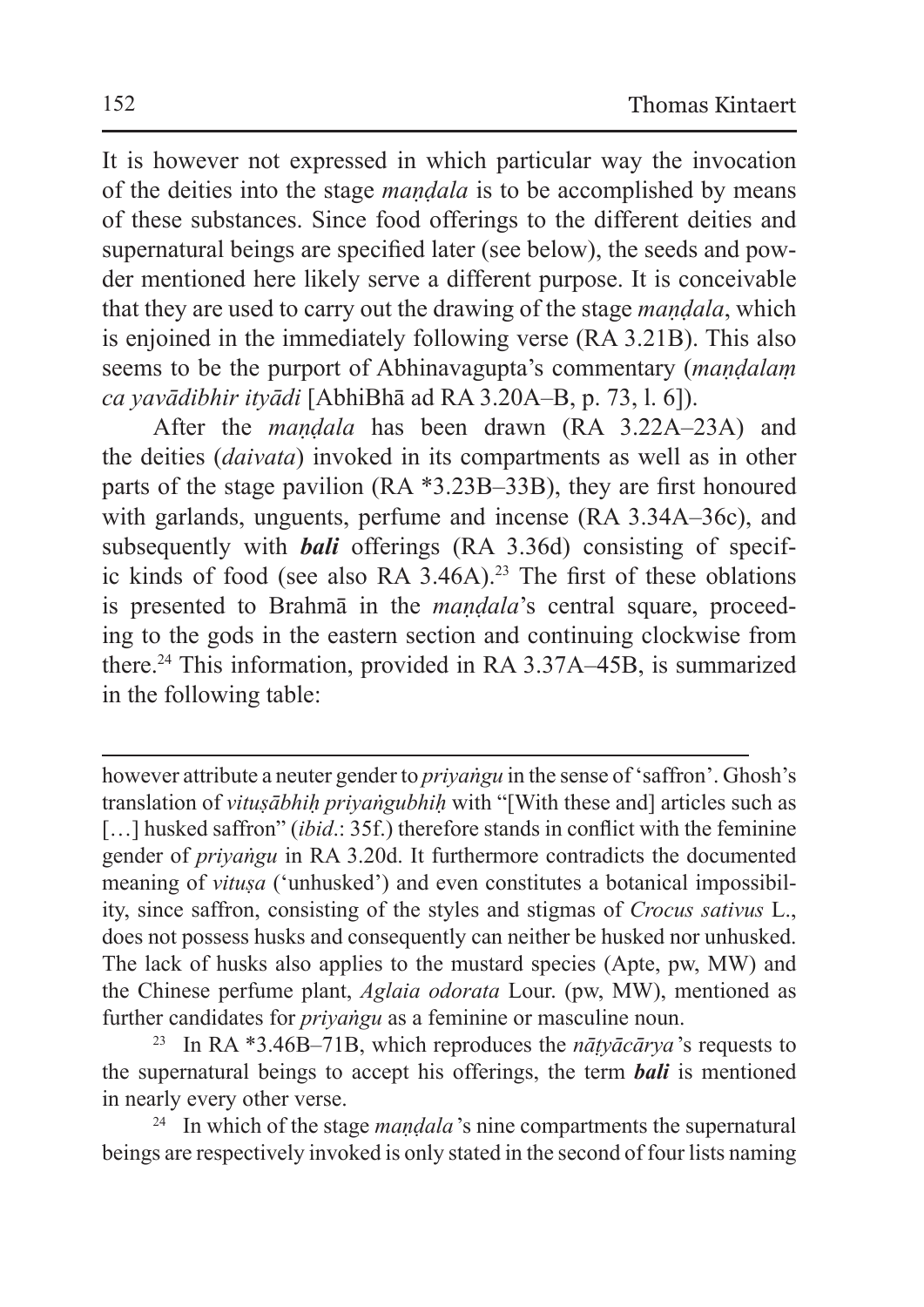It is however not expressed in which particular way the invocation of the deities into the stage *maṇḍala* is to be accomplished by means of these substances. Since food offerings to the different deities and supernatural beings are specified later (see below), the seeds and powder mentioned here likely serve a different purpose. It is conceivable that they are used to carry out the drawing of the stage *maṇḍala*, which is enjoined in the immediately following verse (RA 3.21B). This also seems to be the purport of Abhinavagupta's commentary (*maṇḍalaṃ ca yavādibhir ityādi* [AbhiBhā ad RA 3.20A–B, p. 73, l. 6]).

After the *maṇḍala* has been drawn (RA 3.22A–23A) and the deities (*daivata*) invoked in its compartments as well as in other parts of the stage pavilion (RA *3.23B–33B), they are first honoured with garlands, unguents, perfume and incense (RA 3.34A–36c), and subsequently with ***bali*** offerings (RA 3.36d) consisting of specific kinds of food (see also RA 3.46A).[23] The first of these oblations is presented to Brahmā in the *maṇḍala*'s central square, proceeding to the gods in the eastern section and continuing clockwise from there.[24] This information, provided in RA 3.37A–45B, is summarized in the following table:

---

however attribute a neuter gender to *priyaṅgu* in the sense of 'saffron'. Ghosh's translation of *vituṣābhiḥ priyaṅgubhiḥ* with "[With these and] articles such as […] husked saffron" (*ibid*.: 35f.) therefore stands in conflict with the feminine gender of *priyaṅgu* in RA 3.20d. It furthermore contradicts the documented meaning of *vituṣa* ('unhusked') and even constitutes a botanical impossibility, since saffron, consisting of the styles and stigmas of *Crocus sativus* L., does not possess husks and consequently can neither be husked nor unhusked. The lack of husks also applies to the mustard species (Apte, pw, MW) and the Chinese perfume plant, *Aglaia odorata* Lour. (pw, MW), mentioned as further candidates for *priyaṅgu* as a feminine or masculine noun.

[23] In RA *3.46B–71B, which reproduces the *nāṭyācārya*'s requests to the supernatural beings to accept his offerings, the term ***bali*** is mentioned in nearly every other verse.

[24] In which of the stage *maṇḍala*'s nine compartments the supernatural beings are respectively invoked is only stated in the second of four lists naming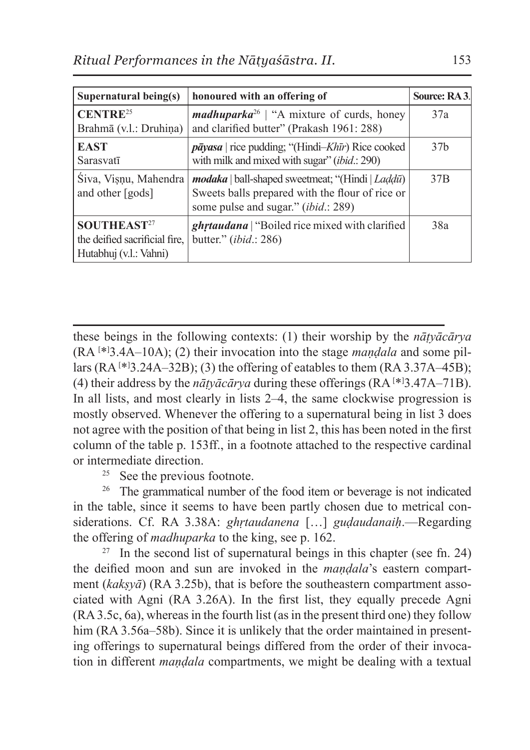| Supernatural being(s) | honoured with an offering of | Source: RA 3. |
|---|---|---|
| **CENTRE**[25] Brahmā (v.l.: Druhiṇa) | ***madhuparka***[26] \| "A mixture of curds, honey and clarified butter" (Prakash 1961: 288) | 37a |
| **EAST** Sarasvatī | ***pāyasa*** \| rice pudding; "(Hindi–*Khīr*) Rice cooked with milk and mixed with sugar" (*ibid*.: 290) | 37b |
| Śiva, Viṣṇu, Mahendra and other [gods] | ***modaka*** \| ball-shaped sweetmeat; "(Hindi \| *Laḍḍū*) Sweets balls prepared with the flour of rice or some pulse and sugar." (*ibid*.: 289) | 37B |
| **SOUTHEAST**[27] the deified sacrificial fire, Hutabhuj (v.l.: Vahni) | ***ghṛtaudana*** \| "Boiled rice mixed with clarified butter." (*ibid*.: 286) | 38a |

these beings in the following contexts: (1) their worship by the *nāṭyācārya* (RA [*]3.4A–10A); (2) their invocation into the stage *maṇḍala* and some pillars (RA [*]3.24A–32B); (3) the offering of eatables to them (RA 3.37A–45B); (4) their address by the *nāṭyācārya* during these offerings (RA [*]3.47A–71B). In all lists, and most clearly in lists 2–4, the same clockwise progression is mostly observed. Whenever the offering to a supernatural being in list 3 does not agree with the position of that being in list 2, this has been noted in the first column of the table p. 153ff., in a footnote attached to the respective cardinal or intermediate direction.

[25] See the previous footnote.

[26] The grammatical number of the food item or beverage is not indicated in the table, since it seems to have been partly chosen due to metrical considerations. Cf. RA 3.38A: *ghṛtaudanena* […] *guḍaudanaiḥ*.—Regarding the offering of *madhuparka* to the king, see p. 162.

[27] In the second list of supernatural beings in this chapter (see fn. 24) the deified moon and sun are invoked in the *maṇḍala*'s eastern compartment (*kakṣyā*) (RA 3.25b), that is before the southeastern compartment associated with Agni (RA 3.26A). In the first list, they equally precede Agni (RA 3.5c, 6a), whereas in the fourth list (as in the present third one) they follow him (RA 3.56a–58b). Since it is unlikely that the order maintained in presenting offerings to supernatural beings differed from the order of their invocation in different *maṇḍala* compartments, we might be dealing with a textual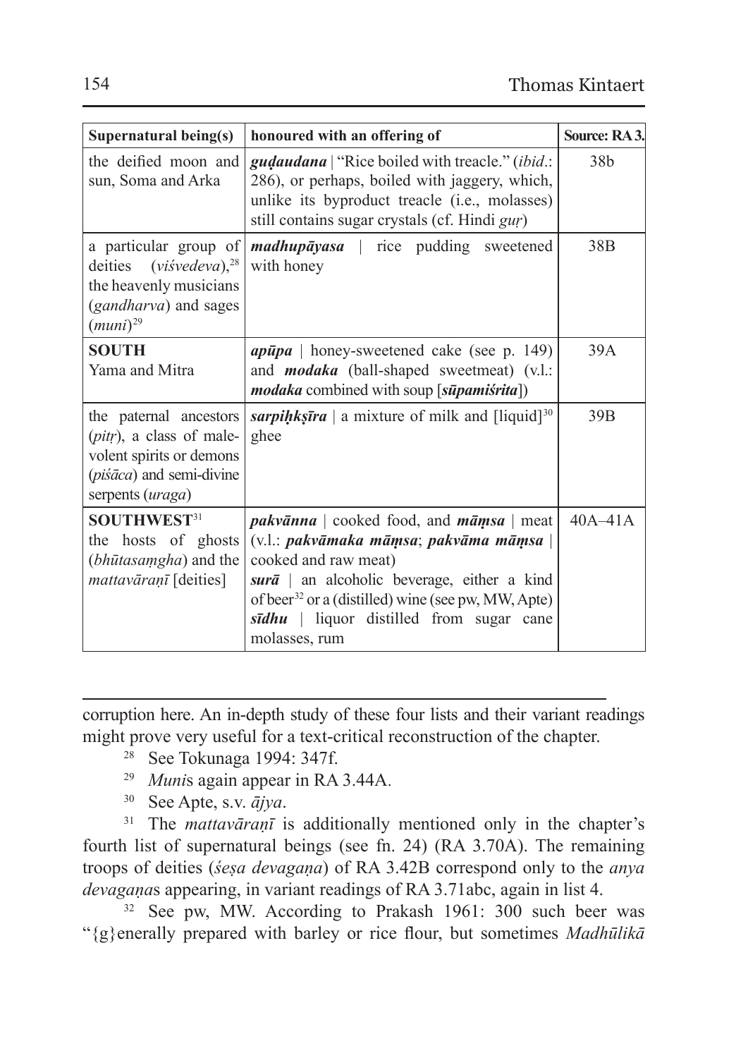| Supernatural being(s) | honoured with an offering of | Source: RA 3. |
|---|---|---|
| the deified moon and sun, Soma and Arka | ***guḍaudana*** \| "Rice boiled with treacle." (*ibid*.: 286), or perhaps, boiled with jaggery, which, unlike its byproduct treacle (i.e., molasses) still contains sugar crystals (cf. Hindi *guṛ*) | 38b |
| a particular group of deities (*viśvedeva*),[28] the heavenly musicians (*gandharva*) and sages (*muni*)[29] | ***madhupāyasa*** \| rice pudding sweetened with honey | 38B |
| **SOUTH** Yama and Mitra | ***apūpa*** \| honey-sweetened cake (see p. 149) and ***modaka*** (ball-shaped sweetmeat) (v.l.: ***modaka*** combined with soup [***sūpamiśrita***]) | 39A |
| the paternal ancestors (*pitṛ*), a class of malevolent spirits or demons (*piśāca*) and semi-divine serpents (*uraga*) | ***sarpiḥkṣīra*** \| a mixture of milk and [liquid][30] ghee | 39B |
| **SOUTHWEST**[31] the hosts of ghosts (*bhūtasaṃgha*) and the *mattavāraṇī* [deities] | ***pakvānna*** \| cooked food, and ***māṃsa*** \| meat (v.l.: ***pakvāmaka māṃsa***; ***pakvāma māṃsa*** \| cooked and raw meat) ***surā*** \| an alcoholic beverage, either a kind of beer[32] or a (distilled) wine (see pw, MW, Apte) ***sīdhu*** \| liquor distilled from sugar cane molasses, rum | 40A–41A |

corruption here. An in-depth study of these four lists and their variant readings might prove very useful for a text-critical reconstruction of the chapter.

[28] See Tokunaga 1994: 347f.

[29] *Muni*s again appear in RA 3.44A.

[30] See Apte, s.v. *ājya*.

[31] The *mattavāraṇī* is additionally mentioned only in the chapter's fourth list of supernatural beings (see fn. 24) (RA 3.70A). The remaining troops of deities (*śeṣa devagaṇa*) of RA 3.42B correspond only to the *anya devagaṇa*s appearing, in variant readings of RA 3.71abc, again in list 4.

[32] See pw, MW. According to Prakash 1961: 300 such beer was "{g}enerally prepared with barley or rice flour, but sometimes *Madhūlikā*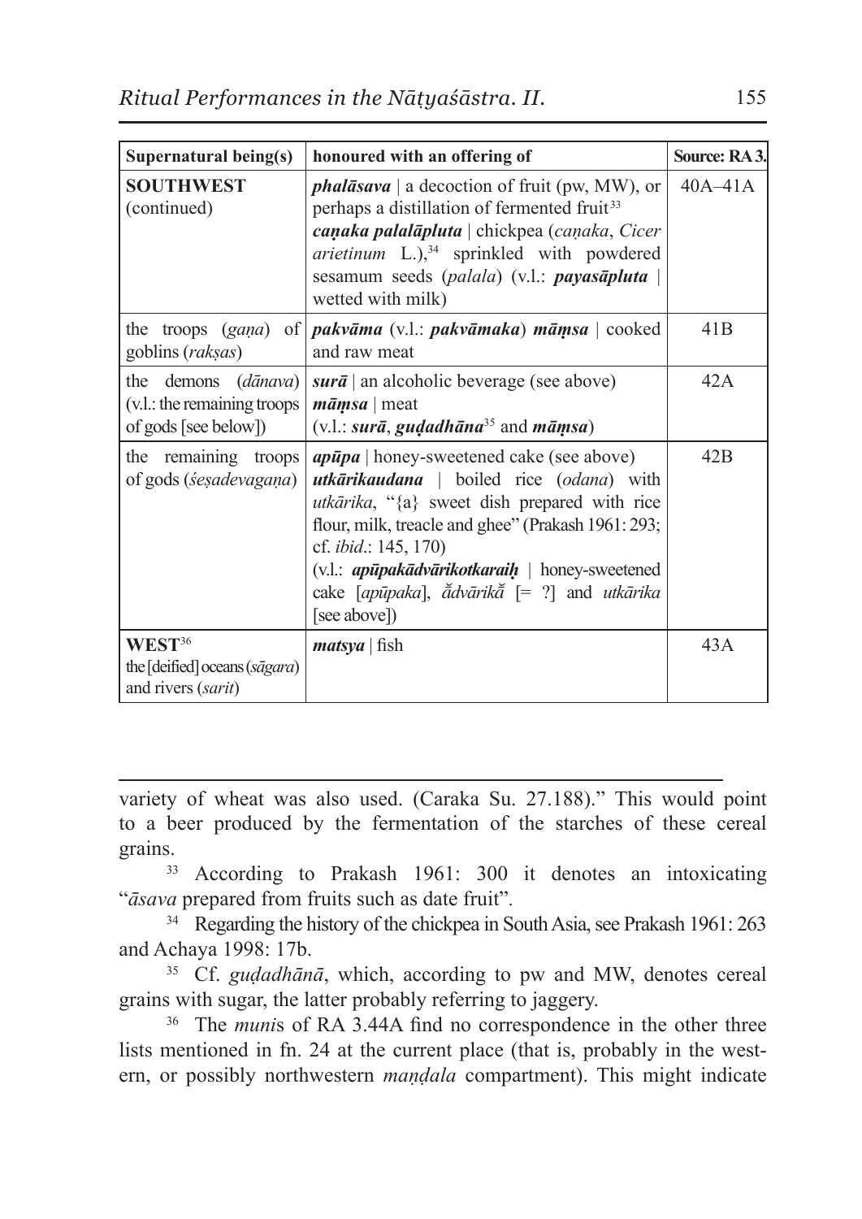| Supernatural being(s) | honoured with an offering of | Source: RA 3. |
|---|---|---|
| **SOUTHWEST** (continued) | ***phalāsava*** \| a decoction of fruit (pw, MW), or perhaps a distillation of fermented fruit[33] ***caṇaka palalāpluta*** \| chickpea (*caṇaka*, *Cicer arietinum* L.),[34] sprinkled with powdered sesamum seeds (*palala*) (v.l.: ***payasāpluta*** \| wetted with milk) | 40A–41A |
| the troops (*gaṇa*) of goblins (*rakṣas*) | ***pakvāma*** (v.l.: ***pakvāmaka***) ***māṃsa*** \| cooked and raw meat | 41B |
| the demons (*dānava*) (v.l.: the remaining troops of gods [see below]) | ***surā*** \| an alcoholic beverage (see above) ***māṃsa*** \| meat (v.l.: ***surā***, ***guḍadhānā***[35] and ***māṃsa***) | 42A |
| the remaining troops of gods (*śeṣadevagaṇa*) | ***apūpa*** \| honey-sweetened cake (see above) ***utkārikaudana*** \| boiled rice (*odana*) with *utkārika*, "{a} sweet dish prepared with rice flour, milk, treacle and ghee" (Prakash 1961: 293; cf. *ibid*.: 145, 170) (v.l.: ***apūpakādvārikotkaraiḥ*** \| honey-sweetened cake [*apūpaka*], *ădvārikă* [= ?] and *utkārika* [see above]) | 42B |
| **WEST**[36] the [deified] oceans (*sāgara*) and rivers (*sarit*) | ***matsya*** \| fish | 43A |

---

variety of wheat was also used. (Caraka Su. 27.188)." This would point to a beer produced by the fermentation of the starches of these cereal grains.

[33] According to Prakash 1961: 300 it denotes an intoxicating "*āsava* prepared from fruits such as date fruit".

[34] Regarding the history of the chickpea in South Asia, see Prakash 1961: 263 and Achaya 1998: 17b.

[35] Cf. *guḍadhānā*, which, according to pw and MW, denotes cereal grains with sugar, the latter probably referring to jaggery.

[36] The *muni*s of RA 3.44A find no correspondence in the other three lists mentioned in fn. 24 at the current place (that is, probably in the western, or possibly northwestern *maṇḍala* compartment). This might indicate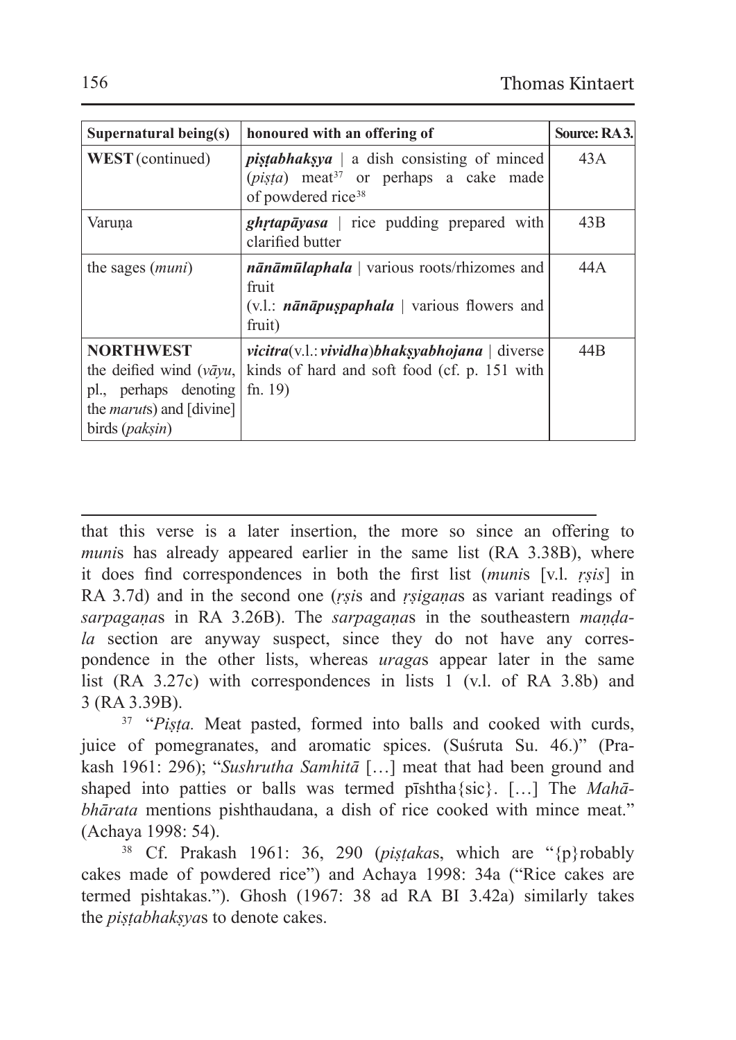| Supernatural being(s) | honoured with an offering of | Source: RA 3. |
|---|---|---|
| **WEST** (continued) | ***piṣṭabhakṣya*** \| a dish consisting of minced (*piṣṭa*) meat[37] or perhaps a cake made of powdered rice[38] | 43A |
| Varuṇa | ***ghṛtapāyasa*** \| rice pudding prepared with clarified butter | 43B |
| the sages (*muni*) | ***nānāmūlaphala*** \| various roots/rhizomes and fruit (v.l.: ***nānāpuṣpaphala*** \| various flowers and fruit) | 44A |
| **NORTHWEST** the deified wind (*vāyu*, pl., perhaps denoting the *marut*s) and [divine] birds (*pakṣin*) | ***vicitra***(v.l.: ***vividha***)***bhakṣyabhojana*** \| diverse kinds of hard and soft food (cf. p. 151 with fn. 19) | 44B |

---

that this verse is a later insertion, the more so since an offering to *muni*s has already appeared earlier in the same list (RA 3.38B), where it does find correspondences in both the first list (*muni*s [v.l. *ṛṣis*] in RA 3.7d) and in the second one (*ṛṣi*s and *ṛṣigaṇa*s as variant readings of *sarpagaṇa*s in RA 3.26B). The *sarpagaṇa*s in the southeastern *maṇḍala* section are anyway suspect, since they do not have any correspondence in the other lists, whereas *uraga*s appear later in the same list (RA 3.27c) with correspondences in lists 1 (v.l. of RA 3.8b) and 3 (RA 3.39B).

[37] "*Piṣṭa.* Meat pasted, formed into balls and cooked with curds, juice of pomegranates, and aromatic spices. (Suśruta Su. 46.)" (Prakash 1961: 296); "*Sushrutha Samhitā* […] meat that had been ground and shaped into patties or balls was termed pīshtha{sic}. […] The *Mahābhārata* mentions pishthaudana, a dish of rice cooked with mince meat." (Achaya 1998: 54).

[38] Cf. Prakash 1961: 36, 290 (*piṣṭaka*s, which are "{p}robably cakes made of powdered rice") and Achaya 1998: 34a ("Rice cakes are termed pishtakas."). Ghosh (1967: 38 ad RA BI 3.42a) similarly takes the *piṣṭabhakṣya*s to denote cakes.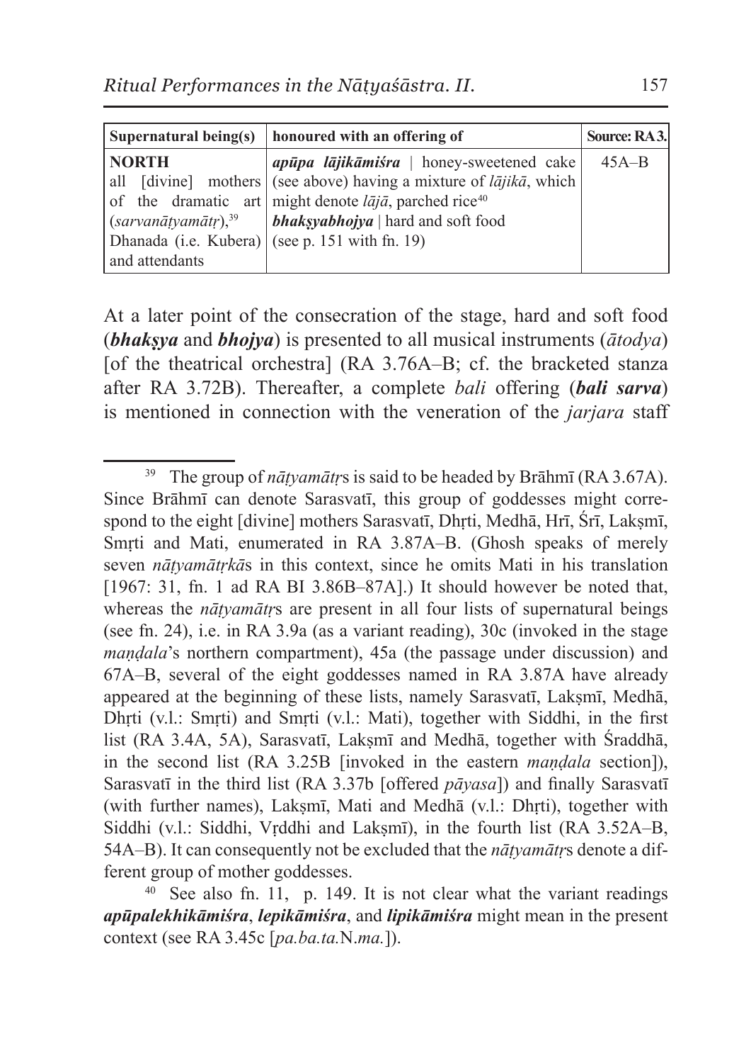| Supernatural being(s) | honoured with an offering of | Source: RA 3. |
|---|---|---|
| **NORTH** all [divine] mothers of the dramatic art (*sarvanāṭyamātṛ*),[39] Dhanada (i.e. Kubera) and attendants | ***apūpa lājikāmiśra*** \| honey-sweetened cake (see above) having a mixture of *lājikā*, which might denote *lājā*, parched rice[40] ***bhakṣyabhojya*** \| hard and soft food (see p. 151 with fn. 19) | 45A–B |

At a later point of the consecration of the stage, hard and soft food (***bhakṣya*** and ***bhojya***) is presented to all musical instruments (*ātodya*) [of the theatrical orchestra] (RA 3.76A–B; cf. the bracketed stanza after RA 3.72B). Thereafter, a complete *bali* offering (***bali sarva***) is mentioned in connection with the veneration of the *jarjara* staff

---

[39] The group of *nāṭyamātṛ*s is said to be headed by Brāhmī (RA 3.67A). Since Brāhmī can denote Sarasvatī, this group of goddesses might correspond to the eight [divine] mothers Sarasvatī, Dhṛti, Medhā, Hrī, Śrī, Lakṣmī, Smṛti and Mati, enumerated in RA 3.87A–B. (Ghosh speaks of merely seven *nāṭyamātṛkā*s in this context, since he omits Mati in his translation [1967: 31, fn. 1 ad RA BI 3.86B–87A].) It should however be noted that, whereas the *nāṭyamātṛ*s are present in all four lists of supernatural beings (see fn. 24), i.e. in RA 3.9a (as a variant reading), 30c (invoked in the stage *maṇḍala*'s northern compartment), 45a (the passage under discussion) and 67A–B, several of the eight goddesses named in RA 3.87A have already appeared at the beginning of these lists, namely Sarasvatī, Lakṣmī, Medhā, Dhṛti (v.l.: Smṛti) and Smṛti (v.l.: Mati), together with Siddhi, in the first list (RA 3.4A, 5A), Sarasvatī, Lakṣmī and Medhā, together with Śraddhā, in the second list (RA 3.25B [invoked in the eastern *maṇḍala* section]), Sarasvatī in the third list (RA 3.37b [offered *pāyasa*]) and finally Sarasvatī (with further names), Lakṣmī, Mati and Medhā (v.l.: Dhṛti), together with Siddhi (v.l.: Siddhi, Vṛddhi and Lakṣmī), in the fourth list (RA 3.52A–B, 54A–B). It can consequently not be excluded that the *nāṭyamātṛ*s denote a different group of mother goddesses.

[40] See also fn. 11, p. 149. It is not clear what the variant readings ***apūpalekhikāmiśra***, ***lepikāmiśra***, and ***lipikāmiśra*** might mean in the present context (see RA 3.45c [*pa.ba.ta.*N.*ma.*]).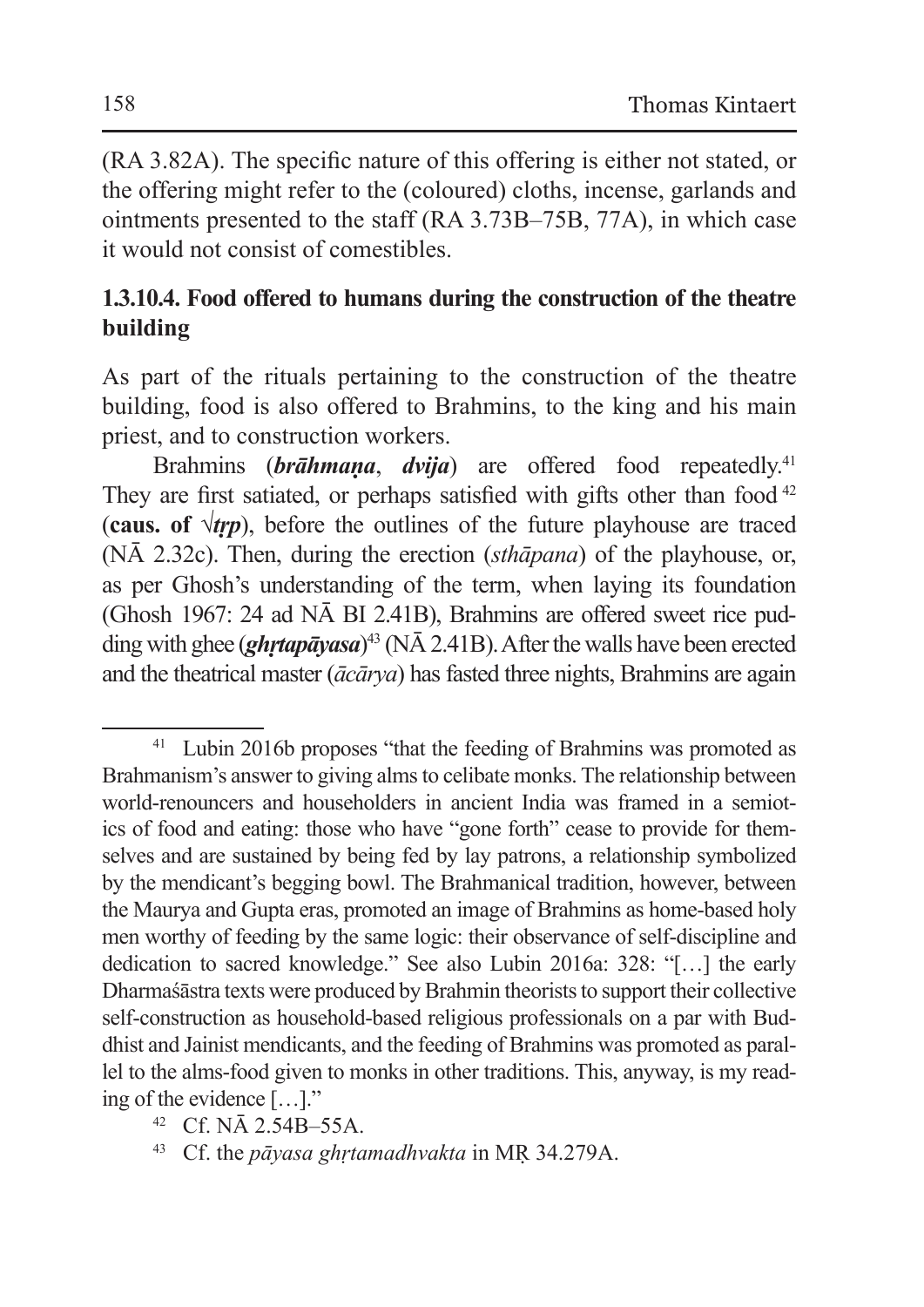(RA 3.82A). The specific nature of this offering is either not stated, or the offering might refer to the (coloured) cloths, incense, garlands and ointments presented to the staff (RA 3.73B–75B, 77A), in which case it would not consist of comestibles.

### 1.3.10.4. Food offered to humans during the construction of the theatre building

As part of the rituals pertaining to the construction of the theatre building, food is also offered to Brahmins, to the king and his main priest, and to construction workers.

Brahmins (***brāhmaṇa***, ***dvija***) are offered food repeatedly.[41] They are first satiated, or perhaps satisfied with gifts other than food [42] (**caus. of √*tṛp***), before the outlines of the future playhouse are traced (NĀ 2.32c). Then, during the erection (*sthāpana*) of the playhouse, or, as per Ghosh's understanding of the term, when laying its foundation (Ghosh 1967: 24 ad NĀ BI 2.41B), Brahmins are offered sweet rice pudding with ghee (***ghṛtapāyasa***)[43] (NĀ 2.41B). After the walls have been erected and the theatrical master (*ācārya*) has fasted three nights, Brahmins are again

---

[41] Lubin 2016b proposes "that the feeding of Brahmins was promoted as Brahmanism's answer to giving alms to celibate monks. The relationship between world-renouncers and householders in ancient India was framed in a semiotics of food and eating: those who have "gone forth" cease to provide for themselves and are sustained by being fed by lay patrons, a relationship symbolized by the mendicant's begging bowl. The Brahmanical tradition, however, between the Maurya and Gupta eras, promoted an image of Brahmins as home-based holy men worthy of feeding by the same logic: their observance of self-discipline and dedication to sacred knowledge." See also Lubin 2016a: 328: "[…] the early Dharmaśāstra texts were produced by Brahmin theorists to support their collective self-construction as household-based religious professionals on a par with Buddhist and Jainist mendicants, and the feeding of Brahmins was promoted as parallel to the alms-food given to monks in other traditions. This, anyway, is my reading of the evidence […]."

[42] Cf. NĀ 2.54B–55A.

[43] Cf. the *pāyasa ghṛtamadhvakta* in MṚ 34.279A.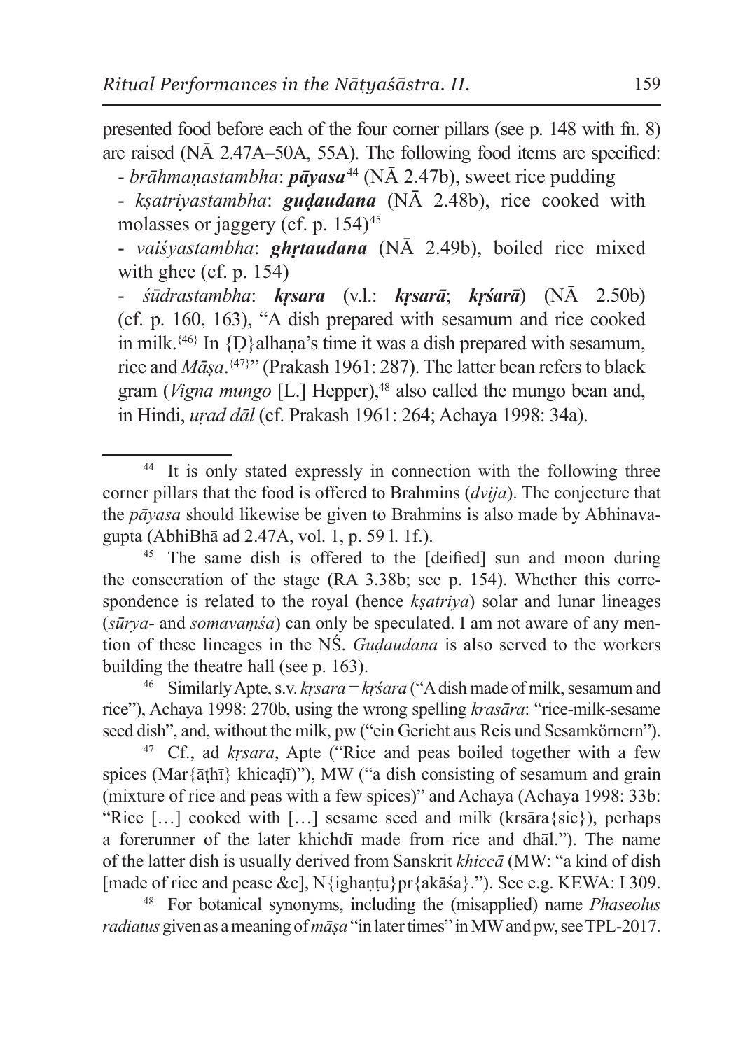presented food before each of the four corner pillars (see p. 148 with fn. 8) are raised (NĀ 2.47A–50A, 55A). The following food items are specified:

- *brāhmaṇastambha*: ***pāyasa***[44] (NĀ 2.47b), sweet rice pudding
- *kṣatriyastambha*: ***guḍaudana*** (NĀ 2.48b), rice cooked with molasses or jaggery (cf. p. 154)[45]
- *vaiśyastambha*: ***ghṛtaudana*** (NĀ 2.49b), boiled rice mixed with ghee (cf. p. 154)
- *śūdrastambha*: ***kṛsara*** (v.l.: ***kṛsarā***; ***kṛśarā***) (NĀ 2.50b) (cf. p. 160, 163), "A dish prepared with sesamum and rice cooked in milk.{46} In {Ḍ}alhaṇa's time it was a dish prepared with sesamum, rice and *Māṣa*.{47}" (Prakash 1961: 287). The latter bean refers to black gram (*Vigna mungo* [L.] Hepper),[48] also called the mungo bean and, in Hindi, *uṛad dāl* (cf. Prakash 1961: 264; Achaya 1998: 34a).

---

[44] It is only stated expressly in connection with the following three corner pillars that the food is offered to Brahmins (*dvija*). The conjecture that the *pāyasa* should likewise be given to Brahmins is also made by Abhinavagupta (AbhiBhā ad 2.47A, vol. 1, p. 59 l. 1f.).

[45] The same dish is offered to the [deified] sun and moon during the consecration of the stage (RA 3.38b; see p. 154). Whether this correspondence is related to the royal (hence *kṣatriya*) solar and lunar lineages (*sūrya*- and *somavaṃśa*) can only be speculated. I am not aware of any mention of these lineages in the NŚ. *Guḍaudana* is also served to the workers building the theatre hall (see p. 163).

[46] Similarly Apte, s.v. *kṛsara* = *kṛśara* ("A dish made of milk, sesamum and rice"), Achaya 1998: 270b, using the wrong spelling *krasāra*: "rice-milk-sesame seed dish", and, without the milk, pw ("ein Gericht aus Reis und Sesamkörnern").

[47] Cf., ad *kṛsara*, Apte ("Rice and peas boiled together with a few spices (Mar{āṭhī} khicaḍī)"), MW ("a dish consisting of sesamum and grain (mixture of rice and peas with a few spices)" and Achaya (Achaya 1998: 33b: "Rice […] cooked with […] sesame seed and milk (krsāra{sic}), perhaps a forerunner of the later khichdī made from rice and dhāl."). The name of the latter dish is usually derived from Sanskrit *khiccā* (MW: "a kind of dish [made of rice and pease &c], N{ighaṇṭu}pr{akāśa}."). See e.g. KEWA: I 309.

[48] For botanical synonyms, including the (misapplied) name *Phaseolus radiatus* given as a meaning of *māṣa* "in later times" in MW and pw, see TPL-2017.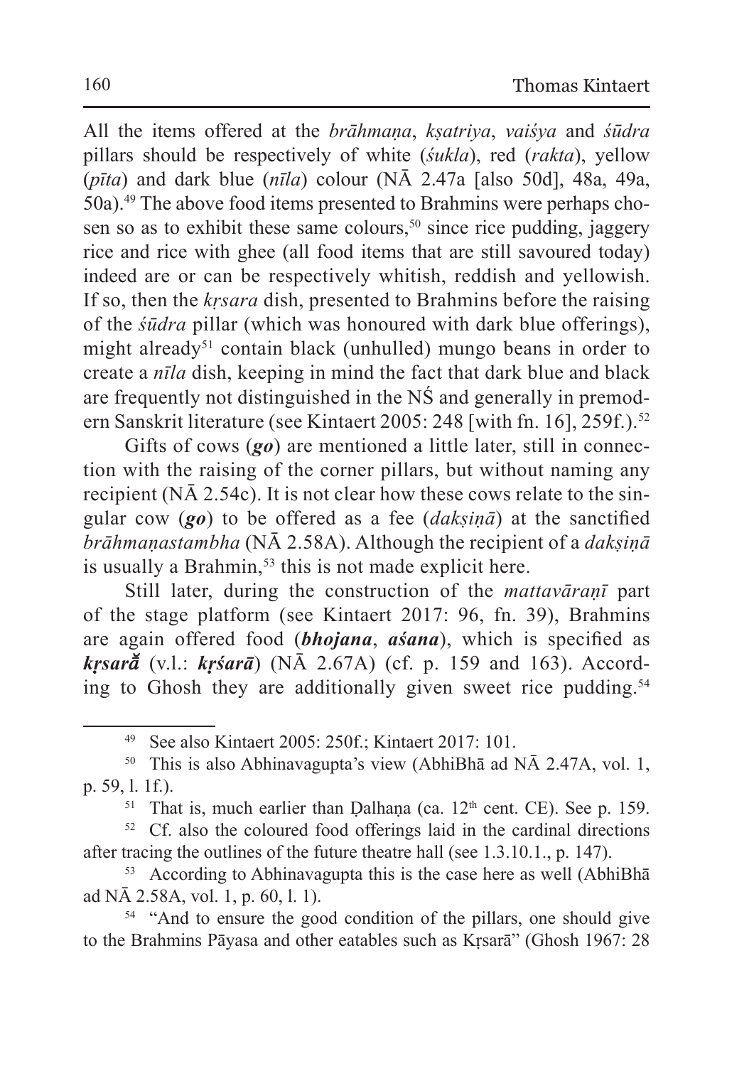All the items offered at the *brāhmaṇa*, *kṣatriya*, *vaiśya* and *śūdra* pillars should be respectively of white (*śukla*), red (*rakta*), yellow (*pīta*) and dark blue (*nīla*) colour (NĀ 2.47a [also 50d], 48a, 49a, 50a).[49] The above food items presented to Brahmins were perhaps chosen so as to exhibit these same colours,[50] since rice pudding, jaggery rice and rice with ghee (all food items that are still savoured today) indeed are or can be respectively whitish, reddish and yellowish. If so, then the *kṛsara* dish, presented to Brahmins before the raising of the *śūdra* pillar (which was honoured with dark blue offerings), might already[51] contain black (unhulled) mungo beans in order to create a *nīla* dish, keeping in mind the fact that dark blue and black are frequently not distinguished in the NŚ and generally in premodern Sanskrit literature (see Kintaert 2005: 248 [with fn. 16], 259f.).[52]

Gifts of cows (***go***) are mentioned a little later, still in connection with the raising of the corner pillars, but without naming any recipient (NĀ 2.54c). It is not clear how these cows relate to the singular cow (***go***) to be offered as a fee (*dakṣiṇā*) at the sanctified *brāhmaṇastambha* (NĀ 2.58A). Although the recipient of a *dakṣiṇā* is usually a Brahmin,[53] this is not made explicit here.

Still later, during the construction of the *mattavāraṇī* part of the stage platform (see Kintaert 2017: 96, fn. 39), Brahmins are again offered food (***bhojana***, ***aśana***), which is specified as ***kṛsarā̆*** (v.l.: ***kṛśarā***) (NĀ 2.67A) (cf. p. 159 and 163). According to Ghosh they are additionally given sweet rice pudding.[54]

---

[49] See also Kintaert 2005: 250f.; Kintaert 2017: 101.

[50] This is also Abhinavagupta's view (AbhiBhā ad NĀ 2.47A, vol. 1, p. 59, l. 1f.).

[51] That is, much earlier than Ḍalhaṇa (ca. 12th cent. CE). See p. 159.

[52] Cf. also the coloured food offerings laid in the cardinal directions after tracing the outlines of the future theatre hall (see 1.3.10.1., p. 147).

[53] According to Abhinavagupta this is the case here as well (AbhiBhā ad NĀ 2.58A, vol. 1, p. 60, l. 1).

[54] "And to ensure the good condition of the pillars, one should give to the Brahmins Pāyasa and other eatables such as Kṛsarā" (Ghosh 1967: 28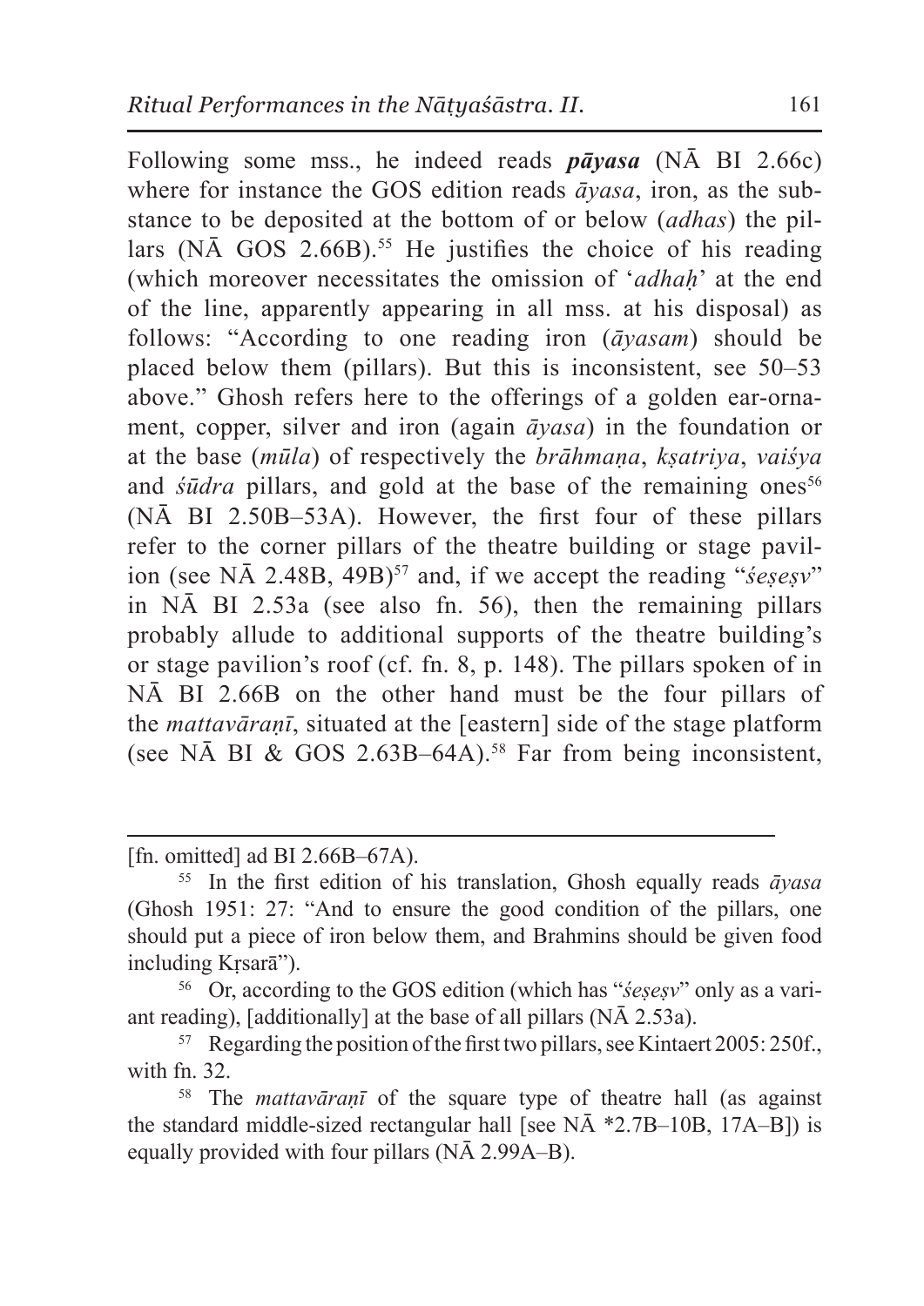Following some mss., he indeed reads ***pāyasa*** (NĀ BI 2.66c) where for instance the GOS edition reads *āyasa*, iron, as the substance to be deposited at the bottom of or below (*adhas*) the pillars (NĀ GOS 2.66B).[55] He justifies the choice of his reading (which moreover necessitates the omission of '*adhaḥ*' at the end of the line, apparently appearing in all mss. at his disposal) as follows: "According to one reading iron (*āyasam*) should be placed below them (pillars). But this is inconsistent, see 50–53 above." Ghosh refers here to the offerings of a golden ear-ornament, copper, silver and iron (again *āyasa*) in the foundation or at the base (*mūla*) of respectively the *brāhmaṇa*, *kṣatriya*, *vaiśya* and *śūdra* pillars, and gold at the base of the remaining ones[56] (NĀ BI 2.50B–53A). However, the first four of these pillars refer to the corner pillars of the theatre building or stage pavilion (see NĀ 2.48B, 49B)[57] and, if we accept the reading "*śeṣeṣv*" in NĀ BI 2.53a (see also fn. 56), then the remaining pillars probably allude to additional supports of the theatre building's or stage pavilion's roof (cf. fn. 8, p. 148). The pillars spoken of in NĀ BI 2.66B on the other hand must be the four pillars of the *mattavāraṇī*, situated at the [eastern] side of the stage platform (see NĀ BI & GOS 2.63B–64A).[58] Far from being inconsistent,

---

[fn. omitted] ad BI 2.66B–67A).

[55] In the first edition of his translation, Ghosh equally reads *āyasa* (Ghosh 1951: 27: "And to ensure the good condition of the pillars, one should put a piece of iron below them, and Brahmins should be given food including Kṛsarā").

[56] Or, according to the GOS edition (which has "*śeṣeṣv*" only as a variant reading), [additionally] at the base of all pillars (NĀ 2.53a).

[57] Regarding the position of the first two pillars, see Kintaert 2005: 250f., with fn. 32.

[58] The *mattavāraṇī* of the square type of theatre hall (as against the standard middle-sized rectangular hall [see NĀ *2.7B–10B, 17A–B]) is equally provided with four pillars (NĀ 2.99A–B).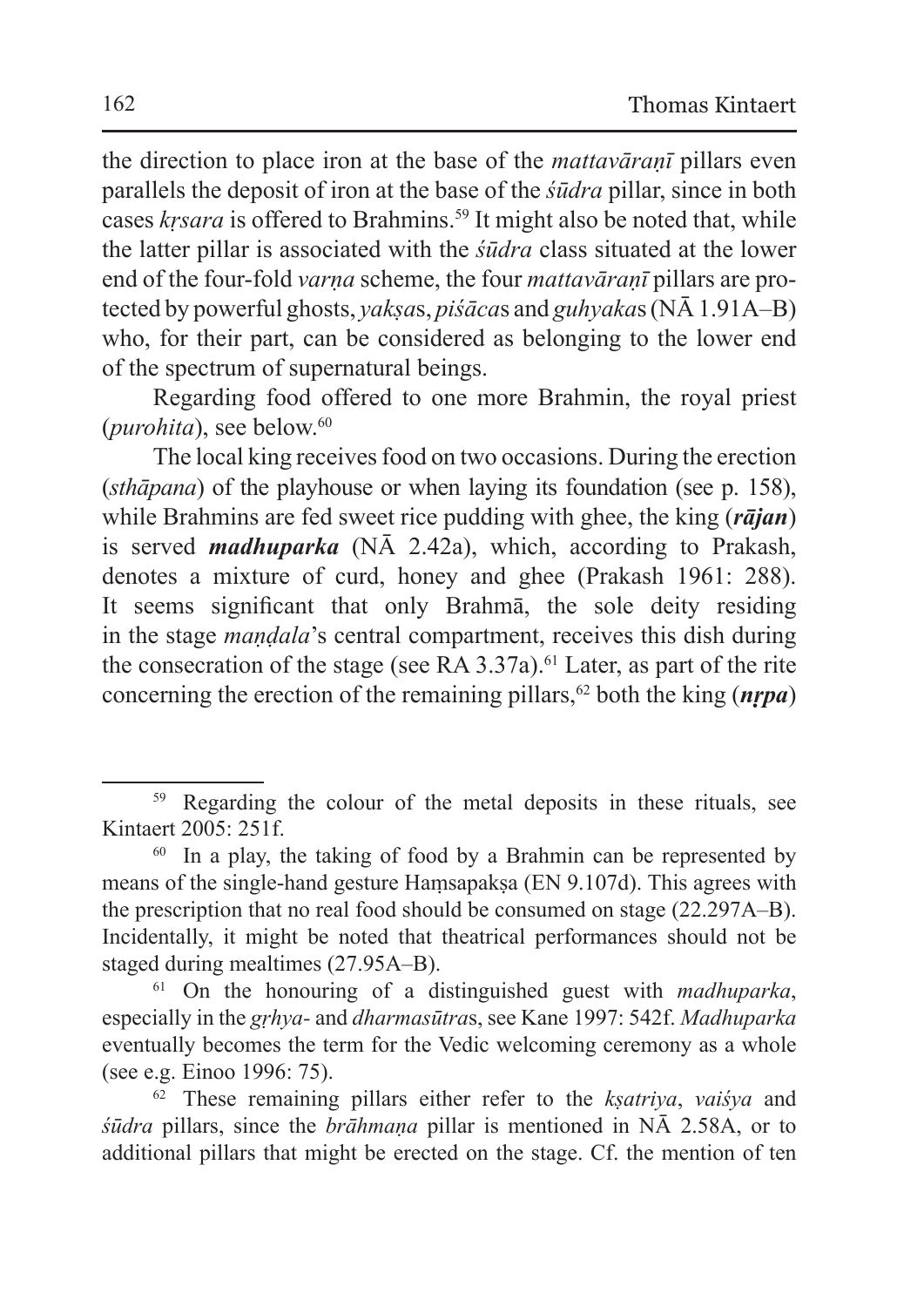the direction to place iron at the base of the *mattavāraṇī* pillars even parallels the deposit of iron at the base of the *śūdra* pillar, since in both cases *kṛsara* is offered to Brahmins.[59] It might also be noted that, while the latter pillar is associated with the *śūdra* class situated at the lower end of the four-fold *varṇa* scheme, the four *mattavāraṇī* pillars are protected by powerful ghosts, *yakṣa*s, *piśāca*s and *guhyaka*s (NĀ 1.91A–B) who, for their part, can be considered as belonging to the lower end of the spectrum of supernatural beings.

Regarding food offered to one more Brahmin, the royal priest (*purohita*), see below.[60]

The local king receives food on two occasions. During the erection (*sthāpana*) of the playhouse or when laying its foundation (see p. 158), while Brahmins are fed sweet rice pudding with ghee, the king (***rājan***) is served ***madhuparka*** (NĀ 2.42a), which, according to Prakash, denotes a mixture of curd, honey and ghee (Prakash 1961: 288). It seems significant that only Brahmā, the sole deity residing in the stage *maṇḍala*'s central compartment, receives this dish during the consecration of the stage (see RA 3.37a).[61] Later, as part of the rite concerning the erection of the remaining pillars,[62] both the king (***nṛpa***)

---

[59] Regarding the colour of the metal deposits in these rituals, see Kintaert 2005: 251f.

[60] In a play, the taking of food by a Brahmin can be represented by means of the single-hand gesture Haṃsapakṣa (EN 9.107d). This agrees with the prescription that no real food should be consumed on stage (22.297A–B). Incidentally, it might be noted that theatrical performances should not be staged during mealtimes (27.95A–B).

[61] On the honouring of a distinguished guest with *madhuparka*, especially in the *gṛhya*- and *dharmasūtra*s, see Kane 1997: 542f. *Madhuparka* eventually becomes the term for the Vedic welcoming ceremony as a whole (see e.g. Einoo 1996: 75).

[62] These remaining pillars either refer to the *kṣatriya*, *vaiśya* and *śūdra* pillars, since the *brāhmaṇa* pillar is mentioned in NĀ 2.58A, or to additional pillars that might be erected on the stage. Cf. the mention of ten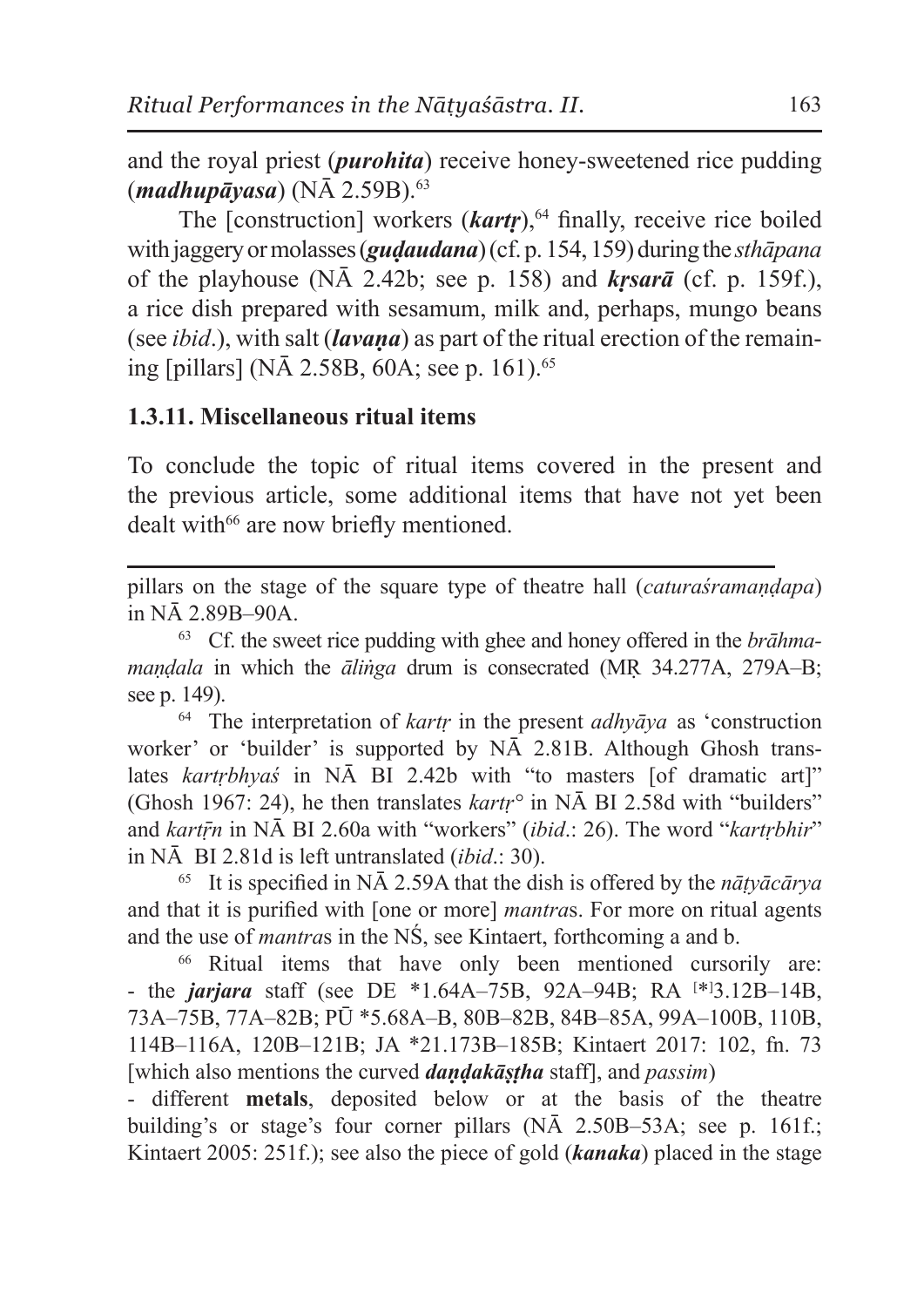and the royal priest (***purohita***) receive honey-sweetened rice pudding (***madhupāyasa***) (NĀ 2.59B).[63]

The [construction] workers (***kartṛ***),[64] finally, receive rice boiled with jaggery or molasses (***guḍaudana***) (cf. p. 154, 159) during the *sthāpana* of the playhouse (NĀ 2.42b; see p. 158) and ***kṛsarā*** (cf. p. 159f.), a rice dish prepared with sesamum, milk and, perhaps, mungo beans (see *ibid*.), with salt (***lavaṇa***) as part of the ritual erection of the remaining [pillars] (NĀ 2.58B, 60A; see p. 161).[65]

### 1.3.11. Miscellaneous ritual items

To conclude the topic of ritual items covered in the present and the previous article, some additional items that have not yet been dealt with[66] are now briefly mentioned.

---

pillars on the stage of the square type of theatre hall (*caturaśramaṇḍapa*) in NĀ 2.89B–90A.

[63] Cf. the sweet rice pudding with ghee and honey offered in the *brāhmamaṇḍala* in which the *āliṅga* drum is consecrated (MṚ 34.277A, 279A–B; see p. 149).

[64] The interpretation of *kartṛ* in the present *adhyāya* as 'construction worker' or 'builder' is supported by NĀ 2.81B. Although Ghosh translates *kartṛbhyaś* in NĀ BI 2.42b with "to masters [of dramatic art]" (Ghosh 1967: 24), he then translates *kartṛ°* in NĀ BI 2.58d with "builders" and *kartṝn* in NĀ BI 2.60a with "workers" (*ibid*.: 26). The word "*kartṛbhir*" in NĀ BI 2.81d is left untranslated (*ibid*.: 30).

[65] It is specified in NĀ 2.59A that the dish is offered by the *nāṭyācārya* and that it is purified with [one or more] *mantra*s. For more on ritual agents and the use of *mantra*s in the NŚ, see Kintaert, forthcoming a and b.

[66] Ritual items that have only been mentioned cursorily are:
- the ***jarjara*** staff (see DE *1.64A–75B, 92A–94B; RA [*]3.12B–14B, 73A–75B, 77A–82B; PŪ *5.68A–B, 80B–82B, 84B–85A, 99A–100B, 110B, 114B–116A, 120B–121B; JA *21.173B–185B; Kintaert 2017: 102, fn. 73 [which also mentions the curved ***daṇḍakāṣṭha*** staff], and *passim*)
- different **metals**, deposited below or at the basis of the theatre building's or stage's four corner pillars (NĀ 2.50B–53A; see p. 161f.; Kintaert 2005: 251f.); see also the piece of gold (***kanaka***) placed in the stage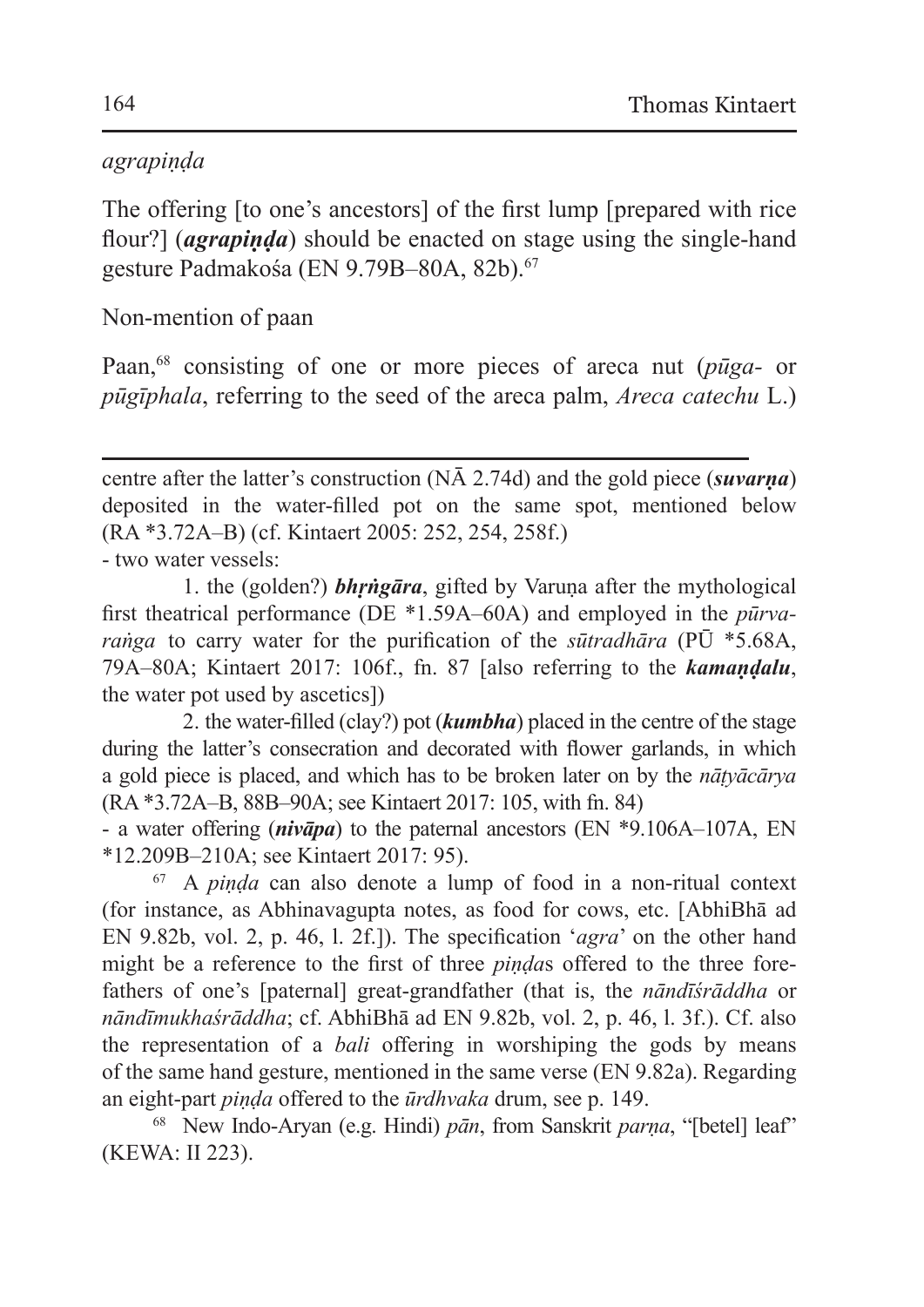*agrapiṇḍa*

The offering [to one's ancestors] of the first lump [prepared with rice flour?] (***agrapiṇḍa***) should be enacted on stage using the single-hand gesture Padmakośa (EN 9.79B–80A, 82b).[67]

Non-mention of paan

Paan,[68] consisting of one or more pieces of areca nut (*pūga-* or *pūgīphala*, referring to the seed of the areca palm, *Areca catechu* L.)

---

centre after the latter's construction (NĀ 2.74d) and the gold piece (***suvarṇa***) deposited in the water-filled pot on the same spot, mentioned below (RA *3.72A–B) (cf. Kintaert 2005: 252, 254, 258f.)

- two water vessels:

1. the (golden?) ***bhṛṅgāra***, gifted by Varuṇa after the mythological first theatrical performance (DE *1.59A–60A) and employed in the *pūrvaraṅga* to carry water for the purification of the *sūtradhāra* (PŪ *5.68A, 79A–80A; Kintaert 2017: 106f., fn. 87 [also referring to the ***kamaṇḍalu***, the water pot used by ascetics])

2. the water-filled (clay?) pot (***kumbha***) placed in the centre of the stage during the latter's consecration and decorated with flower garlands, in which a gold piece is placed, and which has to be broken later on by the *nāṭyācārya* (RA *3.72A–B, 88B–90A; see Kintaert 2017: 105, with fn. 84)

- a water offering (***nivāpa***) to the paternal ancestors (EN *9.106A–107A, EN *12.209B–210A; see Kintaert 2017: 95).

[67] A *piṇḍa* can also denote a lump of food in a non-ritual context (for instance, as Abhinavagupta notes, as food for cows, etc. [AbhiBhā ad EN 9.82b, vol. 2, p. 46, l. 2f.]). The specification '*agra*' on the other hand might be a reference to the first of three *piṇḍa*s offered to the three forefathers of one's [paternal] great-grandfather (that is, the *nāndīśrāddha* or *nāndīmukhaśrāddha*; cf. AbhiBhā ad EN 9.82b, vol. 2, p. 46, l. 3f.). Cf. also the representation of a *bali* offering in worshiping the gods by means of the same hand gesture, mentioned in the same verse (EN 9.82a). Regarding an eight-part *piṇḍa* offered to the *ūrdhvaka* drum, see p. 149.

[68] New Indo-Aryan (e.g. Hindi) *pān*, from Sanskrit *parṇa*, "[betel] leaf" (KEWA: II 223).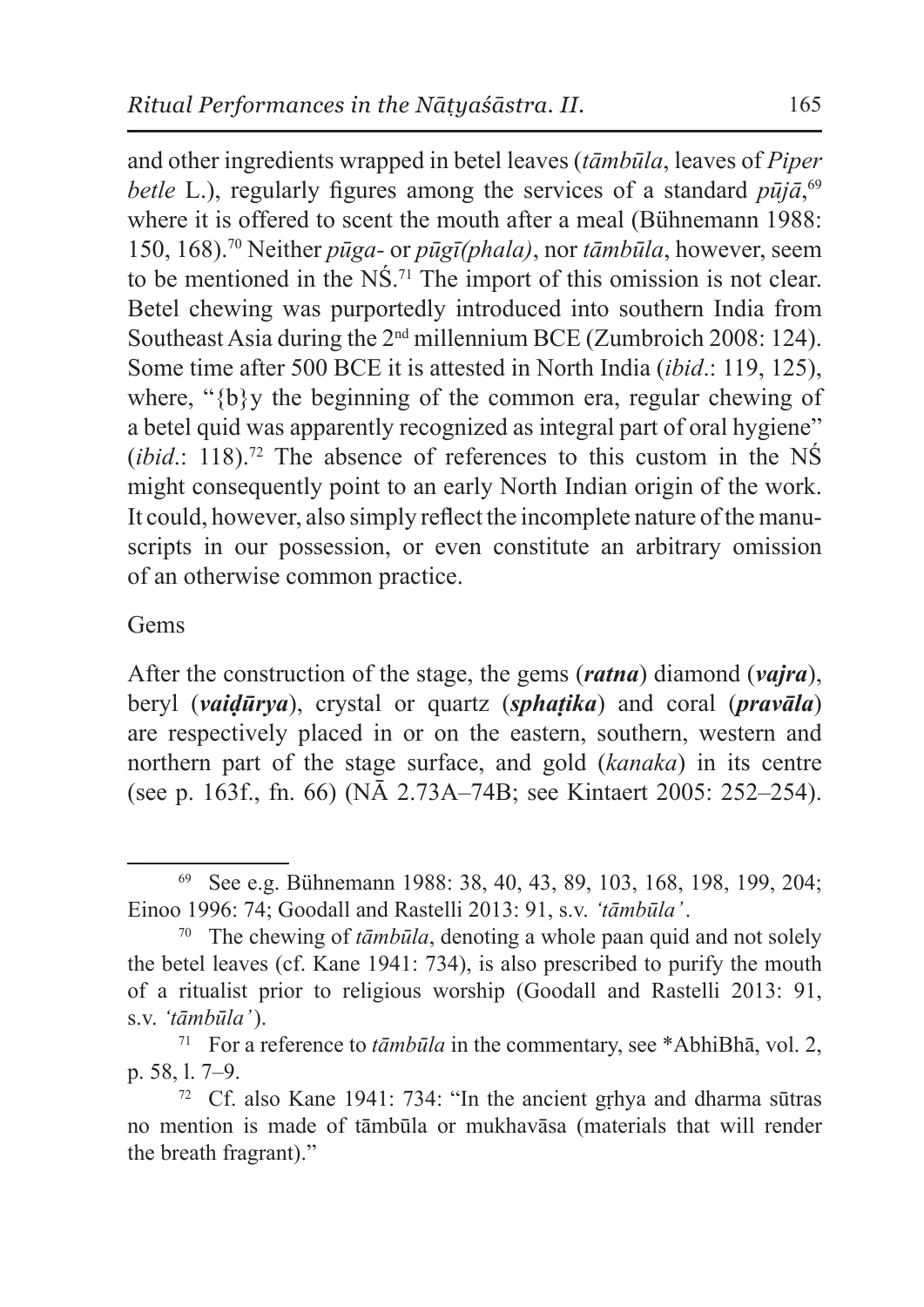and other ingredients wrapped in betel leaves (*tāmbūla*, leaves of *Piper betle* L.), regularly figures among the services of a standard *pūjā*,[69] where it is offered to scent the mouth after a meal (Bühnemann 1988: 150, 168).[70] Neither *pūga-* or *pūgī(phala)*, nor *tāmbūla*, however, seem to be mentioned in the NŚ.[71] The import of this omission is not clear. Betel chewing was purportedly introduced into southern India from Southeast Asia during the 2nd millennium BCE (Zumbroich 2008: 124). Some time after 500 BCE it is attested in North India (*ibid*.: 119, 125), where, "{b}y the beginning of the common era, regular chewing of a betel quid was apparently recognized as integral part of oral hygiene" (*ibid*.: 118).[72] The absence of references to this custom in the NŚ might consequently point to an early North Indian origin of the work. It could, however, also simply reflect the incomplete nature of the manuscripts in our possession, or even constitute an arbitrary omission of an otherwise common practice.

Gems

After the construction of the stage, the gems (***ratna***) diamond (***vajra***), beryl (***vaiḍūrya***), crystal or quartz (***sphaṭika***) and coral (***pravāla***) are respectively placed in or on the eastern, southern, western and northern part of the stage surface, and gold (*kanaka*) in its centre (see p. 163f., fn. 66) (NĀ 2.73A–74B; see Kintaert 2005: 252–254).

---

[69] See e.g. Bühnemann 1988: 38, 40, 43, 89, 103, 168, 198, 199, 204; Einoo 1996: 74; Goodall and Rastelli 2013: 91, s.v. *'tāmbūla'*.

[70] The chewing of *tāmbūla*, denoting a whole paan quid and not solely the betel leaves (cf. Kane 1941: 734), is also prescribed to purify the mouth of a ritualist prior to religious worship (Goodall and Rastelli 2013: 91, s.v. *'tāmbūla'*).

[71] For a reference to *tāmbūla* in the commentary, see *AbhiBhā, vol. 2, p. 58, l. 7–9.

[72] Cf. also Kane 1941: 734: "In the ancient gṛhya and dharma sūtras no mention is made of tāmbūla or mukhavāsa (materials that will render the breath fragrant)."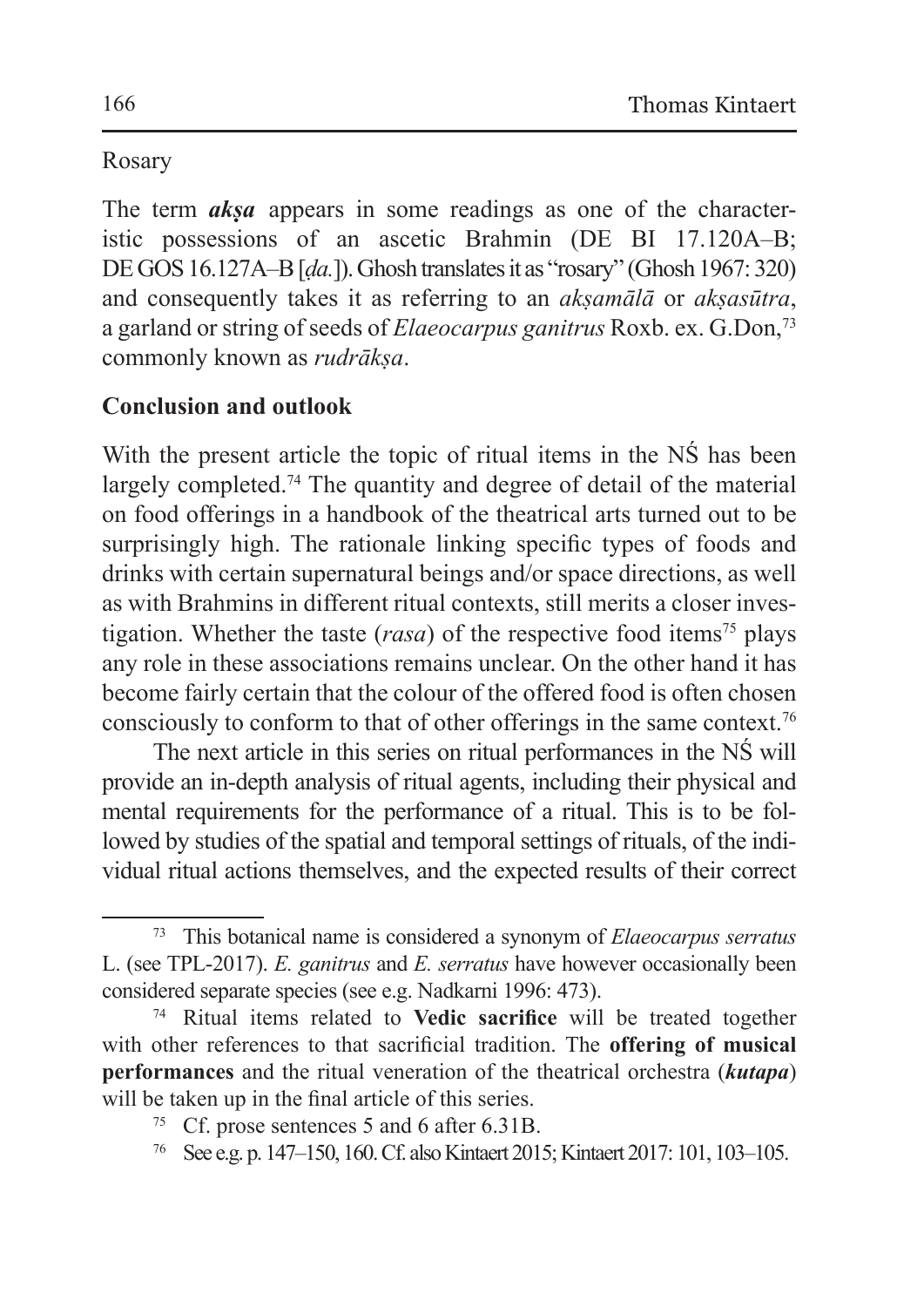Rosary

The term ***akṣa*** appears in some readings as one of the characteristic possessions of an ascetic Brahmin (DE BI 17.120A–B; DE GOS 16.127A–B [*ḍa.*]). Ghosh translates it as "rosary" (Ghosh 1967: 320) and consequently takes it as referring to an *akṣamālā* or *akṣasūtra*, a garland or string of seeds of *Elaeocarpus ganitrus* Roxb. ex. G.Don,[73] commonly known as *rudrākṣa*.

**Conclusion and outlook**

With the present article the topic of ritual items in the NŚ has been largely completed.[74] The quantity and degree of detail of the material on food offerings in a handbook of the theatrical arts turned out to be surprisingly high. The rationale linking specific types of foods and drinks with certain supernatural beings and/or space directions, as well as with Brahmins in different ritual contexts, still merits a closer investigation. Whether the taste (*rasa*) of the respective food items[75] plays any role in these associations remains unclear. On the other hand it has become fairly certain that the colour of the offered food is often chosen consciously to conform to that of other offerings in the same context.[76]

The next article in this series on ritual performances in the NŚ will provide an in-depth analysis of ritual agents, including their physical and mental requirements for the performance of a ritual. This is to be followed by studies of the spatial and temporal settings of rituals, of the individual ritual actions themselves, and the expected results of their correct

---

[73] This botanical name is considered a synonym of *Elaeocarpus serratus* L. (see TPL-2017). *E. ganitrus* and *E. serratus* have however occasionally been considered separate species (see e.g. Nadkarni 1996: 473).

[74] Ritual items related to **Vedic sacrifice** will be treated together with other references to that sacrificial tradition. The **offering of musical performances** and the ritual veneration of the theatrical orchestra (***kutapa***) will be taken up in the final article of this series.

[75] Cf. prose sentences 5 and 6 after 6.31B.

[76] See e.g. p. 147–150, 160. Cf. also Kintaert 2015; Kintaert 2017: 101, 103–105.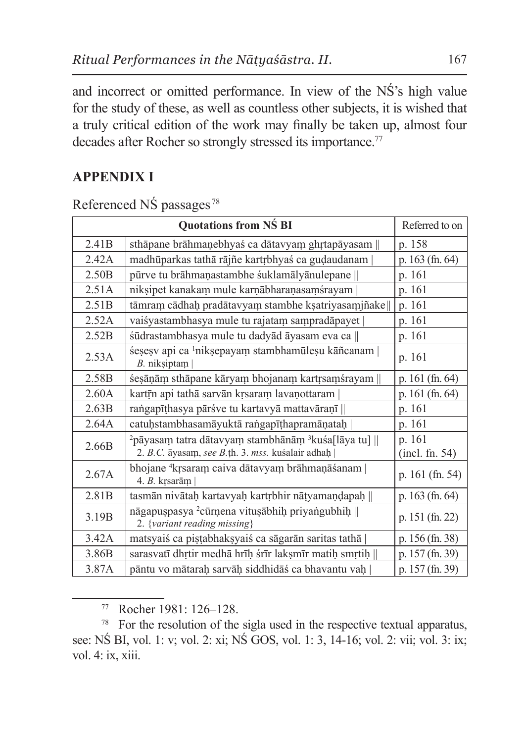and incorrect or omitted performance. In view of the NŚ's high value for the study of these, as well as countless other subjects, it is wished that a truly critical edition of the work may finally be taken up, almost four decades after Rocher so strongly stressed its importance.[77]

## APPENDIX I

Referenced NŚ passages[78]

| Quotations from NŚ BI | | Referred to on |
|---|---|---|
| 2.41B | sthāpane brāhmaṇebhyaś ca dātavyaṃ ghṛtapāyasam ‖ | p. 158 |
| 2.42A | madhūparkas tathā rājñe kartṛbhyaś ca guḍaudanam \| | p. 163 (fn. 64) |
| 2.50B | pūrve tu brāhmaṇastambhe śuklamālyānulepane ‖ | p. 161 |
| 2.51A | nikṣipet kanakaṃ mule karṇābharaṇasaṃśrayam \| | p. 161 |
| 2.51B | tāmraṃ cādhaḥ pradātavyaṃ stambhe kṣatriyasaṃjñake‖ | p. 161 |
| 2.52A | vaiśyastambhasya mule tu rajataṃ saṃpradāpayet \| | p. 161 |
| 2.52B | śūdrastambhasya mule tu dadyād āyasam eva ca ‖ | p. 161 |
| 2.53A | śeṣeṣv api ca [1]nikṣepayaṃ stambhamūleṣu kāñcanam \| *B.* nikṣiptaṃ \| | p. 161 |
| 2.58B | śeṣāṇāṃ sthāpane kāryaṃ bhojanaṃ kartṛsaṃśrayam ‖ | p. 161 (fn. 64) |
| 2.60A | kartṝn api tathā sarvān kṛsaraṃ lavaṇottaram \| | p. 161 (fn. 64) |
| 2.63B | raṅgapīṭhasya pārśve tu kartavyā mattavāraṇī ‖ | p. 161 |
| 2.64A | catuḥstambhasamāyuktā raṅgapīṭhapramāṇataḥ \| | p. 161 |
| 2.66B | [2]pāyasaṃ tatra dātavyaṃ stambhānāṃ [3]kuśa[lāya tu] ‖ 2. *B.C.* āyasaṃ, *see B.*ṭh. 3. *mss.* kuśalair adhaḥ \| | p. 161 (incl. fn. 54) |
| 2.67A | bhojane [4]kṛsaraṃ caiva dātavyaṃ brāhmaṇāśanam \| 4. *B.* kṛsarāṃ \| | p. 161 (fn. 54) |
| 2.81B | tasmān nivātaḥ kartavyaḥ kartṛbhir nāṭyamaṇḍapaḥ ‖ | p. 163 (fn. 64) |
| 3.19B | nāgapuṣpasya [2]cūrṇena vituṣābhiḥ priyaṅgubhiḥ ‖ 2. {*variant reading missing*} | p. 151 (fn. 22) |
| 3.42A | matsyaiś ca piṣṭabhakṣyaiś ca sāgarān saritas tathā \| | p. 156 (fn. 38) |
| 3.86B | sarasvatī dhṛtir medhā hrīḥ śrīr lakṣmīr matiḥ smṛtiḥ ‖ | p. 157 (fn. 39) |
| 3.87A | pāntu vo mātaraḥ sarvāḥ siddhidāś ca bhavantu vaḥ \| | p. 157 (fn. 39) |

[77] Rocher 1981: 126–128.

[78] For the resolution of the sigla used in the respective textual apparatus, see: NŚ BI, vol. 1: v; vol. 2: xi; NŚ GOS, vol. 1: 3, 14-16; vol. 2: vii; vol. 3: ix; vol. 4: ix, xiii.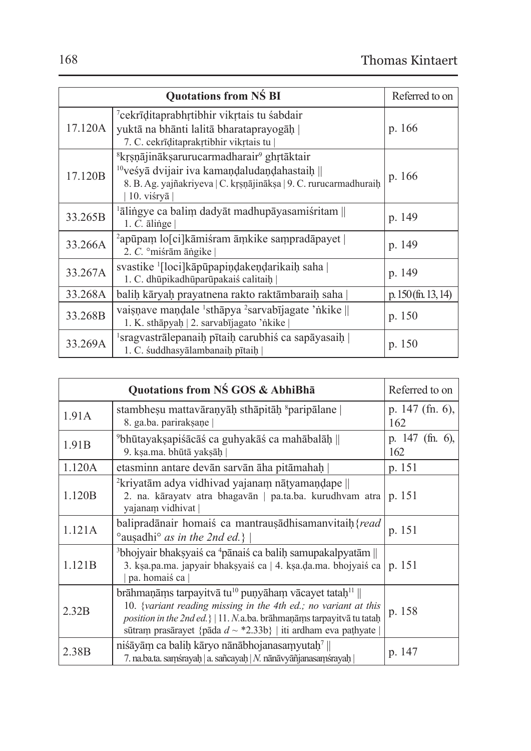| Quotations from NŚ BI | | Referred to on |
|---|---|---|
| 17.120A | [7]cekrīḍitaprabhṛtibhir vikṛtais tu śabdair<br>yuktā na bhānti lalitā bharataprayogāḥ \|<br>7. C. cekrīḍitaprakṛtibhir vikṛtais tu \| | p. 166 |
| 17.120B | [8]kṛṣṇājinākṣarurucarmadharair[9] ghṛtāktair<br>[10]veśyā dvijair iva kamaṇḍaludaṇḍahastaiḥ \|\|<br>8. B. Ag. yajñakriyeva \| C. kṛṣṇājinākṣa \| 9. C. rurucarmadhuraiḥ \| 10. viśryā \| | p. 166 |
| 33.265B | [1]āliṅgye ca baliṃ dadyāt madhupāyasamiśritam \|\|<br>1. *C.* āliṅge \| | p. 149 |
| 33.266A | [2]apūpaṃ lo[ci]kāmiśram āṃkike saṃpradāpayet \|<br>2. *C.* °miśrām āṅgike \| | p. 149 |
| 33.267A | svastike [1][loci]kāpūpapiṇḍakeṇḍarikaiḥ saha \|<br>1. C. dhūpikadhūparūpakaiś calitaiḥ \| | p. 149 |
| 33.268A | baliḥ kāryaḥ prayatnena rakto raktāmbaraiḥ saha \| | p. 150 (fn. 13, 14) |
| 33.268B | vaiṣṇave maṇḍale [1]sthāpya [2]sarvabījagate 'ṅkike \|\|<br>1. K. sthāpyaḥ \| 2. sarvabījagato 'ṅkike \| | p. 150 |
| 33.269A | [1]sragvastrālepanaiḥ pītaiḥ carubhiś ca sapāyasaiḥ \|<br>1. C. śuddhasyālambanaiḥ pītaiḥ \| | p. 150 |

| Quotations from NŚ GOS & AbhiBhā | | Referred to on |
|---|---|---|
| 1.91A | stambheṣu mattavāraṇyāḥ sthāpitāḥ [8]paripālane \|<br>8. ga.ba. parirakṣaṇe \| | p. 147 (fn. 6), 162 |
| 1.91B | [9]bhūtayakṣapiśācāś ca guhyakāś ca mahābalāḥ \|\|<br>9. kṣa.ma. bhūtā yakṣāḥ \| | p. 147 (fn. 6), 162 |
| 1.120A | etasminn antare devān sarvān āha pitāmahaḥ \| | p. 151 |
| 1.120B | [2]kriyatām adya vidhivad yajanaṃ nāṭyamaṇḍape \|\|<br>2. na. kārayatv atra bhagavān \| pa.ta.ba. kurudhvam atra yajanaṃ vidhivat \| | p. 151 |
| 1.121A | balipradānair homaiś ca mantrauṣādhisamanvitaiḥ {*read* °auṣadhi° *as in the 2nd ed.*} \| | p. 151 |
| 1.121B | [3]bhojyair bhakṣyaiś ca [4]pānaiś ca baliḥ samupakalpyatām \|\|<br>3. kṣa.pa.ma. japyair bhakṣyaiś ca \| 4. kṣa.ḍa.ma. bhojyaiś ca \| pa. homaiś ca \| | p. 151 |
| 2.32B | brāhmaṇāṃs tarpayitvā tu[10] puṇyāhaṃ vācayet tataḥ[11] \|\|<br>10. {*variant reading missing in the 4th ed.; no variant at this position in the 2nd ed.*} \| 11. *N.*a.ba. brāhmaṇāṃs tarpayitvā tu tataḥ sūtraṃ prasārayet {pāda *d* ~ *2.33b} \| iti ardham eva paṭhyate \| | p. 158 |
| 2.38B | niśāyāṃ ca baliḥ kāryo nānābhojanasaṃyutaḥ[7] \|\|<br>7. na.ba.ta. saṃśrayaḥ \| a. sañcayaḥ \| *N.* nānāvyāñjanasaṃśrayaḥ \| | p. 147 |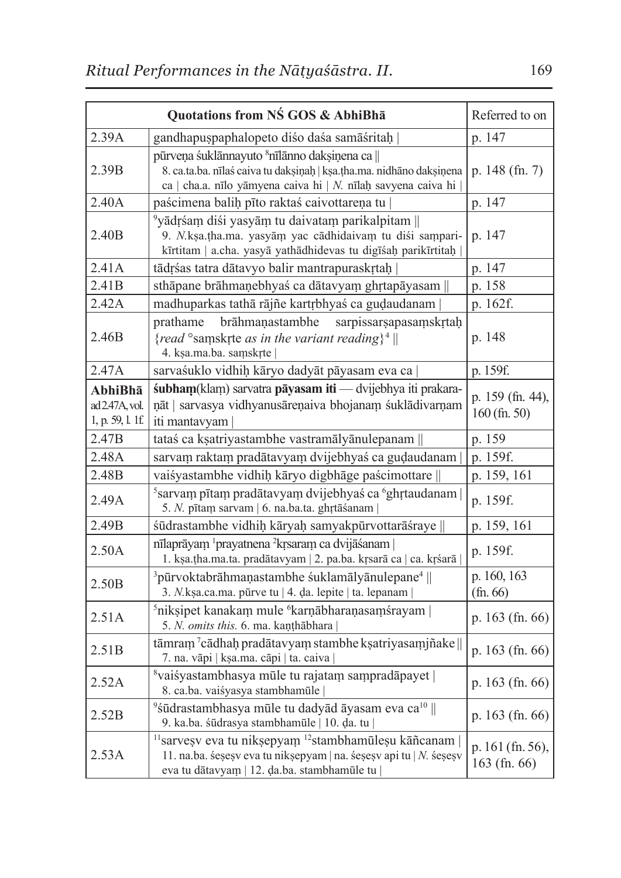| Quotations from NŚ GOS & AbhiBhā | | Referred to on |
|---|---|---|
| 2.39A | gandhapuṣpaphalopeto diśo daśa samāśritaḥ \| | p. 147 |
| 2.39B | pūrveṇa śuklānnayuto [8]nīlānno dakṣiṇena ca \|\|<br>8. ca.ta.ba. nīlaś caiva tu dakṣiṇaḥ \| kṣa.ṭha.ma. nidhāno dakṣiṇena ca \| cha.a. nīlo yāmyena caiva hi \| *N.* nīlaḥ savyena caiva hi \| | p. 148 (fn. 7) |
| 2.40A | paścimena baliḥ pīto raktaś caivottareṇa tu \| | p. 147 |
| 2.40B | [9]yādṛśaṃ diśi yasyāṃ tu daivataṃ parikalpitam \|\|<br>9. *N.*kṣa.ṭha.ma. yasyāṃ yac cādhidaivaṃ tu diśi saṃparikīrtitam \| a.cha. yasyā yathādhidevas tu digīśaḥ parikīrtitaḥ \| | p. 147 |
| 2.41A | tādṛśas tatra dātavyo balir mantrapuraskṛtaḥ \| | p. 147 |
| 2.41B | sthāpane brāhmaṇebhyaś ca dātavyaṃ ghṛtapāyasam \|\| | p. 158 |
| 2.42A | madhuparkas tathā rājñe kartṛbhyaś ca guḍaudanam \| | p. 162f. |
| 2.46B | prathame brāhmaṇastambhe sarpissarṣapasaṃskṛtaḥ {*read* °saṃskṛte *as in the variant reading*}[4] \|\|<br>4. kṣa.ma.ba. saṃskṛte \| | p. 148 |
| 2.47A | sarvaśuklo vidhiḥ kāryo dadyāt pāyasam eva ca \| | p. 159f. |
| **AbhiBhā** ad 2.47A, vol. 1, p. 59, l. 1f. | **śubhaṃ**(klaṃ) sarvatra **pāyasam iti** — dvijebhya iti prakaraṇāt \| sarvasya vidhyanusāreṇaiva bhojanaṃ śuklādivarṇam iti mantavyam \| | p. 159 (fn. 44), 160 (fn. 50) |
| 2.47B | tataś ca kṣatriyastambhe vastramālyānulepanam \|\| | p. 159 |
| 2.48A | sarvaṃ raktaṃ pradātavyaṃ dvijebhyaś ca guḍaudanam \| | p. 159f. |
| 2.48B | vaiśyastambhe vidhiḥ kāryo digbhāge paścimottare \|\| | p. 159, 161 |
| 2.49A | [5]sarvaṃ pītaṃ pradātavyaṃ dvijebhyaś ca [6]ghṛtaudanam \|<br>5. *N.* pītaṃ sarvam \| 6. na.ba.ta. ghṛtāśanam \| | p. 159f. |
| 2.49B | śūdrastambhe vidhiḥ kāryaḥ samyakpūrvottarāśraye \|\| | p. 159, 161 |
| 2.50A | nīlaprāyaṃ [1]prayatnena [2]kṛsaraṃ ca dvijāśanam \|<br>1. kṣa.ṭha.ma.ta. pradātavyam \| 2. pa.ba. kṛsarā ca \| ca. kṛśarā \| | p. 159f. |
| 2.50B | [3]pūrvoktabrāhmaṇastambhe śuklamālyānulepane[4] \|\|<br>3. *N.*kṣa.ca.ma. pūrve tu \| 4. ḍa. lepite \| ta. lepanam \| | p. 160, 163 (fn. 66) |
| 2.51A | [5]nikṣipet kanakaṃ mule [6]karṇābharaṇasaṃśrayam \|<br>5. *N. omits this.* 6. ma. kaṇṭhābhara \| | p. 163 (fn. 66) |
| 2.51B | tāmraṃ [7]cādhaḥ pradātavyaṃ stambhe kṣatriyasaṃjñake \|\|<br>7. na. vāpi \| kṣa.ma. cāpi \| ta. caiva \| | p. 163 (fn. 66) |
| 2.52A | [8]vaiśyastambhasya mūle tu rajataṃ saṃpradāpayet \|<br>8. ca.ba. vaiśyasya stambhamūle \| | p. 163 (fn. 66) |
| 2.52B | [9]śūdrastambhasya mūle tu dadyād āyasam eva ca[10] \|\|<br>9. ka.ba. śūdrasya stambhamūle \| 10. ḍa. tu \| | p. 163 (fn. 66) |
| 2.53A | [11]sarveṣv eva tu nikṣepyaṃ [12]stambhamūleṣu kāñcanam \|<br>11. na.ba. śeṣeṣv eva tu nikṣepyam \| na. śeṣeṣv api tu \| *N.* śeṣeṣv eva tu dātavyaṃ \| 12. ḍa.ba. stambhamūle tu \| | p. 161 (fn. 56), 163 (fn. 66) |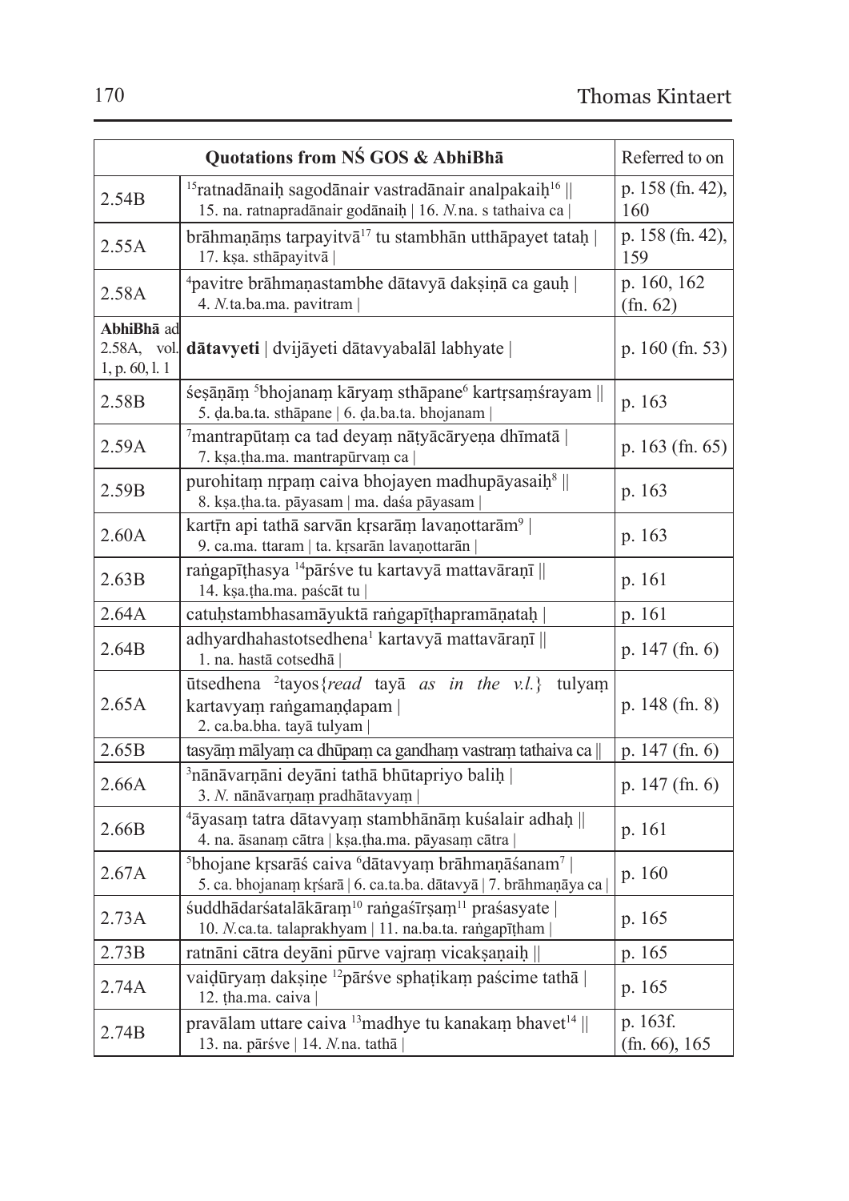| Quotations from NŚ GOS & AbhiBhā | | Referred to on |
|---|---|---|
| 2.54B | [15]ratnadānaiḥ sagodānair vastradānair analpakaiḥ[16] \|\|<br>15. na. ratnapradānair godānaiḥ \| 16. *N.*na. s tathaiva ca \| | p. 158 (fn. 42), 160 |
| 2.55A | brāhmaṇāṃs tarpayitvā[17] tu stambhān utthāpayet tataḥ \|<br>17. kṣa. sthāpayitvā \| | p. 158 (fn. 42), 159 |
| 2.58A | [4]pavitre brāhmaṇastambhe dātavyā dakṣiṇā ca gauḥ \|<br>4. *N.*ta.ba.ma. pavitram \| | p. 160, 162 (fn. 62) |
| **AbhiBhā** ad 2.58A, vol. 1, p. 60, l. 1 | **dātavyeti** \| dvijāyeti dātavyabalāl labhyate \| | p. 160 (fn. 53) |
| 2.58B | śeṣāṇāṃ [5]bhojanaṃ kāryaṃ sthāpane[6] kartṛsaṃśrayam \|\|<br>5. ḍa.ba.ta. sthāpane \| 6. ḍa.ba.ta. bhojanam \| | p. 163 |
| 2.59A | [7]mantrapūtaṃ ca tad deyaṃ nāṭyācāryeṇa dhīmatā \|<br>7. kṣa.ṭha.ma. mantrapūrvaṃ ca \| | p. 163 (fn. 65) |
| 2.59B | purohitaṃ nṛpaṃ caiva bhojayen madhupāyasaiḥ[8] \|\|<br>8. kṣa.ṭha.ta. pāyasam \| ma. daśa pāyasam \| | p. 163 |
| 2.60A | kartṝn api tathā sarvān kṛsarāṃ lavaṇottarām[9] \|<br>9. ca.ma. ttaram \| ta. kṛsarān lavaṇottarān \| | p. 163 |
| 2.63B | raṅgapīṭhasya [14]pārśve tu kartavyā mattavāraṇī \|\|<br>14. kṣa.ṭha.ma. paścāt tu \| | p. 161 |
| 2.64A | catuḥstambhasamāyuktā raṅgapīṭhapramāṇataḥ \| | p. 161 |
| 2.64B | adhyardhahastotsedhena[1] kartavyā mattavāraṇī \|\|<br>1. na. hastā cotsedhā \| | p. 147 (fn. 6) |
| 2.65A | ūtsedhena [2]tayos{*read* tayā *as in the v.l.*} tulyaṃ kartavyaṃ raṅgamaṇḍapam \|<br>2. ca.ba.bha. tayā tulyam \| | p. 148 (fn. 8) |
| 2.65B | tasyāṃ mālyaṃ ca dhūpaṃ ca gandhaṃ vastraṃ tathaiva ca \|\| | p. 147 (fn. 6) |
| 2.66A | [3]nānāvarṇāni deyāni tathā bhūtapriyo baliḥ \|<br>3. *N.* nānāvarṇaṃ pradhātavyaṃ \| | p. 147 (fn. 6) |
| 2.66B | [4]āyasaṃ tatra dātavyaṃ stambhānāṃ kuśalair adhaḥ \|\|<br>4. na. āsanaṃ cātra \| kṣa.ṭha.ma. pāyasaṃ cātra \| | p. 161 |
| 2.67A | [5]bhojane kṛsarāś caiva [6]dātavyaṃ brāhmaṇāśanam[7] \|<br>5. ca. bhojanaṃ kṛśarā \| 6. ca.ta.ba. dātavyā \| 7. brāhmaṇāya ca \| | p. 160 |
| 2.73A | śuddhādarśatalākāraṃ[10] raṅgaśīrṣaṃ[11] praśasyate \|<br>10. *N.*ca.ta. talaprakhyam \| 11. na.ba.ta. raṅgapīṭham \| | p. 165 |
| 2.73B | ratnāni cātra deyāni pūrve vajraṃ vicakṣaṇaiḥ \|\| | p. 165 |
| 2.74A | vaiḍūryaṃ dakṣiṇe [12]pārśve sphaṭikaṃ paścime tathā \|<br>12. ṭha.ma. caiva \| | p. 165 |
| 2.74B | pravālam uttare caiva [13]madhye tu kanakaṃ bhavet[14] \|\|<br>13. na. pārśve \| 14. *N.*na. tathā \| | p. 163f. (fn. 66), 165 |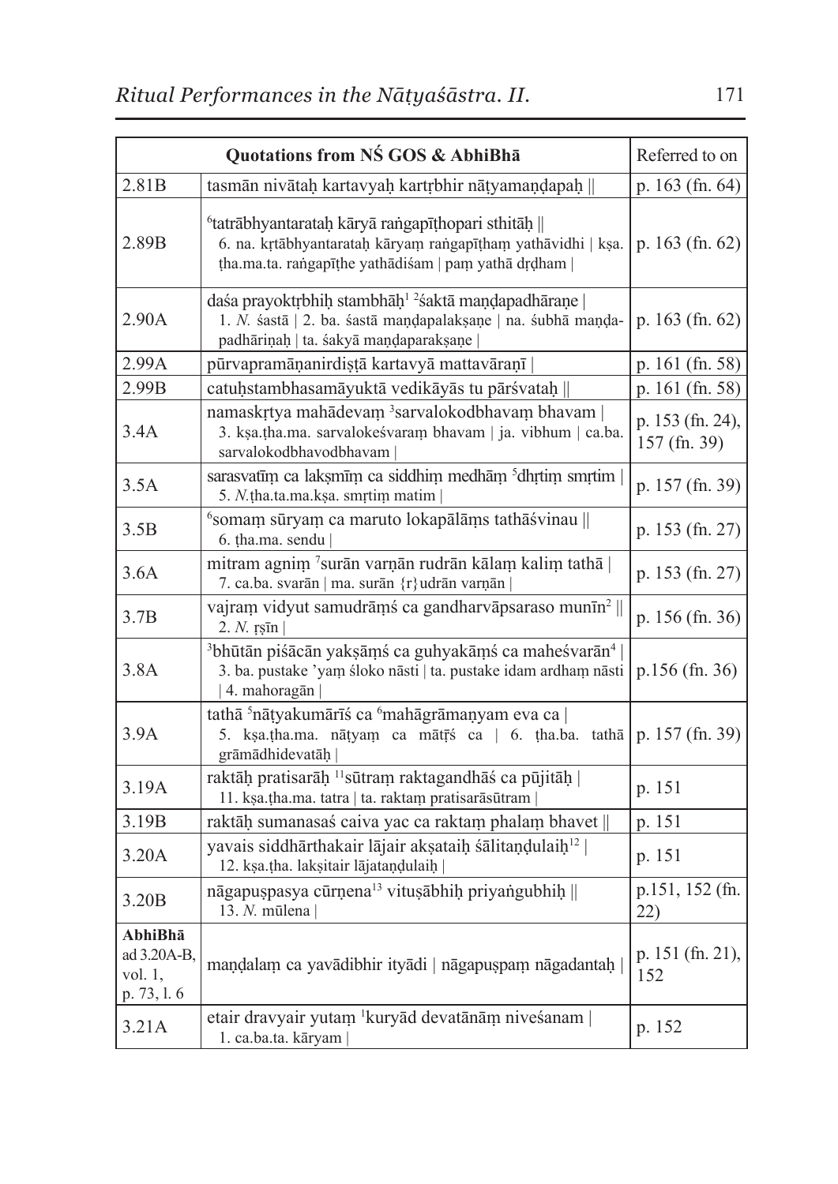| Quotations from NŚ GOS & AbhiBhā | | Referred to on |
|---|---|---|
| 2.81B | tasmān nivātaḥ kartavyaḥ kartṛbhir nāṭyamaṇḍapaḥ ‖ | p. 163 (fn. 64) |
| 2.89B | [6]tatrābhyantarataḥ kāryā raṅgapīṭhopari sthitāḥ ‖<br>6. na. kṛtābhyantarataḥ kāryaṃ raṅgapīṭhaṃ yathāvidhi \| kṣa. ṭha.ma.ta. raṅgapīṭhe yathādiśam \| paṃ yathā dṛḍham \| | p. 163 (fn. 62) |
| 2.90A | daśa prayoktṛbhiḥ stambhāḥ[1] [2]śaktā maṇḍapadhāraṇe \|<br>1. *N.* śastā \| 2. ba. śastā maṇḍapalakṣaṇe \| na. śubhā maṇḍapadhāriṇaḥ \| ta. śakyā maṇḍaparakṣaṇe \| | p. 163 (fn. 62) |
| 2.99A | pūrvapramāṇanirdiṣṭā kartavyā mattavāraṇī \| | p. 161 (fn. 58) |
| 2.99B | catuḥstambhasamāyuktā vedikāyās tu pārśvataḥ ‖ | p. 161 (fn. 58) |
| 3.4A | namaskṛtya mahādevaṃ [3]sarvalokodbhavaṃ bhavam \|<br>3. kṣa.ṭha.ma. sarvalokeśvaraṃ bhavam \| ja. vibhum \| ca.ba. sarvalokodbhavodbhavam \| | p. 153 (fn. 24), 157 (fn. 39) |
| 3.5A | sarasvatīṃ ca lakṣmīṃ ca siddhiṃ medhāṃ [5]dhṛtiṃ smṛtim \|<br>5. *N.*ṭha.ta.ma.kṣa. smṛtiṃ matim \| | p. 157 (fn. 39) |
| 3.5B | [6]somaṃ sūryaṃ ca maruto lokapālāṃs tathāśvinau ‖<br>6. ṭha.ma. sendu \| | p. 153 (fn. 27) |
| 3.6A | mitram agniṃ [7]surān varṇān rudrān kālaṃ kaliṃ tathā \|<br>7. ca.ba. svarān \| ma. surān {r}udrān varṇān \| | p. 153 (fn. 27) |
| 3.7B | vajraṃ vidyut samudrāṃś ca gandharvāpsaraso munīn[2] ‖<br>2. *N.* ṛṣīn \| | p. 156 (fn. 36) |
| 3.8A | [3]bhūtān piśācān yakṣāṃś ca guhyakāṃś ca maheśvarān[4] \|<br>3. ba. pustake 'yaṃ śloko nāsti \| ta. pustake idam ardhaṃ nāsti \| 4. mahoragān \| | p.156 (fn. 36) |
| 3.9A | tathā [5]nāṭyakumārīś ca [6]mahāgrāmaṇyam eva ca \|<br>5. kṣa.ṭha.ma. nāṭyaṃ ca mātṝś ca \| 6. ṭha.ba. tathā grāmādhidevatāḥ \| | p. 157 (fn. 39) |
| 3.19A | raktāḥ pratisarāḥ [11]sūtraṃ raktagandhāś ca pūjitāḥ \|<br>11. kṣa.ṭha.ma. tatra \| ta. raktaṃ pratisarāsūtram \| | p. 151 |
| 3.19B | raktāḥ sumanasaś caiva yac ca raktaṃ phalaṃ bhavet ‖ | p. 151 |
| 3.20A | yavais siddhārthakair lājair akṣataiḥ śālitaṇḍulaiḥ[12] \|<br>12. kṣa.ṭha. lakṣitair lājataṇḍulaiḥ \| | p. 151 |
| 3.20B | nāgapuṣpasya cūrṇena[13] vituṣābhiḥ priyaṅgubhiḥ ‖<br>13. *N.* mūlena \| | p.151, 152 (fn. 22) |
| **AbhiBhā** ad 3.20A-B, vol. 1, p. 73, l. 6 | maṇḍalaṃ ca yavādibhir ityādi \| nāgapuṣpaṃ nāgadantaḥ \| | p. 151 (fn. 21), 152 |
| 3.21A | etair dravyair yutaṃ [1]kuryād devatānāṃ niveśanam \|<br>1. ca.ba.ta. kāryam \| | p. 152 |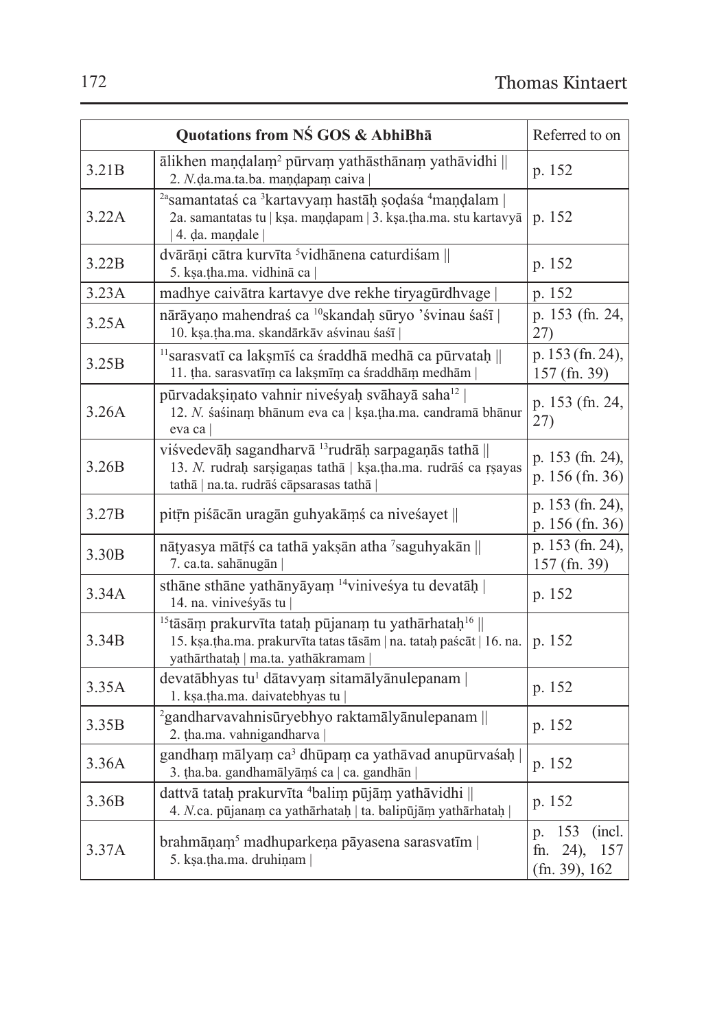| Quotations from NŚ GOS & AbhiBhā | | Referred to on |
|---|---|---|
| 3.21B | ālikhen maṇḍalaṃ[2] pūrvaṃ yathāsthānaṃ yathāvidhi \|\| <br> 2. *N*.ḍa.ma.ta.ba. maṇḍapaṃ caiva \| | p. 152 |
| 3.22A | [2a]samantataś ca [3]kartavyaṃ hastāḥ ṣoḍaśa [4]maṇḍalam \| <br> 2a. samantatas tu \| kṣa. maṇḍapam \| 3. kṣa.ṭha.ma. stu kartavyā \| 4. ḍa. maṇḍale \| | p. 152 |
| 3.22B | dvārāṇi cātra kurvīta [5]vidhānena caturdiśam \|\| <br> 5. kṣa.ṭha.ma. vidhinā ca \| | p. 152 |
| 3.23A | madhye caivātra kartavye dve rekhe tiryagūrdhvage \| | p. 152 |
| 3.25A | nārāyaṇo mahendraś ca [10]skandaḥ sūryo 'śvinau śaśī \| <br> 10. kṣa.ṭha.ma. skandārkāv aśvinau śaśī \| | p. 153 (fn. 24, 27) |
| 3.25B | [11]sarasvatī ca lakṣmīś ca śraddhā medhā ca pūrvataḥ \|\| <br> 11. ṭha. sarasvatīṃ ca lakṣmīṃ ca śraddhāṃ medhām \| | p. 153 (fn. 24), 157 (fn. 39) |
| 3.26A | pūrvadakṣiṇato vahnir niveśyaḥ svāhayā saha[12] \| <br> 12. *N.* śaśinaṃ bhānum eva ca \| kṣa.ṭha.ma. candramā bhānur eva ca \| | p. 153 (fn. 24, 27) |
| 3.26B | viśvedevāḥ sagandharvā [13]rudrāḥ sarpagaṇās tathā \|\| <br> 13. *N.* rudraḥ sarṣigaṇas tathā \| kṣa.ṭha.ma. rudrāś ca ṛṣayas tathā \| na.ta. rudrāś cāpsarasas tathā \| | p. 153 (fn. 24), p. 156 (fn. 36) |
| 3.27B | pitṝn piśācān uragān guhyakāṃś ca niveśayet \|\| | p. 153 (fn. 24), p. 156 (fn. 36) |
| 3.30B | nāṭyasya mātṝś ca tathā yakṣān atha [7]saguhyakān \|\| <br> 7. ca.ta. sahānugān \| | p. 153 (fn. 24), 157 (fn. 39) |
| 3.34A | sthāne sthāne yathānyāyaṃ [14]viniveśya tu devatāḥ \| <br> 14. na. viniveśyās tu \| | p. 152 |
| 3.34B | [15]tāsāṃ prakurvīta tataḥ pūjanaṃ tu yathārhataḥ[16] \|\| <br> 15. kṣa.ṭha.ma. prakurvīta tatas tāsām \| na. tataḥ paścāt \| 16. na. yathārthataḥ \| ma.ta. yathākramam \| | p. 152 |
| 3.35A | devatābhyas tu[1] dātavyaṃ sitamālyānulepanam \| <br> 1. kṣa.ṭha.ma. daivatebhyas tu \| | p. 152 |
| 3.35B | [2]gandharvavahnisūryebhyo raktamālyānulepanam \|\| <br> 2. ṭha.ma. vahnigandharva \| | p. 152 |
| 3.36A | gandhaṃ mālyaṃ ca[3] dhūpaṃ ca yathāvad anupūrvaśaḥ \| <br> 3. ṭha.ba. gandhamālyāṃś ca \| ca. gandhān \| | p. 152 |
| 3.36B | dattvā tataḥ prakurvīta [4]baliṃ pūjāṃ yathāvidhi \|\| <br> 4. *N*.ca. pūjanaṃ ca yathārhataḥ \| ta. balipūjāṃ yathārhataḥ \| | p. 152 |
| 3.37A | brahmāṇaṃ[5] madhuparkeṇa pāyasena sarasvatīm \| <br> 5. kṣa.ṭha.ma. druhiṇam \| | p. 153 (incl. fn. 24), 157 (fn. 39), 162 |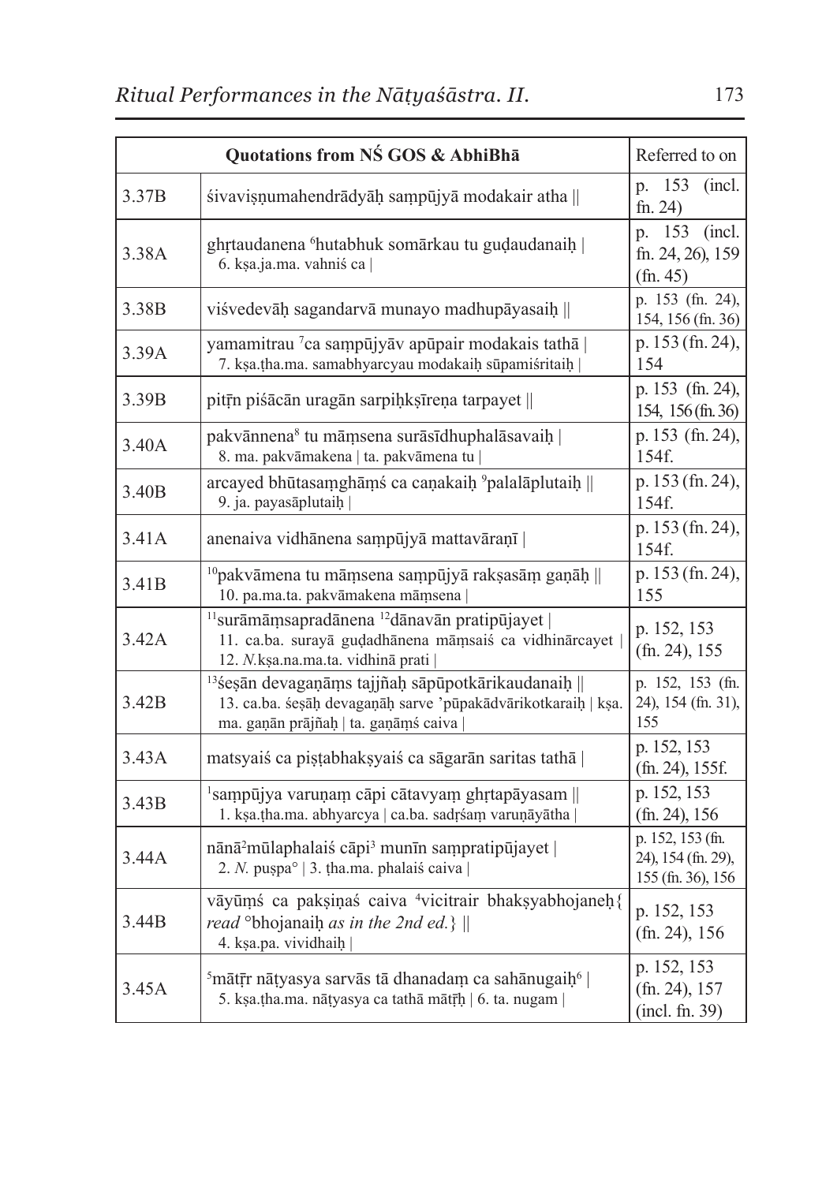| Quotations from NŚ GOS & AbhiBhā | | Referred to on |
|---|---|---|
| 3.37B | śivaviṣṇumahendrādyāḥ saṃpūjyā modakair atha ‖ | p. 153 (incl. fn. 24) |
| 3.38A | ghṛtaudanena [6]hutabhuk somārkau tu guḍaudanaiḥ ∣ 6. kṣa.ja.ma. vahniś ca ∣ | p. 153 (incl. fn. 24, 26), 159 (fn. 45) |
| 3.38B | viśvedevāḥ sagandarvā munayo madhupāyasaiḥ ‖ | p. 153 (fn. 24), 154, 156 (fn. 36) |
| 3.39A | yamamitrau [7]ca saṃpūjyāv apūpair modakais tathā ∣ 7. kṣa.ṭha.ma. samabhyarcyau modakaiḥ sūpamiśritaiḥ ∣ | p. 153 (fn. 24), 154 |
| 3.39B | pitṝn piśācān uragān sarpiḥkṣīreṇa tarpayet ‖ | p. 153 (fn. 24), 154, 156 (fn. 36) |
| 3.40A | pakvānnena[8] tu māṃsena surāsīdhuphalāsavaiḥ ∣ 8. ma. pakvāmakena ∣ ta. pakvāmena tu ∣ | p. 153 (fn. 24), 154f. |
| 3.40B | arcayed bhūtasaṃghāṃś ca caṇakaiḥ [9]palalāplutaiḥ ‖ 9. ja. payasāplutaiḥ ∣ | p. 153 (fn. 24), 154f. |
| 3.41A | anenaiva vidhānena saṃpūjyā mattavāraṇī ∣ | p. 153 (fn. 24), 154f. |
| 3.41B | [10]pakvāmena tu māṃsena saṃpūjyā rakṣasāṃ gaṇāḥ ‖ 10. pa.ma.ta. pakvāmakena māṃsena ∣ | p. 153 (fn. 24), 155 |
| 3.42A | [11]surāmāṃsapradānena [12]dānavān pratipūjayet ∣ 11. ca.ba. surayā guḍadhānena māṃsaiś ca vidhinārcayet ∣ 12. *N.*kṣa.na.ma.ta. vidhinā prati ∣ | p. 152, 153 (fn. 24), 155 |
| 3.42B | [13]śeṣān devagaṇāṃs tajjñaḥ sāpūpotkārikaudanaiḥ ‖ 13. ca.ba. śeṣāḥ devagaṇāḥ sarve 'pūpakādvārikotkaraiḥ ∣ kṣa. ma. gaṇān prājñaḥ ∣ ta. gaṇāṃś caiva ∣ | p. 152, 153 (fn. 24), 154 (fn. 31), 155 |
| 3.43A | matsyaiś ca piṣṭabhakṣyaiś ca sāgarān saritas tathā ∣ | p. 152, 153 (fn. 24), 155f. |
| 3.43B | [1]saṃpūjya varuṇaṃ cāpi cātavyaṃ ghṛtapāyasam ‖ 1. kṣa.ṭha.ma. abhyarcya ∣ ca.ba. sadṛśaṃ varuṇāyātha ∣ | p. 152, 153 (fn. 24), 156 |
| 3.44A | nānā[2]mūlaphalaiś cāpi[3] munīn saṃpratipūjayet ∣ 2. *N.* puṣpa° ∣ 3. ṭha.ma. phalaiś caiva ∣ | p. 152, 153 (fn. 24), 154 (fn. 29), 155 (fn. 36), 156 |
| 3.44B | vāyūṃś ca pakṣiṇaś caiva [4]vicitrair bhakṣyabhojaneḥ{ *read* °bhojanaiḥ *as in the 2nd ed.*} ‖ 4. kṣa.pa. vividhaiḥ ∣ | p. 152, 153 (fn. 24), 156 |
| 3.45A | [5]mātṝr nāṭyasya sarvās tā dhanadaṃ ca sahānugaiḥ[6] ∣ 5. kṣa.ṭha.ma. nāṭyasya ca tathā mātṝḥ ∣ 6. ta. nugam ∣ | p. 152, 153 (fn. 24), 157 (incl. fn. 39) |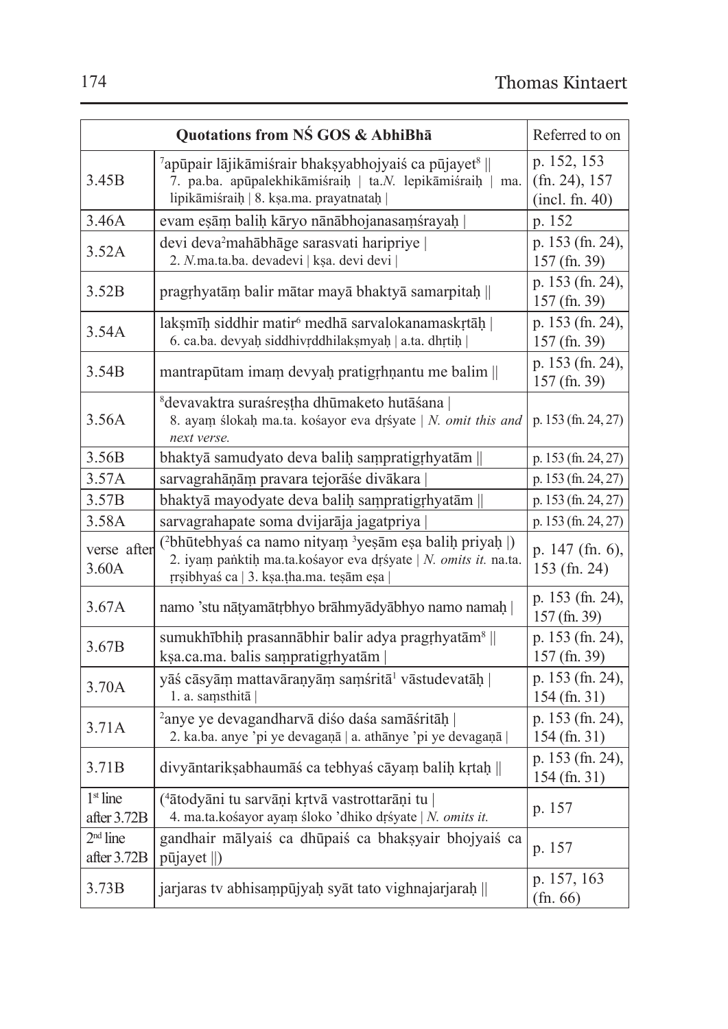| Quotations from NŚ GOS & AbhiBhā | | Referred to on |
|---|---|---|
| 3.45B | [7]apūpair lājikāmiśrair bhakṣyabhojyaiś ca pūjayet[8] \|\| 7. pa.ba. apūpalekhikāmiśraiḥ \| ta.*N.* lepikāmiśraiḥ \| ma. lipikāmiśraiḥ \| 8. kṣa.ma. prayatnataḥ \| | p. 152, 153 (fn. 24), 157 (incl. fn. 40) |
| 3.46A | evam eṣāṃ baliḥ kāryo nānābhojanasaṃśrayaḥ \| | p. 152 |
| 3.52A | devi deva[2]mahābhāge sarasvati haripriye \| 2. *N.*ma.ta.ba. devadevi \| kṣa. devi devi \| | p. 153 (fn. 24), 157 (fn. 39) |
| 3.52B | pragṛhyatāṃ balir mātar mayā bhaktyā samarpitaḥ \|\| | p. 153 (fn. 24), 157 (fn. 39) |
| 3.54A | lakṣmīḥ siddhir matir[6] medhā sarvalokanamaskṛtāḥ \| 6. ca.ba. devyaḥ siddhivṛddhilakṣmyaḥ \| a.ta. dhṛtiḥ \| | p. 153 (fn. 24), 157 (fn. 39) |
| 3.54B | mantrapūtam imaṃ devyaḥ pratigṛhṇantu me balim \|\| | p. 153 (fn. 24), 157 (fn. 39) |
| 3.56A | [8]devavaktra suraśreṣṭha dhūmaketo hutāśana \| 8. ayaṃ ślokaḥ ma.ta. kośayor eva dṛśyate \| *N. omit this and next verse.* | p. 153 (fn. 24, 27) |
| 3.56B | bhaktyā samudyato deva baliḥ saṃpratigṛhyatām \|\| | p. 153 (fn. 24, 27) |
| 3.57A | sarvagrahāṇāṃ pravara tejorāśe divākara \| | p. 153 (fn. 24, 27) |
| 3.57B | bhaktyā mayodyate deva baliḥ saṃpratigṛhyatām \|\| | p. 153 (fn. 24, 27) |
| 3.58A | sarvagrahapate soma dvijarāja jagatpriya \| | p. 153 (fn. 24, 27) |
| verse after 3.60A | ([2]bhūtebhyaś ca namo nityaṃ [3]yeṣām eṣa baliḥ priyaḥ \|) 2. iyaṃ paṅktiḥ ma.ta.kośayor eva dṛśyate \| *N. omits it.* na.ta. ṛṣibhyaś ca \| 3. kṣa.ṭha.ma. teṣām eṣa \| | p. 147 (fn. 6), 153 (fn. 24) |
| 3.67A | namo 'stu nāṭyamātṛbhyo brāhmyādyābhyo namo namaḥ \| | p. 153 (fn. 24), 157 (fn. 39) |
| 3.67B | sumukhībhiḥ prasannābhir balir adya pragṛhyatām[8] \|\| kṣa.ca.ma. balis saṃpratigṛhyatām \| | p. 153 (fn. 24), 157 (fn. 39) |
| 3.70A | yāś cāsyāṃ mattavāraṇyāṃ saṃśritā[1] vāstudevatāḥ \| 1. a. saṃsthitā \| | p. 153 (fn. 24), 154 (fn. 31) |
| 3.71A | [2]anye ye devagandharvā diśo daśa samāśritāḥ \| 2. ka.ba. anye 'pi ye devagaṇā \| a. athānye 'pi ye devagaṇā \| | p. 153 (fn. 24), 154 (fn. 31) |
| 3.71B | divyāntarikṣabhaumāś ca tebhyaś cāyaṃ baliḥ kṛtaḥ \|\| | p. 153 (fn. 24), 154 (fn. 31) |
| 1st line after 3.72B | ([4]ātodyāni tu sarvāṇi kṛtvā vastrottarāṇi tu \| 4. ma.ta.kośayor ayaṃ śloko 'dhiko dṛśyate \| *N. omits it.* | p. 157 |
| 2nd line after 3.72B | gandhair mālyaiś ca dhūpaiś ca bhakṣyair bhojyaiś ca pūjayet \|\|) | p. 157 |
| 3.73B | jarjaras tv abhisaṃpūjyaḥ syāt tato vighnajarjaraḥ \|\| | p. 157, 163 (fn. 66) |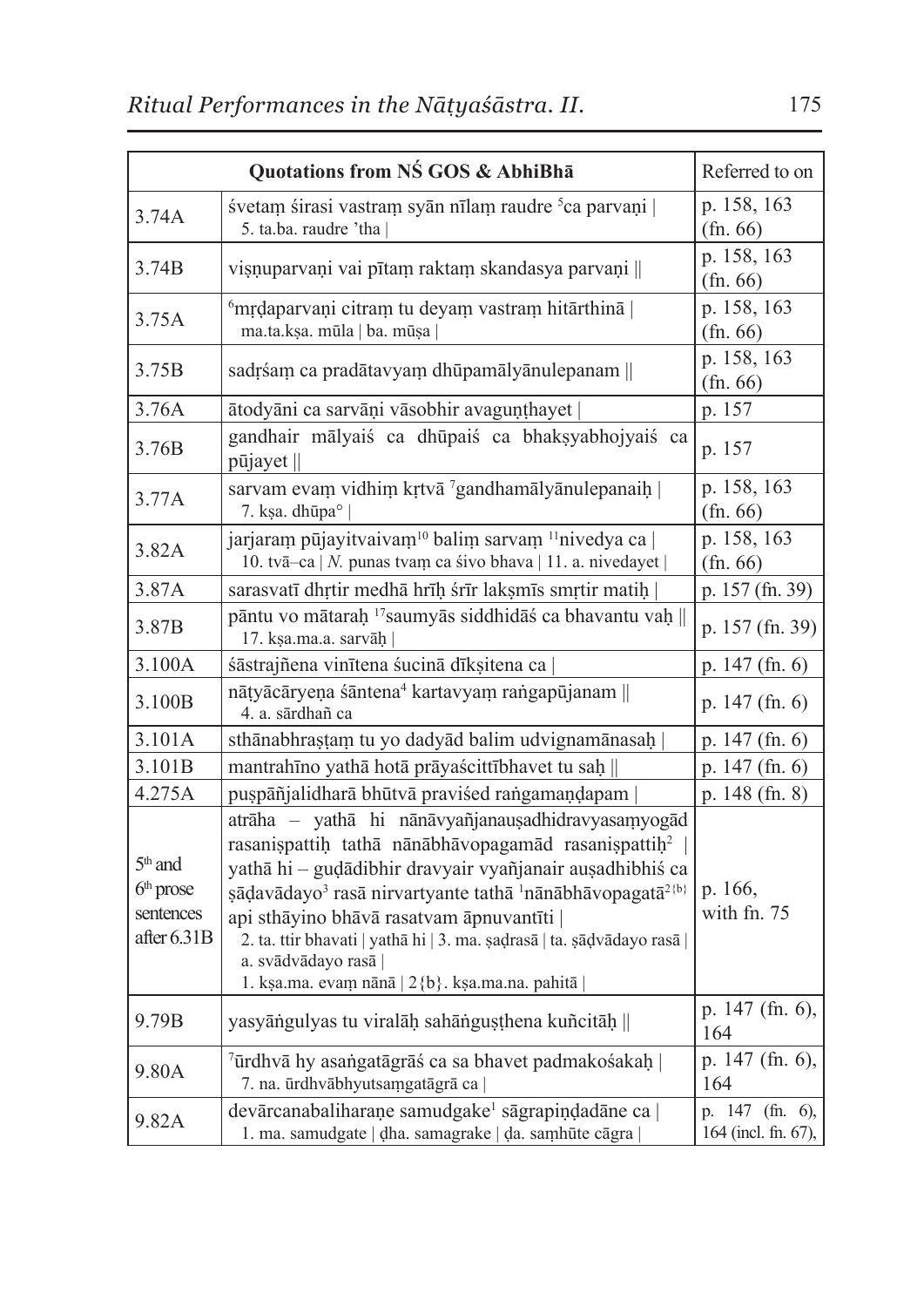| Quotations from NŚ GOS & AbhiBhā | | Referred to on |
|---|---|---|
| 3.74A | śvetaṃ śirasi vastraṃ syān nīlaṃ raudre [5]ca parvaṇi \| <br> 5. ta.ba. raudre 'tha \| | p. 158, 163 (fn. 66) |
| 3.74B | viṣṇuparvaṇi vai pītaṃ raktaṃ skandasya parvaṇi \|\| | p. 158, 163 (fn. 66) |
| 3.75A | [6]mṛḍaparvaṇi citraṃ tu deyaṃ vastraṃ hitārthinā \| <br> ma.ta.kṣa. mūla \| ba. mūṣa \| | p. 158, 163 (fn. 66) |
| 3.75B | sadṛśaṃ ca pradātavyaṃ dhūpamālyānulepanam \|\| | p. 158, 163 (fn. 66) |
| 3.76A | ātodyāni ca sarvāṇi vāsobhir avaguṇṭhayet \| | p. 157 |
| 3.76B | gandhair mālyaiś ca dhūpaiś ca bhakṣyabhojyaiś ca pūjayet \|\| | p. 157 |
| 3.77A | sarvam evaṃ vidhiṃ kṛtvā [7]gandhamālyānulepanaiḥ \| <br> 7. kṣa. dhūpa° \| | p. 158, 163 (fn. 66) |
| 3.82A | jarjaraṃ pūjayitvaivaṃ[10] baliṃ sarvaṃ [11]nivedya ca \| <br> 10. tvā–ca \| *N.* punas tvaṃ ca śivo bhava \| 11. a. nivedayet \| | p. 158, 163 (fn. 66) |
| 3.87A | sarasvatī dhṛtir medhā hrīḥ śrīr lakṣmīs smṛtir matiḥ \| | p. 157 (fn. 39) |
| 3.87B | pāntu vo mātaraḥ [17]saumyās siddhidāś ca bhavantu vaḥ \|\| <br> 17. kṣa.ma.a. sarvāḥ \| | p. 157 (fn. 39) |
| 3.100A | śāstrajñena vinītena śucinā dīkṣitena ca \| | p. 147 (fn. 6) |
| 3.100B | nāṭyācāryeṇa śāntena[4] kartavyaṃ raṅgapūjanam \|\| <br> 4. a. sārdhañ ca | p. 147 (fn. 6) |
| 3.101A | sthānabhraṣṭaṃ tu yo dadyād balim udvignamānasaḥ \| | p. 147 (fn. 6) |
| 3.101B | mantrahīno yathā hotā prāyaścittībhavet tu saḥ \|\| | p. 147 (fn. 6) |
| 4.275A | puṣpāñjalidharā bhūtvā praviśed raṅgamaṇḍapam \| | p. 148 (fn. 8) |
| 5th and 6th prose sentences after 6.31B | atrāha – yathā hi nānāvyañjanauṣadhidravyasaṃyogād rasaniṣpattiḥ tathā nānābhāvopagamād rasaniṣpattiḥ[2] \| yathā hi – guḍādibhir dravyair vyañjanair auṣadhibhiś ca ṣāḍavādayo[3] rasā nirvartyante tathā [1]nānābhāvopagatā[2{b}] api sthāyino bhāvā rasatvam āpnuvantīti \| <br> 2. ta. ttir bhavati \| yathā hi \| 3. ma. ṣaḍrasā \| ta. ṣāḍvādayo rasā \| a. svādvādayo rasā \| <br> 1. kṣa.ma. evaṃ nānā \| 2{b}. kṣa.ma.na. pahitā \| | p. 166, with fn. 75 |
| 9.79B | yasyāṅgulyas tu viralāḥ sahāṅguṣṭhena kuñcitāḥ \|\| | p. 147 (fn. 6), 164 |
| 9.80A | [7]ūrdhvā hy asaṅgatāgrāś ca sa bhavet padmakośakaḥ \| <br> 7. na. ūrdhvābhyutsaṃgatāgrā ca \| | p. 147 (fn. 6), 164 |
| 9.82A | devārcanabaliharaṇe samudgake[1] sāgrapiṇḍadāne ca \| <br> 1. ma. samudgate \| ḍha. samagrake \| ḍa. saṃhūte cāgra \| | p. 147 (fn. 6), 164 (incl. fn. 67), |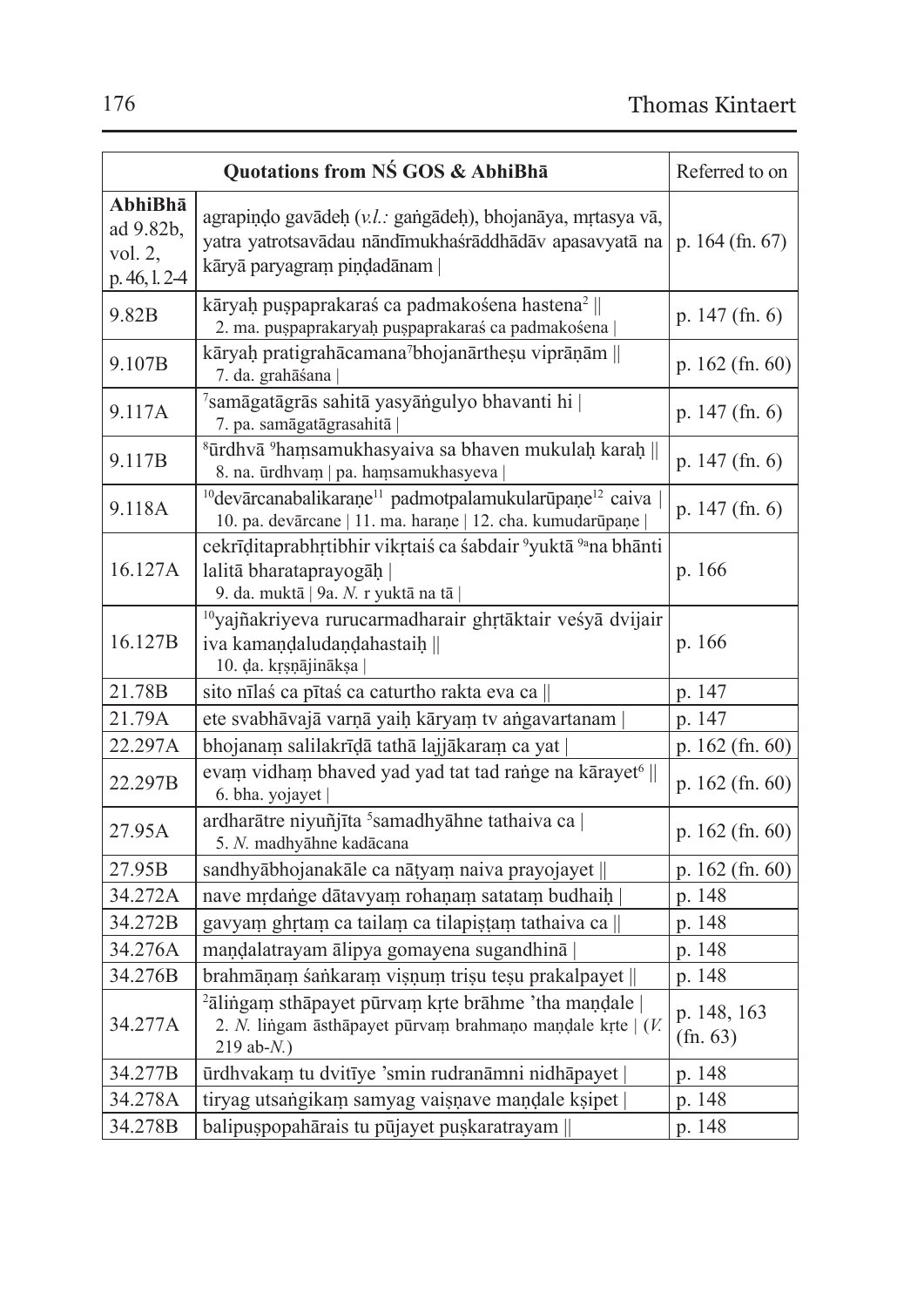| Quotations from NŚ GOS & AbhiBhā | | Referred to on |
|---|---|---|
| **AbhiBhā** ad 9.82b, vol. 2, p. 46, l. 2-4 | agrapiṇḍo gavādeḥ (*v.l.:* gaṅgādeḥ), bhojanāya, mṛtasya vā, yatra yatrotsavādau nāndīmukhaśrāddhādāv apasavyatā na kāryā paryagraṃ piṇḍadānam \| | p. 164 (fn. 67) |
| 9.82B | kāryaḥ puṣpaprakaraś ca padmakośena hastena[2] \|\|<br>2. ma. puṣpaprakaryaḥ puṣpaprakaraś ca padmakośena \| | p. 147 (fn. 6) |
| 9.107B | kāryaḥ pratigrahācamana[7]bhojanārtheṣu viprāṇām \|\|<br>7. da. grahāśana \| | p. 162 (fn. 60) |
| 9.117A | [7]samāgatāgrās sahitā yasyāṅgulyo bhavanti hi \|<br>7. pa. samāgatāgrasahitā \| | p. 147 (fn. 6) |
| 9.117B | [8]ūrdhvā [9]haṃsamukhasyaiva sa bhaven mukulaḥ karaḥ \|\|<br>8. na. ūrdhvaṃ \| pa. haṃsamukhasyeva \| | p. 147 (fn. 6) |
| 9.118A | [10]devārcanabalikaraṇe[11] padmotpalamukularūpaṇe[12] caiva \|<br>10. pa. devārcane \| 11. ma. haraṇe \| 12. cha. kumudarūpaṇe \| | p. 147 (fn. 6) |
| 16.127A | cekrīḍitaprabhṛtibhir vikṛtaiś ca śabdair [9]yuktā [9a]na bhānti lalitā bharataprayogāḥ \|<br>9. da. muktā \| 9a. *N.* r yuktā na tā \| | p. 166 |
| 16.127B | [10]yajñakriyeva rurucarmadharair ghṛtāktair veśyā dvijair iva kamaṇḍaludaṇḍahastaiḥ \|\|<br>10. ḍa. kṛṣṇājinākṣa \| | p. 166 |
| 21.78B | sito nīlaś ca pītaś ca caturtho rakta eva ca \|\| | p. 147 |
| 21.79A | ete svabhāvajā varṇā yaiḥ kāryaṃ tv aṅgavartanam \| | p. 147 |
| 22.297A | bhojanaṃ salilakrīḍā tathā lajjākaraṃ ca yat \| | p. 162 (fn. 60) |
| 22.297B | evaṃ vidhaṃ bhaved yad yad tat tad raṅge na kārayet[6] \|\|<br>6. bha. yojayet \| | p. 162 (fn. 60) |
| 27.95A | ardharātre niyuñjīta [5]samadhyāhne tathaiva ca \|<br>5. *N.* madhyāhne kadācana | p. 162 (fn. 60) |
| 27.95B | sandhyābhojanakāle ca nāṭyaṃ naiva prayojayet \|\| | p. 162 (fn. 60) |
| 34.272A | nave mṛdaṅge dātavyaṃ rohaṇaṃ satataṃ budhaiḥ \| | p. 148 |
| 34.272B | gavyaṃ ghṛtaṃ ca tailaṃ ca tilapiṣṭaṃ tathaiva ca \|\| | p. 148 |
| 34.276A | maṇḍalatrayam ālipya gomayena sugandhinā \| | p. 148 |
| 34.276B | brahmāṇaṃ śaṅkaraṃ viṣṇuṃ triṣu teṣu prakalpayet \|\| | p. 148 |
| 34.277A | [2]āliṅgaṃ sthāpayet pūrvaṃ kṛte brāhme 'tha maṇḍale \|<br>2. *N.* liṅgam āsthāpayet pūrvaṃ brahmaṇo maṇḍale kṛte \| (*V.* 219 ab-*N.*) | p. 148, 163 (fn. 63) |
| 34.277B | ūrdhvakaṃ tu dvitīye 'smin rudranāmni nidhāpayet \| | p. 148 |
| 34.278A | tiryag utsaṅgikaṃ samyag vaiṣṇave maṇḍale kṣipet \| | p. 148 |
| 34.278B | balipuṣpopahārais tu pūjayet puṣkaratrayam \|\| | p. 148 |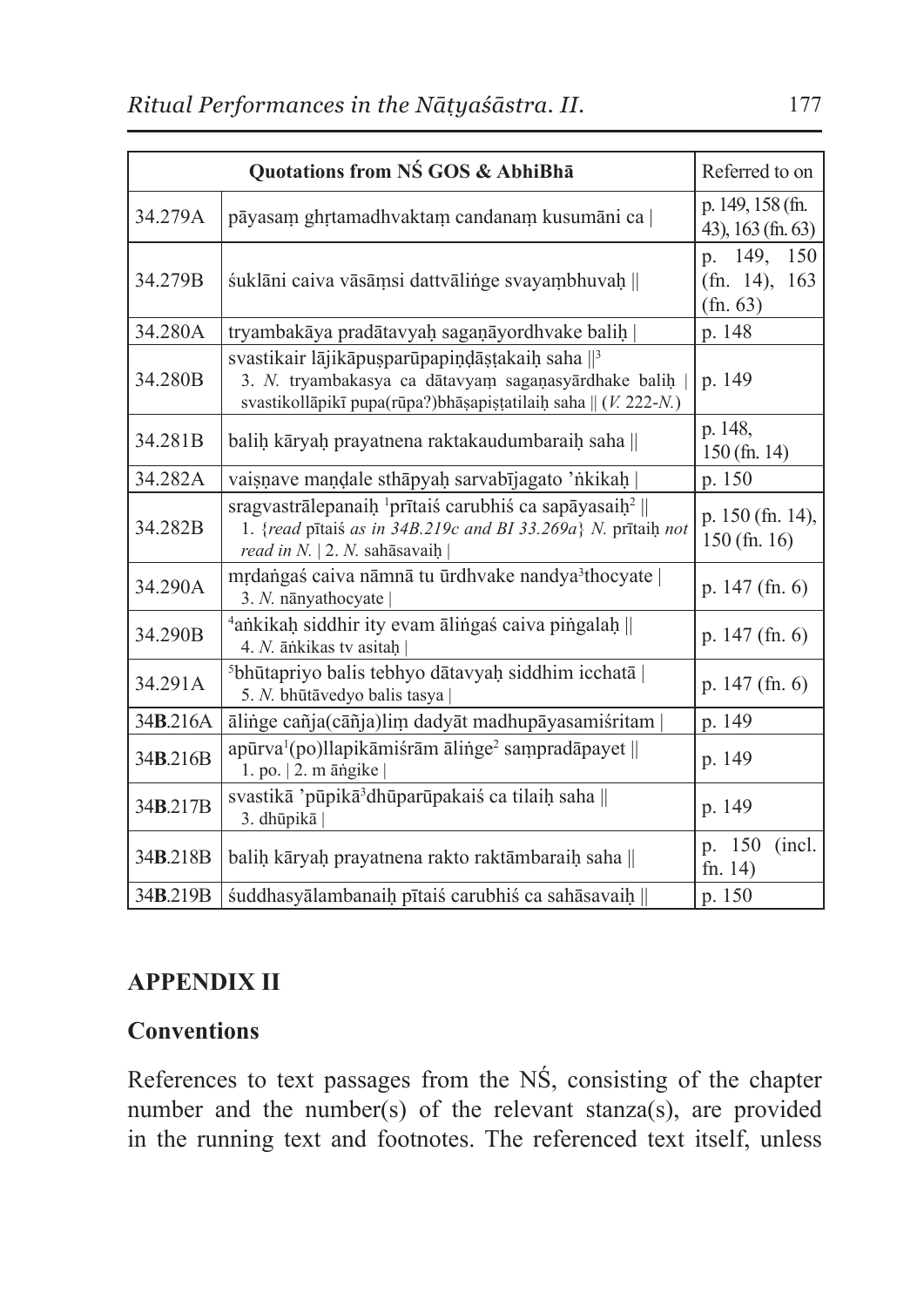| Quotations from NŚ GOS & AbhiBhā | | Referred to on |
|---|---|---|
| 34.279A | pāyasaṃ ghṛtamadhvaktaṃ candanaṃ kusumāni ca \| | p. 149, 158 (fn. 43), 163 (fn. 63) |
| 34.279B | śuklāni caiva vāsāṃsi dattvāliṅge svayaṃbhuvaḥ \|\| | p. 149, 150 (fn. 14), 163 (fn. 63) |
| 34.280A | tryambakāya pradātavyaḥ sagaṇāyordhvake baliḥ \| | p. 148 |
| 34.280B | svastikair lājikāpuṣparūpapiṇḍāṣṭakaiḥ saha \|\|[3] 3. *N.* tryambakasya ca dātavyaṃ sagaṇasyārdhake baliḥ \| svastikollāpikī pupa(rūpa?)bhāṣapiṣṭatilaiḥ saha \|\| (*V.* 222-*N.*) | p. 149 |
| 34.281B | baliḥ kāryaḥ prayatnena raktakaudumbaraiḥ saha \|\| | p. 148, 150 (fn. 14) |
| 34.282A | vaiṣṇave maṇḍale sthāpyaḥ sarvabījagato 'ṅkikaḥ \| | p. 150 |
| 34.282B | sragvastrālepanaiḥ [1]prītaiś carubhiś ca sapāyasaiḥ[2] \|\| 1. {*read* pītaiś *as in 34B.219c and BI 33.269a*} *N.* prītaiḥ *not read in N.* \| 2. *N.* sahāsavaiḥ \| | p. 150 (fn. 14), 150 (fn. 16) |
| 34.290A | mṛdaṅgaś caiva nāmnā tu ūrdhvake nandya[3]thocyate \| 3. *N.* nānyathocyate \| | p. 147 (fn. 6) |
| 34.290B | [4]aṅkikaḥ siddhir ity evam āliṅgaś caiva piṅgalaḥ \|\| 4. *N.* āṅkikas tv asitaḥ \| | p. 147 (fn. 6) |
| 34.291A | [5]bhūtapriyo balis tebhyo dātavyaḥ siddhim icchatā \| 5. *N.* bhūtāvedyo balis tasya \| | p. 147 (fn. 6) |
| 34**B**.216A | āliṅge cañja(cāñja)liṃ dadyāt madhupāyasamiśritam \| | p. 149 |
| 34**B**.216B | apūrva[1](po)llapikāmiśrām āliṅge[2] saṃpradāpayet \|\| 1. po. \| 2. m āṅgike \| | p. 149 |
| 34**B**.217B | svastikā 'pūpikā[3]dhūparūpakaiś ca tilaiḥ saha \|\| 3. dhūpikā \| | p. 149 |
| 34**B**.218B | baliḥ kāryaḥ prayatnena rakto raktāmbaraiḥ saha \|\| | p. 150 (incl. fn. 14) |
| 34**B**.219B | śuddhasyālambanaiḥ pītaiś carubhiś ca sahāsavaiḥ \|\| | p. 150 |

## APPENDIX II

### Conventions

References to text passages from the NŚ, consisting of the chapter number and the number(s) of the relevant stanza(s), are provided in the running text and footnotes. The referenced text itself, unless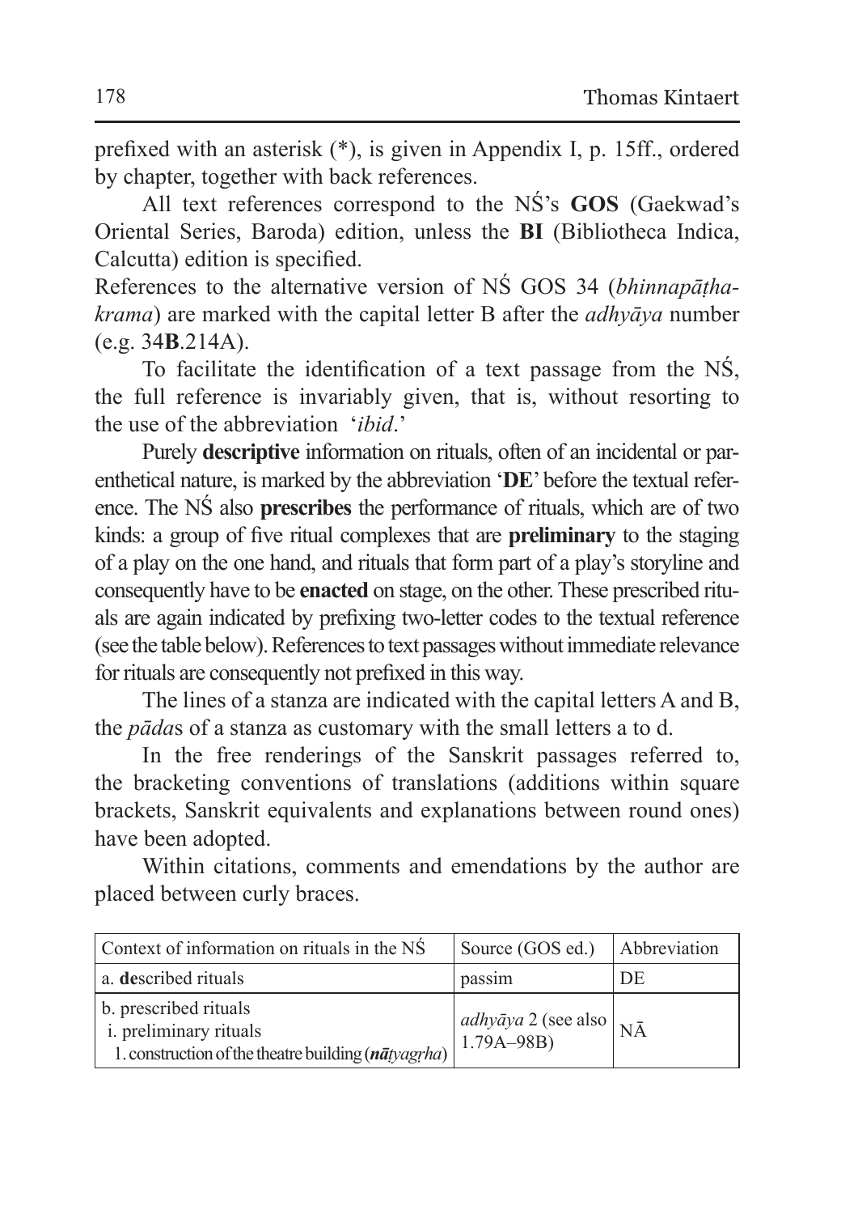prefixed with an asterisk (*), is given in Appendix I, p. 15ff., ordered by chapter, together with back references.

All text references correspond to the NŚ's **GOS** (Gaekwad's Oriental Series, Baroda) edition, unless the **BI** (Bibliotheca Indica, Calcutta) edition is specified.

References to the alternative version of NŚ GOS 34 (*bhinnapāṭhakrama*) are marked with the capital letter B after the *adhyāya* number (e.g. 34**B**.214A).

To facilitate the identification of a text passage from the NŚ, the full reference is invariably given, that is, without resorting to the use of the abbreviation '*ibid*.'

Purely **descriptive** information on rituals, often of an incidental or parenthetical nature, is marked by the abbreviation '**DE**' before the textual reference. The NŚ also **prescribes** the performance of rituals, which are of two kinds: a group of five ritual complexes that are **preliminary** to the staging of a play on the one hand, and rituals that form part of a play's storyline and consequently have to be **enacted** on stage, on the other. These prescribed rituals are again indicated by prefixing two-letter codes to the textual reference (see the table below). References to text passages without immediate relevance for rituals are consequently not prefixed in this way.

The lines of a stanza are indicated with the capital letters A and B, the *pāda*s of a stanza as customary with the small letters a to d.

In the free renderings of the Sanskrit passages referred to, the bracketing conventions of translations (additions within square brackets, Sanskrit equivalents and explanations between round ones) have been adopted.

Within citations, comments and emendations by the author are placed between curly braces.

| Context of information on rituals in the NŚ | Source (GOS ed.) | Abbreviation |
|---|---|---|
| a. **de**scribed rituals | passim | DE |
| b. prescribed rituals<br>i. preliminary rituals<br>1. construction of the theatre building (***nā****ṭyagṛha*) | *adhyāya* 2 (see also 1.79A–98B) | NĀ |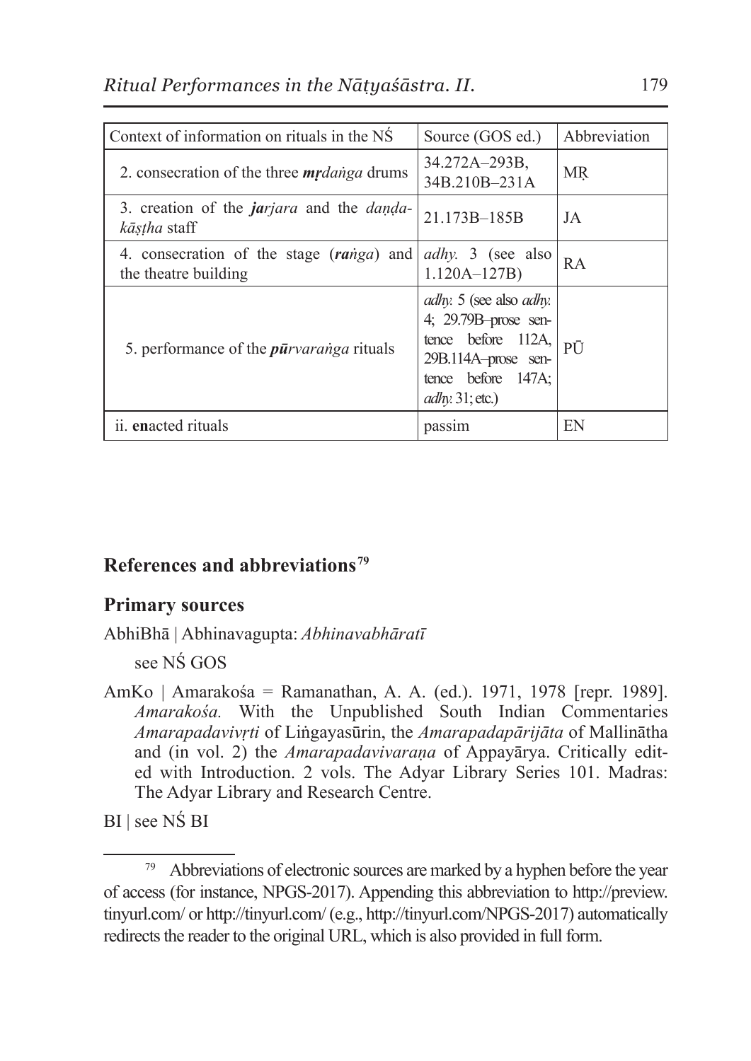| Context of information on rituals in the NŚ | Source (GOS ed.) | Abbreviation |
|---|---|---|
| 2. consecration of the three ***mṛ**daṅga* drums | 34.272A–293B, 34B.210B–231A | MṚ |
| 3. creation of the ***ja**rjara* and the *daṇḍa-kāṣṭha* staff | 21.173B–185B | JA |
| 4. consecration of the stage (***ra**ṅga*) and the theatre building | *adhy.* 3 (see also 1.120A–127B) | RA |
| 5. performance of the ***pū**rvaraṅga* rituals | *adhy.* 5 (see also *adhy.* 4; 29.79B–prose sentence before 112A, 29B.114A–prose sentence before 147A; *adhy.* 31; etc.) | PŪ |
| ii. **en**acted rituals | passim | EN |

## References and abbreviations[79]

### Primary sources

AbhiBhā | Abhinavagupta: *Abhinavabhāratī*

see NŚ GOS

AmKo | Amarakośa = Ramanathan, A. A. (ed.). 1971, 1978 [repr. 1989]. *Amarakośa.* With the Unpublished South Indian Commentaries *Amarapadavivṛti* of Liṅgayasūrin, the *Amarapadapārijāta* of Mallinātha and (in vol. 2) the *Amarapadavivaraṇa* of Appayārya. Critically edited with Introduction. 2 vols. The Adyar Library Series 101. Madras: The Adyar Library and Research Centre.

BI | see NŚ BI

[79] Abbreviations of electronic sources are marked by a hyphen before the year of access (for instance, NPGS-2017). Appending this abbreviation to http://preview.tinyurl.com/ or http://tinyurl.com/ (e.g., http://tinyurl.com/NPGS-2017) automatically redirects the reader to the original URL, which is also provided in full form.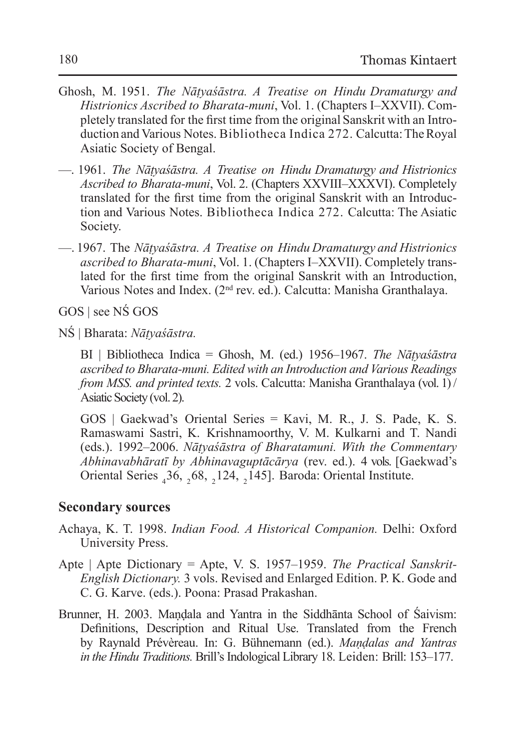Ghosh, M. 1951. *The Nāṭyaśāstra. A Treatise on Hindu Dramaturgy and Histrionics Ascribed to Bharata-muni*, Vol. 1. (Chapters I–XXVII). Completely translated for the first time from the original Sanskrit with an Introduction and Various Notes. Bibliotheca Indica 272. Calcutta: The Royal Asiatic Society of Bengal.

—. 1961. *The Nāṭyaśāstra. A Treatise on Hindu Dramaturgy and Histrionics Ascribed to Bharata-muni*, Vol. 2. (Chapters XXVIII–XXXVI). Completely translated for the first time from the original Sanskrit with an Introduction and Various Notes. Bibliotheca Indica 272. Calcutta: The Asiatic Society.

—. 1967. The *Nāṭyaśāstra. A Treatise on Hindu Dramaturgy and Histrionics ascribed to Bharata-muni*, Vol. 1. (Chapters I–XXVII). Completely translated for the first time from the original Sanskrit with an Introduction, Various Notes and Index. (2nd rev. ed.). Calcutta: Manisha Granthalaya.

GOS | see NŚ GOS

NŚ | Bharata: *Nāṭyaśāstra.*

BI | Bibliotheca Indica = Ghosh, M. (ed.) 1956–1967. *The Nāṭyaśāstra ascribed to Bharata-muni. Edited with an Introduction and Various Readings from MSS. and printed texts.* 2 vols. Calcutta: Manisha Granthalaya (vol. 1) / Asiatic Society (vol. 2).

GOS | Gaekwad's Oriental Series = Kavi, M. R., J. S. Pade, K. S. Ramaswami Sastri, K. Krishnamoorthy, V. M. Kulkarni and T. Nandi (eds.). 1992–2006. *Nāṭyaśāstra of Bharatamuni. With the Commentary Abhinavabhāratī by Abhinavaguptācārya* (rev. ed.). 4 vols. [Gaekwad's Oriental Series $_{4}$36, $_{2}$68, $_{2}$124, $_{2}$145]. Baroda: Oriental Institute.

## Secondary sources

Achaya, K. T. 1998. *Indian Food. A Historical Companion.* Delhi: Oxford University Press.

Apte | Apte Dictionary = Apte, V. S. 1957–1959. *The Practical Sanskrit-English Dictionary.* 3 vols. Revised and Enlarged Edition. P. K. Gode and C. G. Karve. (eds.). Poona: Prasad Prakashan.

Brunner, H. 2003. Maṇḍala and Yantra in the Siddhānta School of Śaivism: Definitions, Description and Ritual Use. Translated from the French by Raynald Prévèreau. In: G. Bühnemann (ed.). *Maṇḍalas and Yantras in the Hindu Traditions.* Brill's Indological Library 18. Leiden: Brill: 153–177.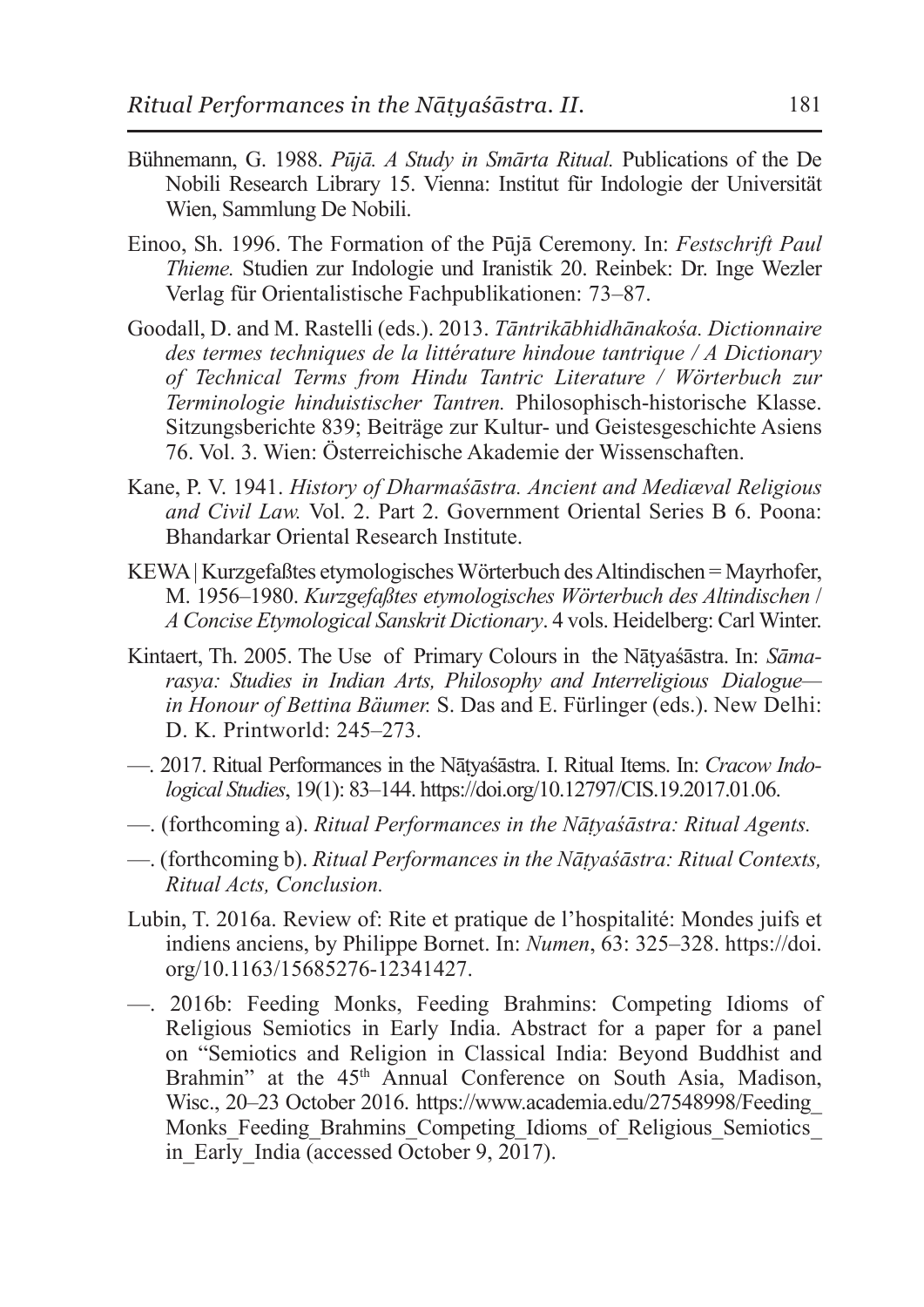Bühnemann, G. 1988. *Pūjā. A Study in Smārta Ritual.* Publications of the De Nobili Research Library 15. Vienna: Institut für Indologie der Universität Wien, Sammlung De Nobili.

Einoo, Sh. 1996. The Formation of the Pūjā Ceremony. In: *Festschrift Paul Thieme.* Studien zur Indologie und Iranistik 20. Reinbek: Dr. Inge Wezler Verlag für Orientalistische Fachpublikationen: 73–87.

Goodall, D. and M. Rastelli (eds.). 2013. *Tāntrikābhidhānakośa. Dictionnaire des termes techniques de la littérature hindoue tantrique / A Dictionary of Technical Terms from Hindu Tantric Literature / Wörterbuch zur Terminologie hinduistischer Tantren.* Philosophisch-historische Klasse. Sitzungsberichte 839; Beiträge zur Kultur- und Geistesgeschichte Asiens 76. Vol. 3. Wien: Österreichische Akademie der Wissenschaften.

Kane, P. V. 1941. *History of Dharmaśāstra. Ancient and Mediæval Religious and Civil Law.* Vol. 2. Part 2. Government Oriental Series B 6. Poona: Bhandarkar Oriental Research Institute.

KEWA | Kurzgefaßtes etymologisches Wörterbuch des Altindischen = Mayrhofer, M. 1956–1980. *Kurzgefaßtes etymologisches Wörterbuch des Altindischen / A Concise Etymological Sanskrit Dictionary*. 4 vols. Heidelberg: Carl Winter.

Kintaert, Th. 2005. The Use of Primary Colours in the Nāṭyaśāstra. In: *Sāmarasya: Studies in Indian Arts, Philosophy and Interreligious Dialogue—in Honour of Bettina Bäumer.* S. Das and E. Fürlinger (eds.). New Delhi: D. K. Printworld: 245–273.

—. 2017. Ritual Performances in the Nāṭyaśāstra. I. Ritual Items. In: *Cracow Indological Studies*, 19(1): 83–144. https://doi.org/10.12797/CIS.19.2017.01.06.

—. (forthcoming a). *Ritual Performances in the Nāṭyaśāstra: Ritual Agents.*

—. (forthcoming b). *Ritual Performances in the Nāṭyaśāstra: Ritual Contexts, Ritual Acts, Conclusion.*

Lubin, T. 2016a. Review of: Rite et pratique de l'hospitalité: Mondes juifs et indiens anciens, by Philippe Bornet. In: *Numen*, 63: 325–328. https://doi.org/10.1163/15685276-12341427.

—. 2016b: Feeding Monks, Feeding Brahmins: Competing Idioms of Religious Semiotics in Early India. Abstract for a paper for a panel on "Semiotics and Religion in Classical India: Beyond Buddhist and Brahmin" at the 45th Annual Conference on South Asia, Madison, Wisc., 20–23 October 2016. https://www.academia.edu/27548998/Feeding_Monks_Feeding_Brahmins_Competing_Idioms_of_Religious_Semiotics_in_Early_India (accessed October 9, 2017).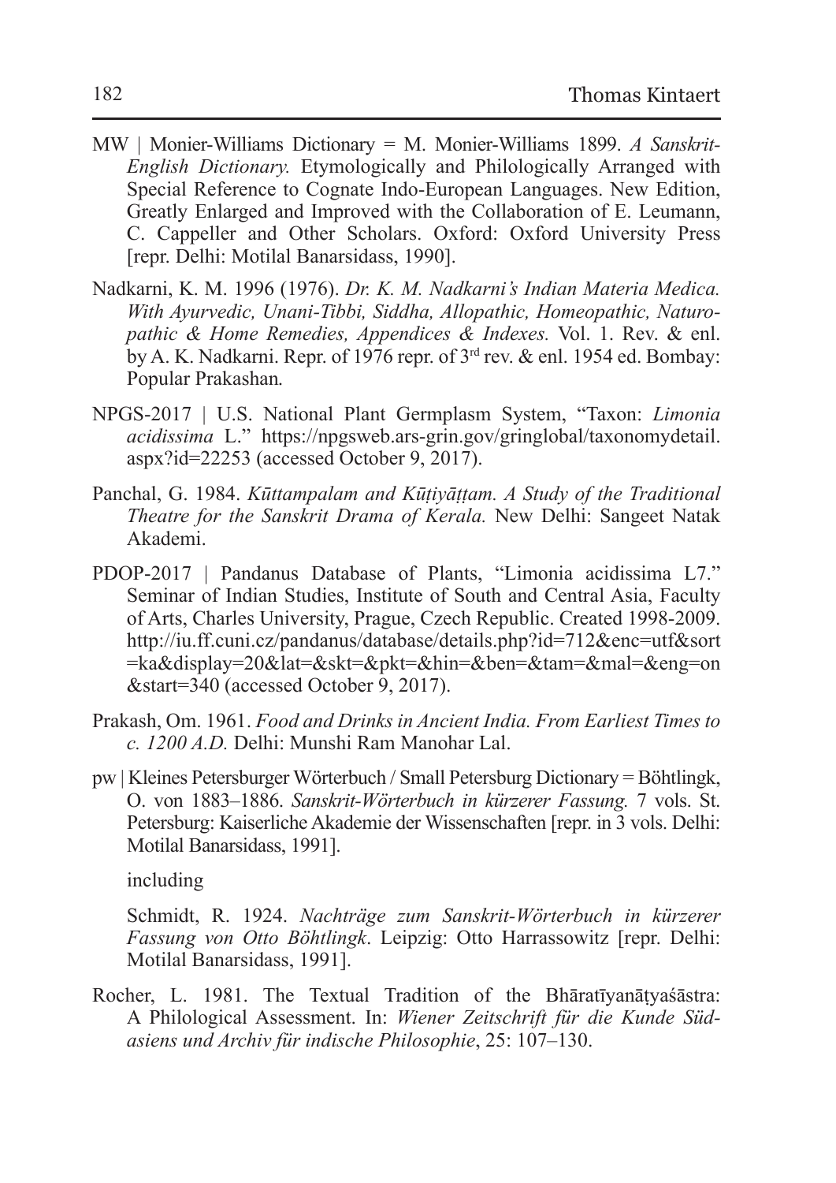MW | Monier-Williams Dictionary = M. Monier-Williams 1899. *A Sanskrit-English Dictionary.* Etymologically and Philologically Arranged with Special Reference to Cognate Indo-European Languages. New Edition, Greatly Enlarged and Improved with the Collaboration of E. Leumann, C. Cappeller and Other Scholars. Oxford: Oxford University Press [repr. Delhi: Motilal Banarsidass, 1990].

Nadkarni, K. M. 1996 (1976). *Dr. K. M. Nadkarni's Indian Materia Medica. With Ayurvedic, Unani-Tibbi, Siddha, Allopathic, Homeopathic, Naturopathic & Home Remedies, Appendices & Indexes.* Vol. 1. Rev. & enl. by A. K. Nadkarni. Repr. of 1976 repr. of 3rd rev. & enl. 1954 ed. Bombay: Popular Prakashan.

NPGS-2017 | U.S. National Plant Germplasm System, "Taxon: *Limonia acidissima* L." https://npgsweb.ars-grin.gov/gringlobal/taxonomydetail.aspx?id=22253 (accessed October 9, 2017).

Panchal, G. 1984. *Kūttampalam and Kūṭiyāṭṭam. A Study of the Traditional Theatre for the Sanskrit Drama of Kerala.* New Delhi: Sangeet Natak Akademi.

PDOP-2017 | Pandanus Database of Plants, "Limonia acidissima L7." Seminar of Indian Studies, Institute of South and Central Asia, Faculty of Arts, Charles University, Prague, Czech Republic. Created 1998-2009. http://iu.ff.cuni.cz/pandanus/database/details.php?id=712&enc=utf&sort=ka&display=20&lat=&skt=&pkt=&hin=&ben=&tam=&mal=&eng=on&start=340 (accessed October 9, 2017).

Prakash, Om. 1961. *Food and Drinks in Ancient India. From Earliest Times to c. 1200 A.D.* Delhi: Munshi Ram Manohar Lal.

pw | Kleines Petersburger Wörterbuch / Small Petersburg Dictionary = Böhtlingk, O. von 1883–1886. *Sanskrit-Wörterbuch in kürzerer Fassung.* 7 vols. St. Petersburg: Kaiserliche Akademie der Wissenschaften [repr. in 3 vols. Delhi: Motilal Banarsidass, 1991].

including

Schmidt, R. 1924. *Nachträge zum Sanskrit-Wörterbuch in kürzerer Fassung von Otto Böhtlingk*. Leipzig: Otto Harrassowitz [repr. Delhi: Motilal Banarsidass, 1991].

Rocher, L. 1981. The Textual Tradition of the Bhāratīyanāṭyaśāstra: A Philological Assessment. In: *Wiener Zeitschrift für die Kunde Südasiens und Archiv für indische Philosophie*, 25: 107–130.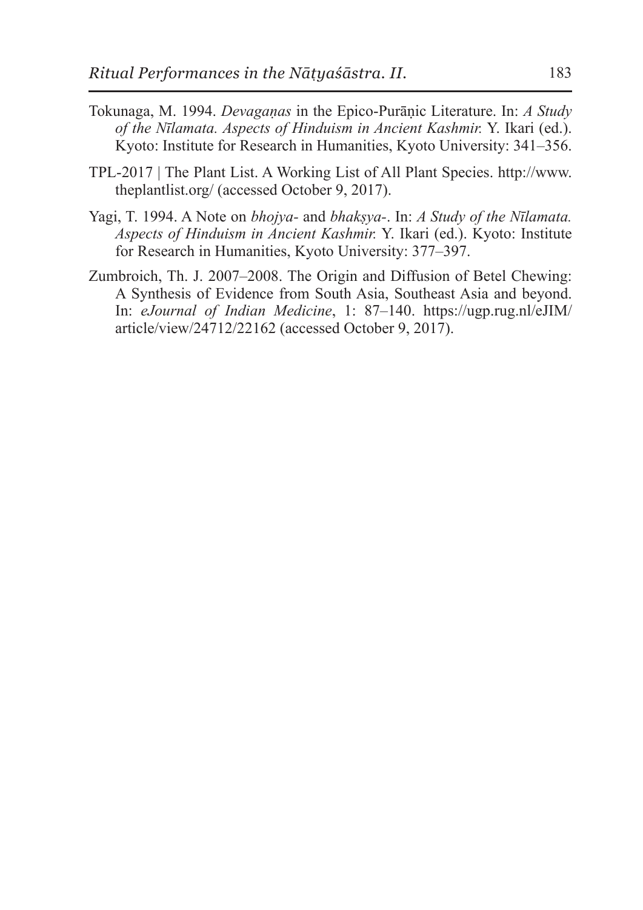Tokunaga, M. 1994. *Devagaṇas* in the Epico-Purāṇic Literature. In: *A Study of the Nīlamata. Aspects of Hinduism in Ancient Kashmir.* Y. Ikari (ed.). Kyoto: Institute for Research in Humanities, Kyoto University: 341–356.

TPL-2017 | The Plant List. A Working List of All Plant Species. http://www.theplantlist.org/ (accessed October 9, 2017).

Yagi, T. 1994. A Note on *bhojya-* and *bhakṣya-*. In: *A Study of the Nīlamata. Aspects of Hinduism in Ancient Kashmir.* Y. Ikari (ed.). Kyoto: Institute for Research in Humanities, Kyoto University: 377–397.

Zumbroich, Th. J. 2007–2008. The Origin and Diffusion of Betel Chewing: A Synthesis of Evidence from South Asia, Southeast Asia and beyond. In: *eJournal of Indian Medicine*, 1: 87–140. https://ugp.rug.nl/eJIM/article/view/24712/22162 (accessed October 9, 2017).